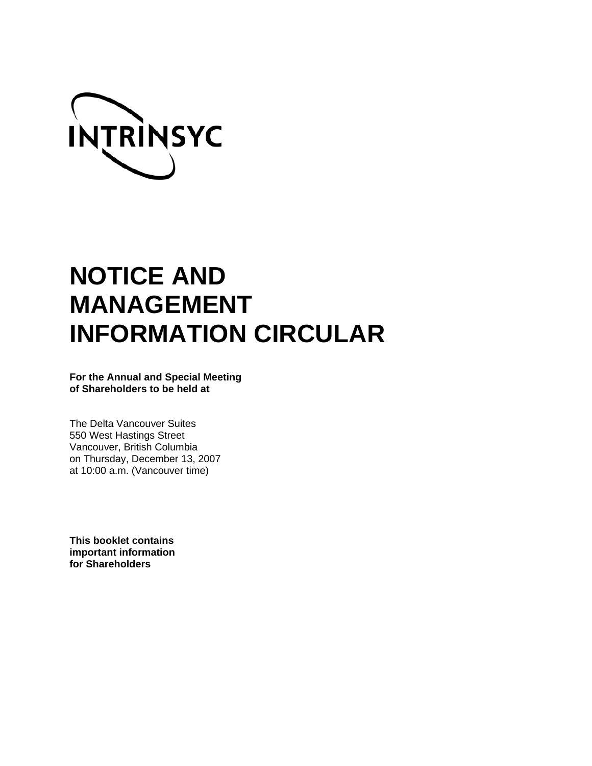INTRINSYC

# NOTICE AND MANAGEMENT INFORMATION CIRCULAR

**For the Annual and Special Meeting of Shareholders to be held at**

The Delta Vancouver Suites
550 West Hastings Street
Vancouver, British Columbia
on Thursday, December 13, 2007
at 10:00 a.m. (Vancouver time)

**This booklet contains important information for Shareholders**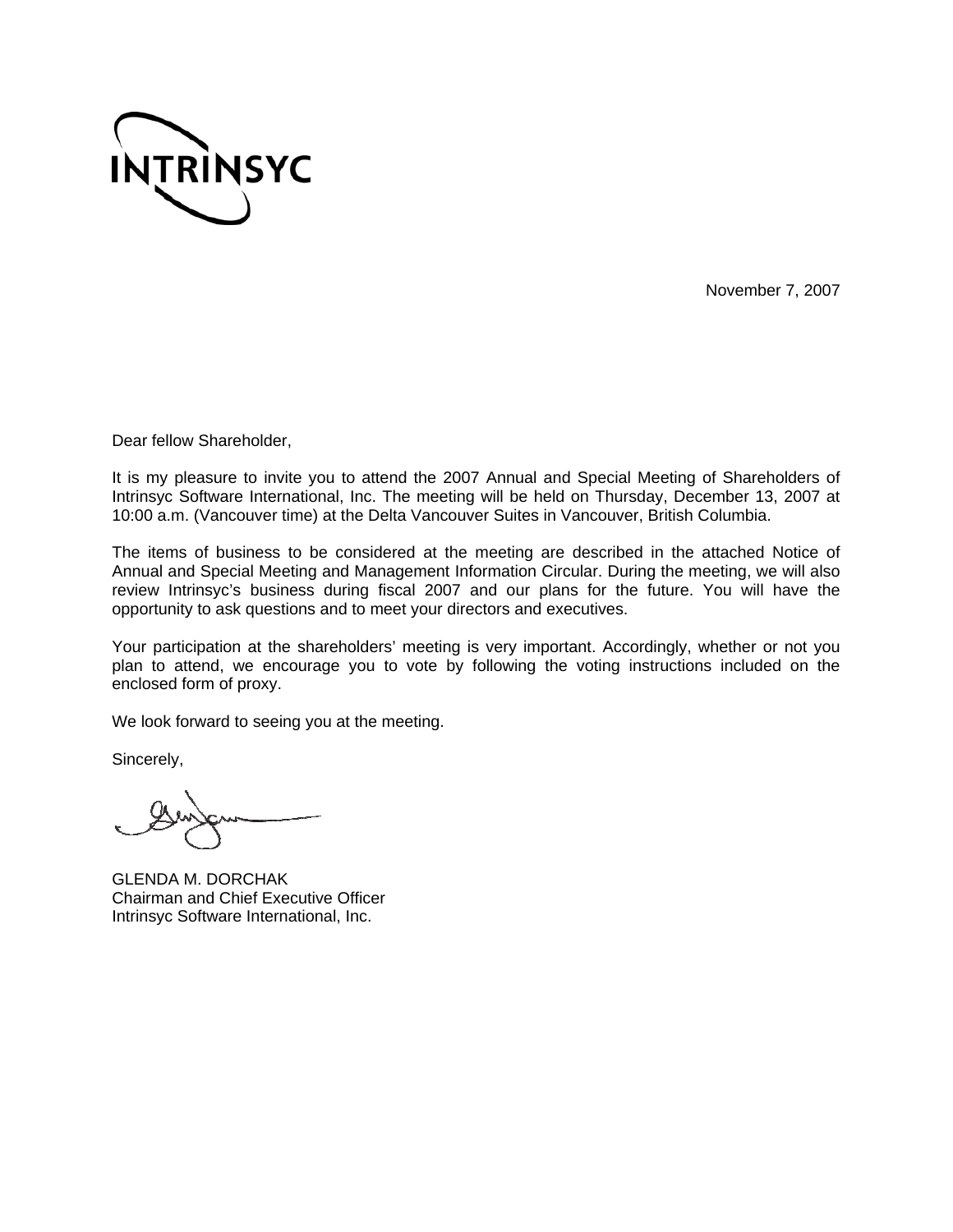INTRINSYC

November 7, 2007

Dear fellow Shareholder,

It is my pleasure to invite you to attend the 2007 Annual and Special Meeting of Shareholders of Intrinsyc Software International, Inc. The meeting will be held on Thursday, December 13, 2007 at 10:00 a.m. (Vancouver time) at the Delta Vancouver Suites in Vancouver, British Columbia.

The items of business to be considered at the meeting are described in the attached Notice of Annual and Special Meeting and Management Information Circular. During the meeting, we will also review Intrinsyc's business during fiscal 2007 and our plans for the future. You will have the opportunity to ask questions and to meet your directors and executives.

Your participation at the shareholders' meeting is very important. Accordingly, whether or not you plan to attend, we encourage you to vote by following the voting instructions included on the enclosed form of proxy.

We look forward to seeing you at the meeting.

Sincerely,

GLENDA M. DORCHAK
Chairman and Chief Executive Officer
Intrinsyc Software International, Inc.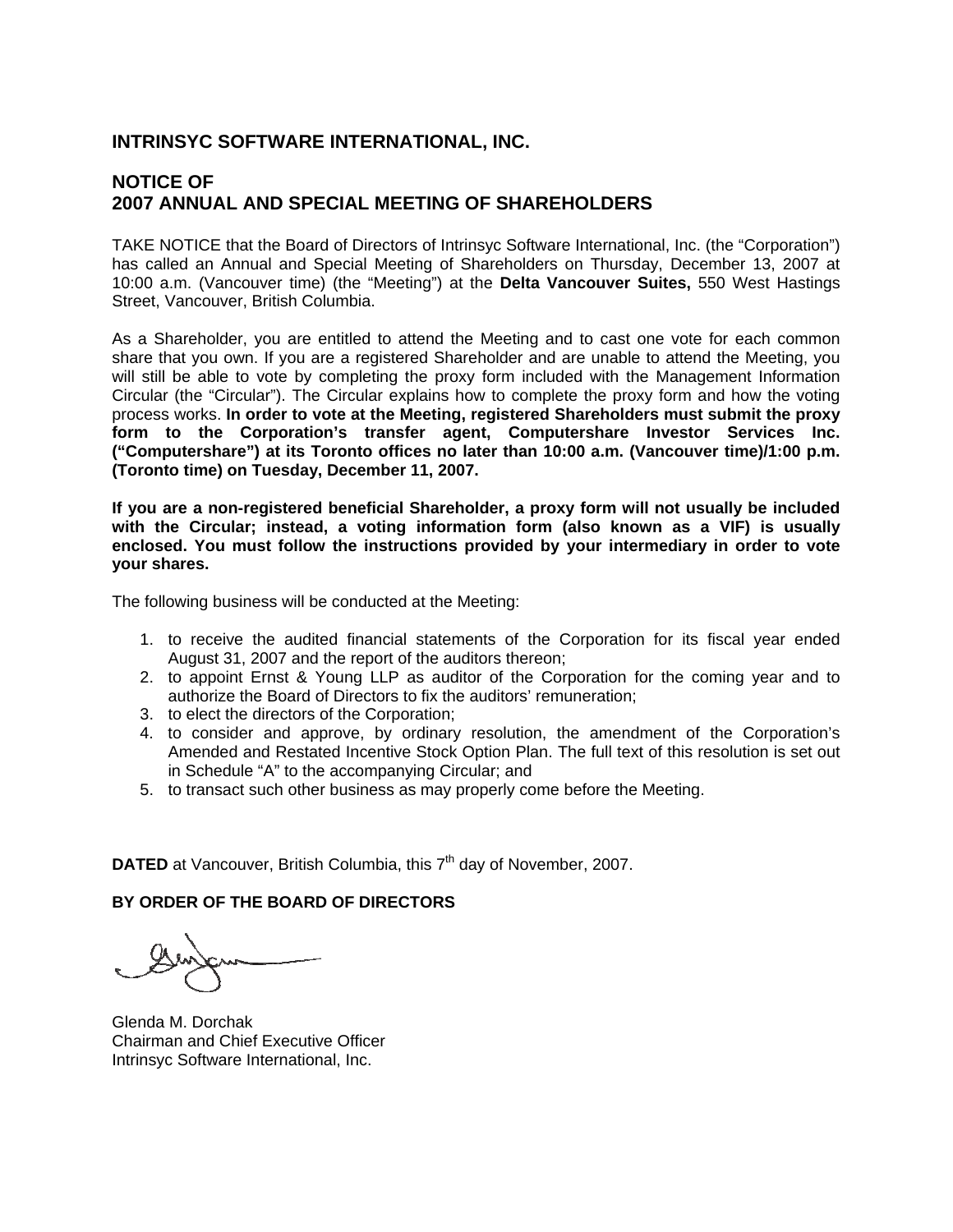## INTRINSYC SOFTWARE INTERNATIONAL, INC.

## NOTICE OF 2007 ANNUAL AND SPECIAL MEETING OF SHAREHOLDERS

TAKE NOTICE that the Board of Directors of Intrinsyc Software International, Inc. (the "Corporation") has called an Annual and Special Meeting of Shareholders on Thursday, December 13, 2007 at 10:00 a.m. (Vancouver time) (the "Meeting") at the **Delta Vancouver Suites,** 550 West Hastings Street, Vancouver, British Columbia.

As a Shareholder, you are entitled to attend the Meeting and to cast one vote for each common share that you own. If you are a registered Shareholder and are unable to attend the Meeting, you will still be able to vote by completing the proxy form included with the Management Information Circular (the "Circular"). The Circular explains how to complete the proxy form and how the voting process works. **In order to vote at the Meeting, registered Shareholders must submit the proxy form to the Corporation's transfer agent, Computershare Investor Services Inc. ("Computershare") at its Toronto offices no later than 10:00 a.m. (Vancouver time)/1:00 p.m. (Toronto time) on Tuesday, December 11, 2007.**

**If you are a non-registered beneficial Shareholder, a proxy form will not usually be included with the Circular; instead, a voting information form (also known as a VIF) is usually enclosed. You must follow the instructions provided by your intermediary in order to vote your shares.**

The following business will be conducted at the Meeting:

1. to receive the audited financial statements of the Corporation for its fiscal year ended August 31, 2007 and the report of the auditors thereon;
2. to appoint Ernst & Young LLP as auditor of the Corporation for the coming year and to authorize the Board of Directors to fix the auditors' remuneration;
3. to elect the directors of the Corporation;
4. to consider and approve, by ordinary resolution, the amendment of the Corporation's Amended and Restated Incentive Stock Option Plan. The full text of this resolution is set out in Schedule "A" to the accompanying Circular; and
5. to transact such other business as may properly come before the Meeting.

**DATED** at Vancouver, British Columbia, this 7th day of November, 2007.

**BY ORDER OF THE BOARD OF DIRECTORS**

Glenda M. Dorchak
Chairman and Chief Executive Officer
Intrinsyc Software International, Inc.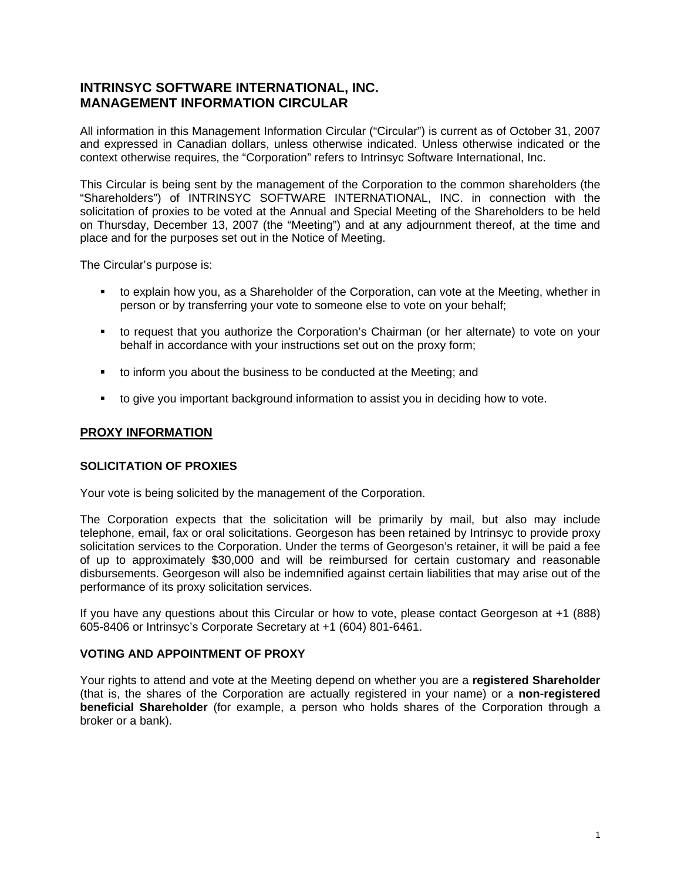# INTRINSYC SOFTWARE INTERNATIONAL, INC.
# MANAGEMENT INFORMATION CIRCULAR

All information in this Management Information Circular ("Circular") is current as of October 31, 2007 and expressed in Canadian dollars, unless otherwise indicated. Unless otherwise indicated or the context otherwise requires, the "Corporation" refers to Intrinsyc Software International, Inc.

This Circular is being sent by the management of the Corporation to the common shareholders (the "Shareholders") of INTRINSYC SOFTWARE INTERNATIONAL, INC. in connection with the solicitation of proxies to be voted at the Annual and Special Meeting of the Shareholders to be held on Thursday, December 13, 2007 (the "Meeting") and at any adjournment thereof, at the time and place and for the purposes set out in the Notice of Meeting.

The Circular's purpose is:

- to explain how you, as a Shareholder of the Corporation, can vote at the Meeting, whether in person or by transferring your vote to someone else to vote on your behalf;
- to request that you authorize the Corporation's Chairman (or her alternate) to vote on your behalf in accordance with your instructions set out on the proxy form;
- to inform you about the business to be conducted at the Meeting; and
- to give you important background information to assist you in deciding how to vote.

## PROXY INFORMATION

### SOLICITATION OF PROXIES

Your vote is being solicited by the management of the Corporation.

The Corporation expects that the solicitation will be primarily by mail, but also may include telephone, email, fax or oral solicitations. Georgeson has been retained by Intrinsyc to provide proxy solicitation services to the Corporation. Under the terms of Georgeson's retainer, it will be paid a fee of up to approximately $30,000 and will be reimbursed for certain customary and reasonable disbursements. Georgeson will also be indemnified against certain liabilities that may arise out of the performance of its proxy solicitation services.

If you have any questions about this Circular or how to vote, please contact Georgeson at +1 (888) 605-8406 or Intrinsyc's Corporate Secretary at +1 (604) 801-6461.

### VOTING AND APPOINTMENT OF PROXY

Your rights to attend and vote at the Meeting depend on whether you are a **registered Shareholder** (that is, the shares of the Corporation are actually registered in your name) or a **non-registered beneficial Shareholder** (for example, a person who holds shares of the Corporation through a broker or a bank).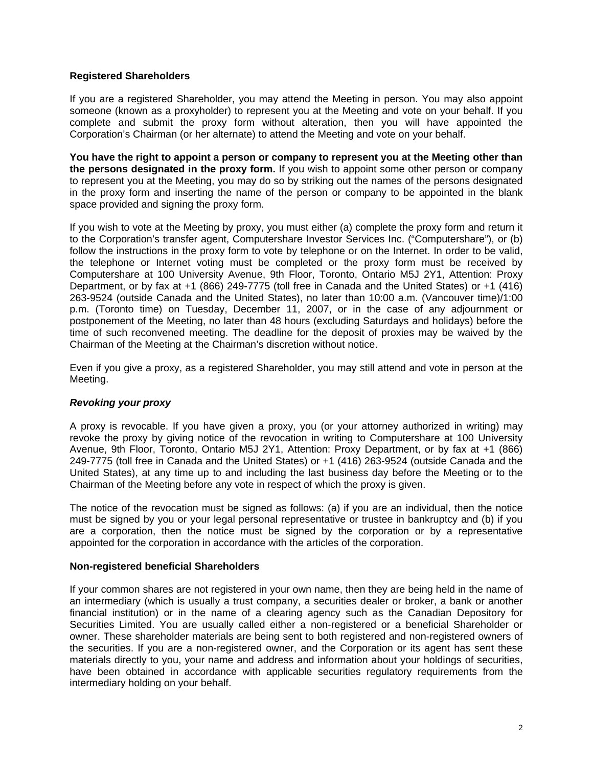### Registered Shareholders

If you are a registered Shareholder, you may attend the Meeting in person. You may also appoint someone (known as a proxyholder) to represent you at the Meeting and vote on your behalf. If you complete and submit the proxy form without alteration, then you will have appointed the Corporation's Chairman (or her alternate) to attend the Meeting and vote on your behalf.

**You have the right to appoint a person or company to represent you at the Meeting other than the persons designated in the proxy form.** If you wish to appoint some other person or company to represent you at the Meeting, you may do so by striking out the names of the persons designated in the proxy form and inserting the name of the person or company to be appointed in the blank space provided and signing the proxy form.

If you wish to vote at the Meeting by proxy, you must either (a) complete the proxy form and return it to the Corporation's transfer agent, Computershare Investor Services Inc. ("Computershare"), or (b) follow the instructions in the proxy form to vote by telephone or on the Internet. In order to be valid, the telephone or Internet voting must be completed or the proxy form must be received by Computershare at 100 University Avenue, 9th Floor, Toronto, Ontario M5J 2Y1, Attention: Proxy Department, or by fax at +1 (866) 249-7775 (toll free in Canada and the United States) or +1 (416) 263-9524 (outside Canada and the United States), no later than 10:00 a.m. (Vancouver time)/1:00 p.m. (Toronto time) on Tuesday, December 11, 2007, or in the case of any adjournment or postponement of the Meeting, no later than 48 hours (excluding Saturdays and holidays) before the time of such reconvened meeting. The deadline for the deposit of proxies may be waived by the Chairman of the Meeting at the Chairman's discretion without notice.

Even if you give a proxy, as a registered Shareholder, you may still attend and vote in person at the Meeting.

#### *Revoking your proxy*

A proxy is revocable. If you have given a proxy, you (or your attorney authorized in writing) may revoke the proxy by giving notice of the revocation in writing to Computershare at 100 University Avenue, 9th Floor, Toronto, Ontario M5J 2Y1, Attention: Proxy Department, or by fax at +1 (866) 249-7775 (toll free in Canada and the United States) or +1 (416) 263-9524 (outside Canada and the United States), at any time up to and including the last business day before the Meeting or to the Chairman of the Meeting before any vote in respect of which the proxy is given.

The notice of the revocation must be signed as follows: (a) if you are an individual, then the notice must be signed by you or your legal personal representative or trustee in bankruptcy and (b) if you are a corporation, then the notice must be signed by the corporation or by a representative appointed for the corporation in accordance with the articles of the corporation.

### Non-registered beneficial Shareholders

If your common shares are not registered in your own name, then they are being held in the name of an intermediary (which is usually a trust company, a securities dealer or broker, a bank or another financial institution) or in the name of a clearing agency such as the Canadian Depository for Securities Limited. You are usually called either a non-registered or a beneficial Shareholder or owner. These shareholder materials are being sent to both registered and non-registered owners of the securities. If you are a non-registered owner, and the Corporation or its agent has sent these materials directly to you, your name and address and information about your holdings of securities, have been obtained in accordance with applicable securities regulatory requirements from the intermediary holding on your behalf.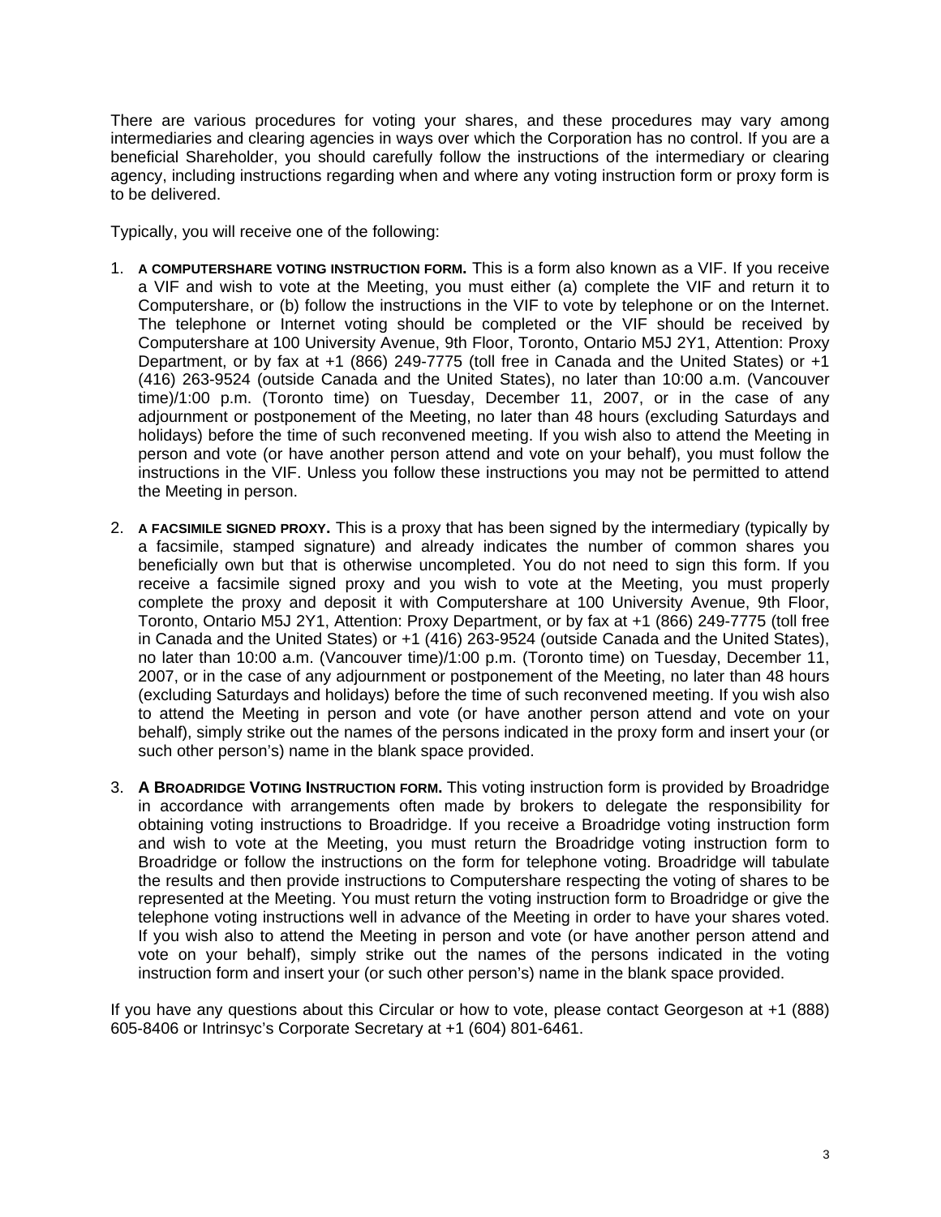There are various procedures for voting your shares, and these procedures may vary among intermediaries and clearing agencies in ways over which the Corporation has no control. If you are a beneficial Shareholder, you should carefully follow the instructions of the intermediary or clearing agency, including instructions regarding when and where any voting instruction form or proxy form is to be delivered.

Typically, you will receive one of the following:

1. **A COMPUTERSHARE VOTING INSTRUCTION FORM.** This is a form also known as a VIF. If you receive a VIF and wish to vote at the Meeting, you must either (a) complete the VIF and return it to Computershare, or (b) follow the instructions in the VIF to vote by telephone or on the Internet. The telephone or Internet voting should be completed or the VIF should be received by Computershare at 100 University Avenue, 9th Floor, Toronto, Ontario M5J 2Y1, Attention: Proxy Department, or by fax at +1 (866) 249-7775 (toll free in Canada and the United States) or +1 (416) 263-9524 (outside Canada and the United States), no later than 10:00 a.m. (Vancouver time)/1:00 p.m. (Toronto time) on Tuesday, December 11, 2007, or in the case of any adjournment or postponement of the Meeting, no later than 48 hours (excluding Saturdays and holidays) before the time of such reconvened meeting. If you wish also to attend the Meeting in person and vote (or have another person attend and vote on your behalf), you must follow the instructions in the VIF. Unless you follow these instructions you may not be permitted to attend the Meeting in person.

2. **A FACSIMILE SIGNED PROXY.** This is a proxy that has been signed by the intermediary (typically by a facsimile, stamped signature) and already indicates the number of common shares you beneficially own but that is otherwise uncompleted. You do not need to sign this form. If you receive a facsimile signed proxy and you wish to vote at the Meeting, you must properly complete the proxy and deposit it with Computershare at 100 University Avenue, 9th Floor, Toronto, Ontario M5J 2Y1, Attention: Proxy Department, or by fax at +1 (866) 249-7775 (toll free in Canada and the United States) or +1 (416) 263-9524 (outside Canada and the United States), no later than 10:00 a.m. (Vancouver time)/1:00 p.m. (Toronto time) on Tuesday, December 11, 2007, or in the case of any adjournment or postponement of the Meeting, no later than 48 hours (excluding Saturdays and holidays) before the time of such reconvened meeting. If you wish also to attend the Meeting in person and vote (or have another person attend and vote on your behalf), simply strike out the names of the persons indicated in the proxy form and insert your (or such other person's) name in the blank space provided.

3. **A BROADRIDGE VOTING INSTRUCTION FORM.** This voting instruction form is provided by Broadridge in accordance with arrangements often made by brokers to delegate the responsibility for obtaining voting instructions to Broadridge. If you receive a Broadridge voting instruction form and wish to vote at the Meeting, you must return the Broadridge voting instruction form to Broadridge or follow the instructions on the form for telephone voting. Broadridge will tabulate the results and then provide instructions to Computershare respecting the voting of shares to be represented at the Meeting. You must return the voting instruction form to Broadridge or give the telephone voting instructions well in advance of the Meeting in order to have your shares voted. If you wish also to attend the Meeting in person and vote (or have another person attend and vote on your behalf), simply strike out the names of the persons indicated in the voting instruction form and insert your (or such other person's) name in the blank space provided.

If you have any questions about this Circular or how to vote, please contact Georgeson at +1 (888) 605-8406 or Intrinsyc's Corporate Secretary at +1 (604) 801-6461.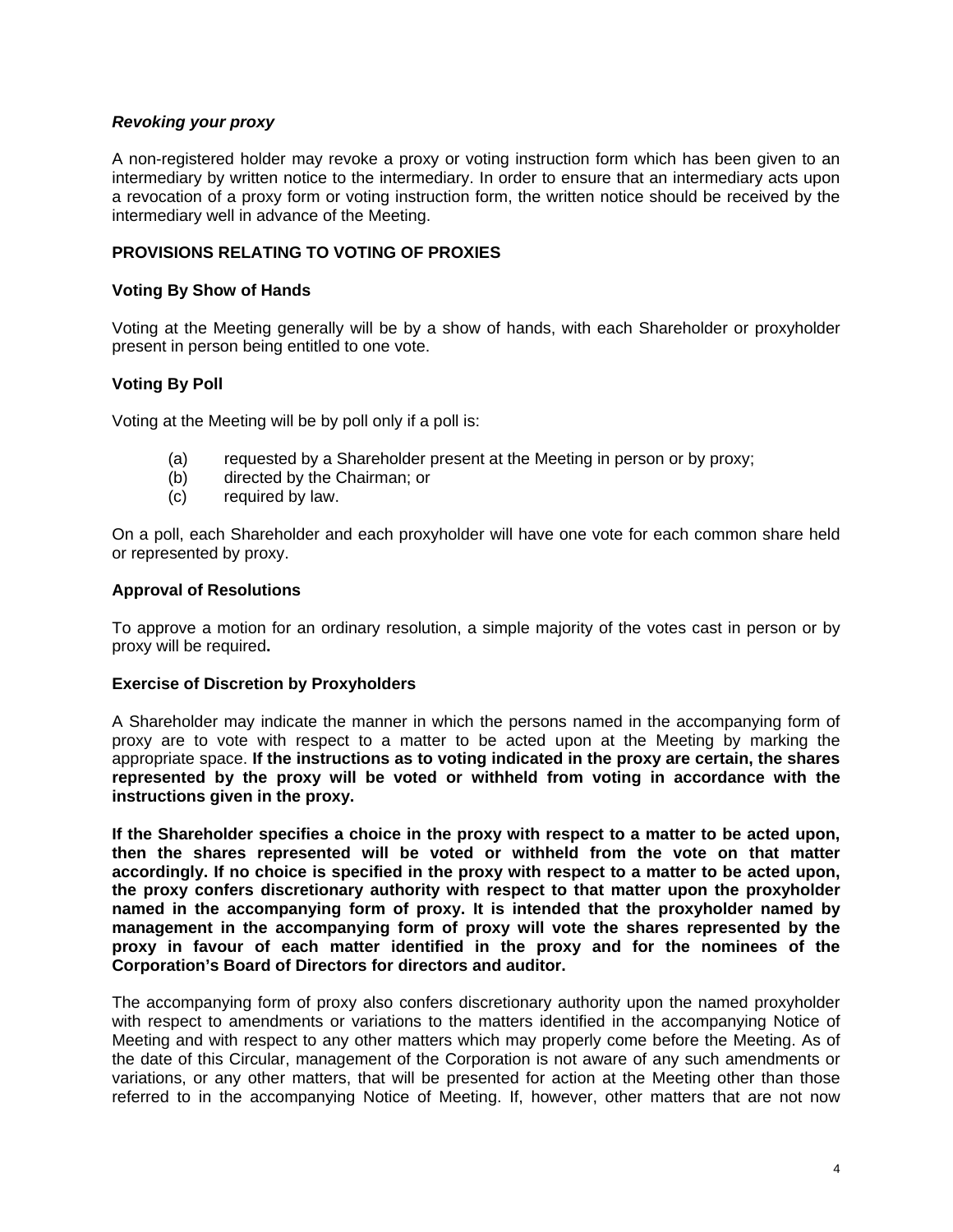***Revoking your proxy***

A non-registered holder may revoke a proxy or voting instruction form which has been given to an intermediary by written notice to the intermediary. In order to ensure that an intermediary acts upon a revocation of a proxy form or voting instruction form, the written notice should be received by the intermediary well in advance of the Meeting.

## PROVISIONS RELATING TO VOTING OF PROXIES

### Voting By Show of Hands

Voting at the Meeting generally will be by a show of hands, with each Shareholder or proxyholder present in person being entitled to one vote.

### Voting By Poll

Voting at the Meeting will be by poll only if a poll is:

(a) requested by a Shareholder present at the Meeting in person or by proxy;
(b) directed by the Chairman; or
(c) required by law.

On a poll, each Shareholder and each proxyholder will have one vote for each common share held or represented by proxy.

### Approval of Resolutions

To approve a motion for an ordinary resolution, a simple majority of the votes cast in person or by proxy will be required**.**

### Exercise of Discretion by Proxyholders

A Shareholder may indicate the manner in which the persons named in the accompanying form of proxy are to vote with respect to a matter to be acted upon at the Meeting by marking the appropriate space. **If the instructions as to voting indicated in the proxy are certain, the shares represented by the proxy will be voted or withheld from voting in accordance with the instructions given in the proxy.**

**If the Shareholder specifies a choice in the proxy with respect to a matter to be acted upon, then the shares represented will be voted or withheld from the vote on that matter accordingly. If no choice is specified in the proxy with respect to a matter to be acted upon, the proxy confers discretionary authority with respect to that matter upon the proxyholder named in the accompanying form of proxy. It is intended that the proxyholder named by management in the accompanying form of proxy will vote the shares represented by the proxy in favour of each matter identified in the proxy and for the nominees of the Corporation's Board of Directors for directors and auditor.**

The accompanying form of proxy also confers discretionary authority upon the named proxyholder with respect to amendments or variations to the matters identified in the accompanying Notice of Meeting and with respect to any other matters which may properly come before the Meeting. As of the date of this Circular, management of the Corporation is not aware of any such amendments or variations, or any other matters, that will be presented for action at the Meeting other than those referred to in the accompanying Notice of Meeting. If, however, other matters that are not now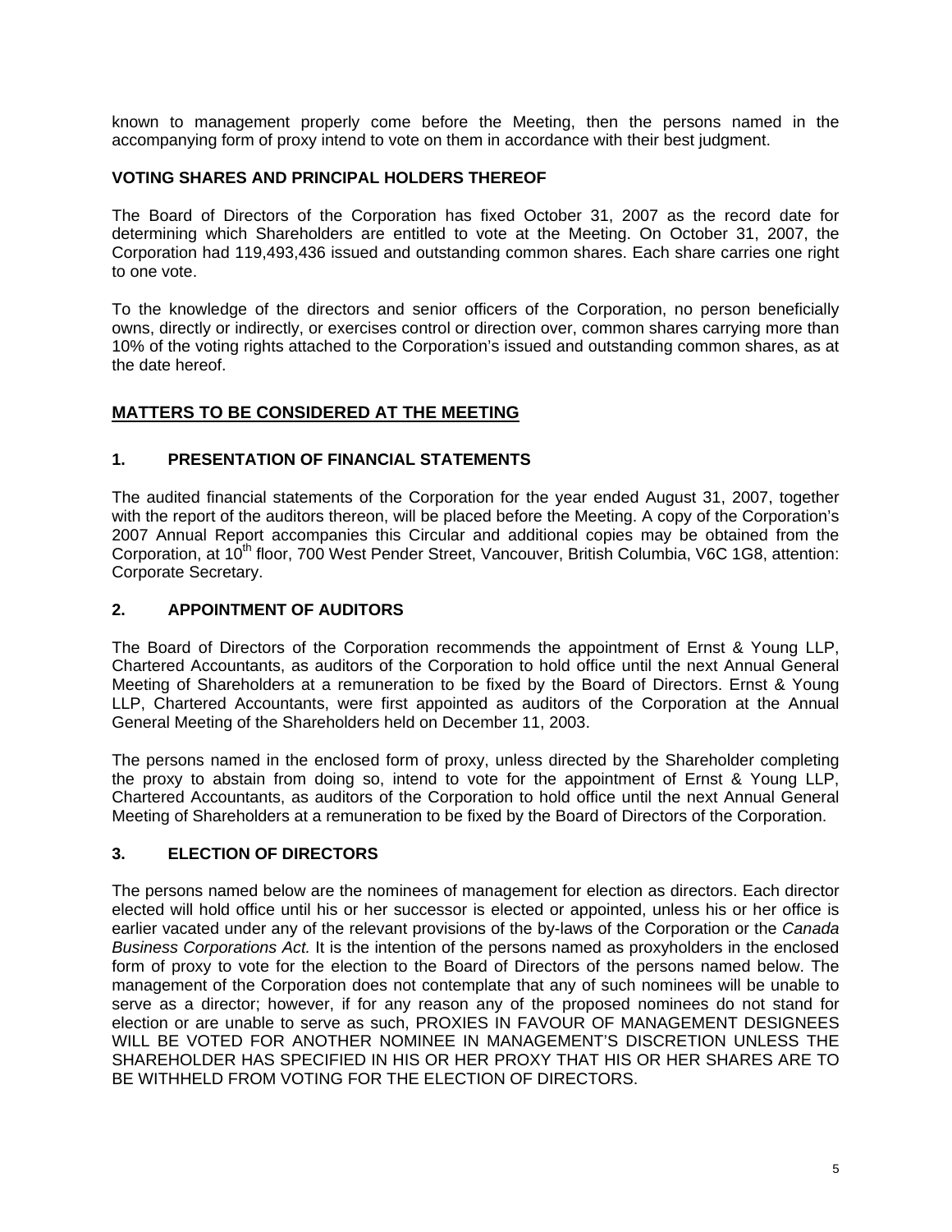known to management properly come before the Meeting, then the persons named in the accompanying form of proxy intend to vote on them in accordance with their best judgment.

**VOTING SHARES AND PRINCIPAL HOLDERS THEREOF**

The Board of Directors of the Corporation has fixed October 31, 2007 as the record date for determining which Shareholders are entitled to vote at the Meeting. On October 31, 2007, the Corporation had 119,493,436 issued and outstanding common shares. Each share carries one right to one vote.

To the knowledge of the directors and senior officers of the Corporation, no person beneficially owns, directly or indirectly, or exercises control or direction over, common shares carrying more than 10% of the voting rights attached to the Corporation's issued and outstanding common shares, as at the date hereof.

## MATTERS TO BE CONSIDERED AT THE MEETING

### 1. PRESENTATION OF FINANCIAL STATEMENTS

The audited financial statements of the Corporation for the year ended August 31, 2007, together with the report of the auditors thereon, will be placed before the Meeting. A copy of the Corporation's 2007 Annual Report accompanies this Circular and additional copies may be obtained from the Corporation, at 10th floor, 700 West Pender Street, Vancouver, British Columbia, V6C 1G8, attention: Corporate Secretary.

### 2. APPOINTMENT OF AUDITORS

The Board of Directors of the Corporation recommends the appointment of Ernst & Young LLP, Chartered Accountants, as auditors of the Corporation to hold office until the next Annual General Meeting of Shareholders at a remuneration to be fixed by the Board of Directors. Ernst & Young LLP, Chartered Accountants, were first appointed as auditors of the Corporation at the Annual General Meeting of the Shareholders held on December 11, 2003.

The persons named in the enclosed form of proxy, unless directed by the Shareholder completing the proxy to abstain from doing so, intend to vote for the appointment of Ernst & Young LLP, Chartered Accountants, as auditors of the Corporation to hold office until the next Annual General Meeting of Shareholders at a remuneration to be fixed by the Board of Directors of the Corporation.

### 3. ELECTION OF DIRECTORS

The persons named below are the nominees of management for election as directors. Each director elected will hold office until his or her successor is elected or appointed, unless his or her office is earlier vacated under any of the relevant provisions of the by-laws of the Corporation or the *Canada Business Corporations Act.* It is the intention of the persons named as proxyholders in the enclosed form of proxy to vote for the election to the Board of Directors of the persons named below. The management of the Corporation does not contemplate that any of such nominees will be unable to serve as a director; however, if for any reason any of the proposed nominees do not stand for election or are unable to serve as such, PROXIES IN FAVOUR OF MANAGEMENT DESIGNEES WILL BE VOTED FOR ANOTHER NOMINEE IN MANAGEMENT'S DISCRETION UNLESS THE SHAREHOLDER HAS SPECIFIED IN HIS OR HER PROXY THAT HIS OR HER SHARES ARE TO BE WITHHELD FROM VOTING FOR THE ELECTION OF DIRECTORS.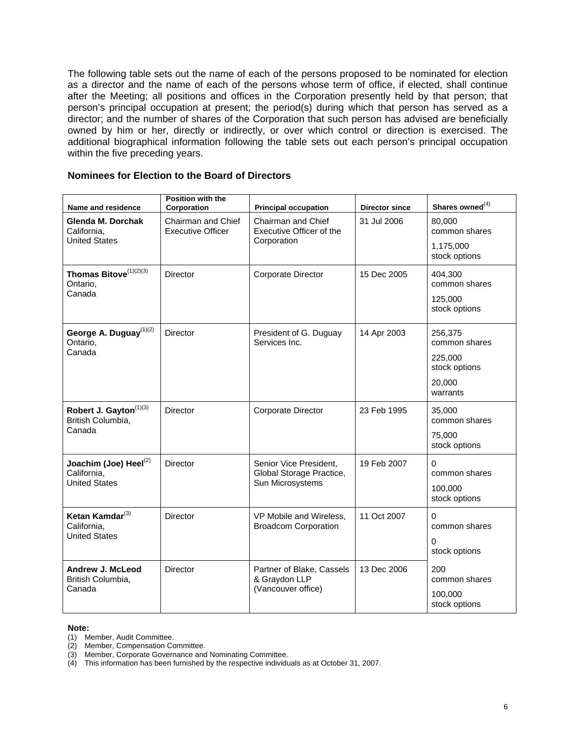The following table sets out the name of each of the persons proposed to be nominated for election as a director and the name of each of the persons whose term of office, if elected, shall continue after the Meeting; all positions and offices in the Corporation presently held by that person; that person's principal occupation at present; the period(s) during which that person has served as a director; and the number of shares of the Corporation that such person has advised are beneficially owned by him or her, directly or indirectly, or over which control or direction is exercised. The additional biographical information following the table sets out each person's principal occupation within the five preceding years.

### Nominees for Election to the Board of Directors

| Name and residence | Position with the Corporation | Principal occupation | Director since | Shares owned(4) |
|---|---|---|---|---|
| **Glenda M. Dorchak** California, United States | Chairman and Chief Executive Officer | Chairman and Chief Executive Officer of the Corporation | 31 Jul 2006 | 80,000 common shares<br>1,175,000 stock options |
| **Thomas Bitove**(1)(2)(3) Ontario, Canada | Director | Corporate Director | 15 Dec 2005 | 404,300 common shares<br>125,000 stock options |
| **George A. Duguay**(1)(2) Ontario, Canada | Director | President of G. Duguay Services Inc. | 14 Apr 2003 | 256,375 common shares<br>225,000 stock options<br>20,000 warrants |
| **Robert J. Gayton**(1)(3) British Columbia, Canada | Director | Corporate Director | 23 Feb 1995 | 35,000 common shares<br>75,000 stock options |
| **Joachim (Joe) Heel**(2) California, United States | Director | Senior Vice President, Global Storage Practice, Sun Microsystems | 19 Feb 2007 | 0 common shares<br>100,000 stock options |
| **Ketan Kamdar**(3) California, United States | Director | VP Mobile and Wireless, Broadcom Corporation | 11 Oct 2007 | 0 common shares<br>0 stock options |
| **Andrew J. McLeod** British Columbia, Canada | Director | Partner of Blake, Cassels & Graydon LLP (Vancouver office) | 13 Dec 2006 | 200 common shares<br>100,000 stock options |

**Note:**

(1) Member, Audit Committee.
(2) Member, Compensation Committee.
(3) Member, Corporate Governance and Nominating Committee.
(4) This information has been furnished by the respective individuals as at October 31, 2007.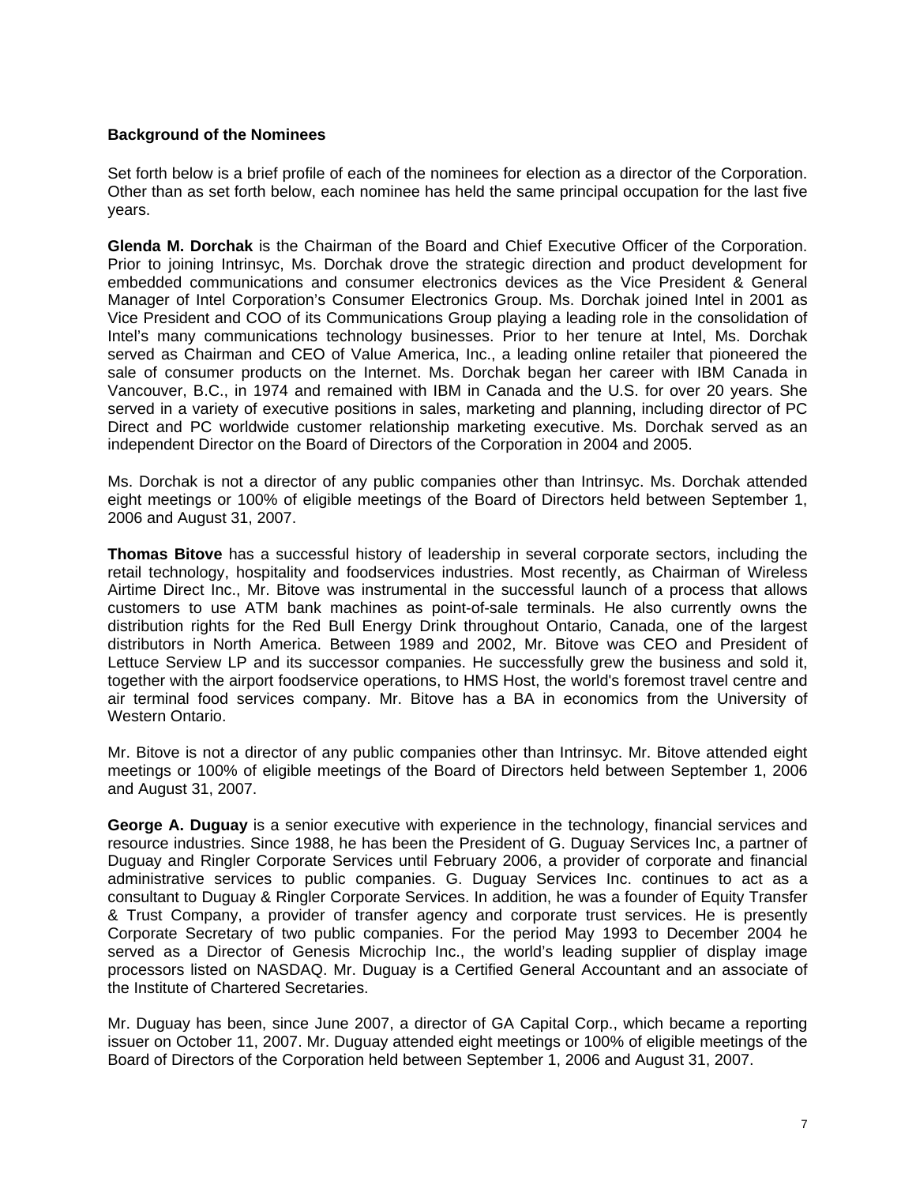**Background of the Nominees**

Set forth below is a brief profile of each of the nominees for election as a director of the Corporation. Other than as set forth below, each nominee has held the same principal occupation for the last five years.

**Glenda M. Dorchak** is the Chairman of the Board and Chief Executive Officer of the Corporation. Prior to joining Intrinsyc, Ms. Dorchak drove the strategic direction and product development for embedded communications and consumer electronics devices as the Vice President & General Manager of Intel Corporation's Consumer Electronics Group. Ms. Dorchak joined Intel in 2001 as Vice President and COO of its Communications Group playing a leading role in the consolidation of Intel's many communications technology businesses. Prior to her tenure at Intel, Ms. Dorchak served as Chairman and CEO of Value America, Inc., a leading online retailer that pioneered the sale of consumer products on the Internet. Ms. Dorchak began her career with IBM Canada in Vancouver, B.C., in 1974 and remained with IBM in Canada and the U.S. for over 20 years. She served in a variety of executive positions in sales, marketing and planning, including director of PC Direct and PC worldwide customer relationship marketing executive. Ms. Dorchak served as an independent Director on the Board of Directors of the Corporation in 2004 and 2005.

Ms. Dorchak is not a director of any public companies other than Intrinsyc. Ms. Dorchak attended eight meetings or 100% of eligible meetings of the Board of Directors held between September 1, 2006 and August 31, 2007.

**Thomas Bitove** has a successful history of leadership in several corporate sectors, including the retail technology, hospitality and foodservices industries. Most recently, as Chairman of Wireless Airtime Direct Inc., Mr. Bitove was instrumental in the successful launch of a process that allows customers to use ATM bank machines as point-of-sale terminals. He also currently owns the distribution rights for the Red Bull Energy Drink throughout Ontario, Canada, one of the largest distributors in North America. Between 1989 and 2002, Mr. Bitove was CEO and President of Lettuce Serview LP and its successor companies. He successfully grew the business and sold it, together with the airport foodservice operations, to HMS Host, the world's foremost travel centre and air terminal food services company. Mr. Bitove has a BA in economics from the University of Western Ontario.

Mr. Bitove is not a director of any public companies other than Intrinsyc. Mr. Bitove attended eight meetings or 100% of eligible meetings of the Board of Directors held between September 1, 2006 and August 31, 2007.

**George A. Duguay** is a senior executive with experience in the technology, financial services and resource industries. Since 1988, he has been the President of G. Duguay Services Inc, a partner of Duguay and Ringler Corporate Services until February 2006, a provider of corporate and financial administrative services to public companies. G. Duguay Services Inc. continues to act as a consultant to Duguay & Ringler Corporate Services. In addition, he was a founder of Equity Transfer & Trust Company, a provider of transfer agency and corporate trust services. He is presently Corporate Secretary of two public companies. For the period May 1993 to December 2004 he served as a Director of Genesis Microchip Inc., the world's leading supplier of display image processors listed on NASDAQ. Mr. Duguay is a Certified General Accountant and an associate of the Institute of Chartered Secretaries.

Mr. Duguay has been, since June 2007, a director of GA Capital Corp., which became a reporting issuer on October 11, 2007. Mr. Duguay attended eight meetings or 100% of eligible meetings of the Board of Directors of the Corporation held between September 1, 2006 and August 31, 2007.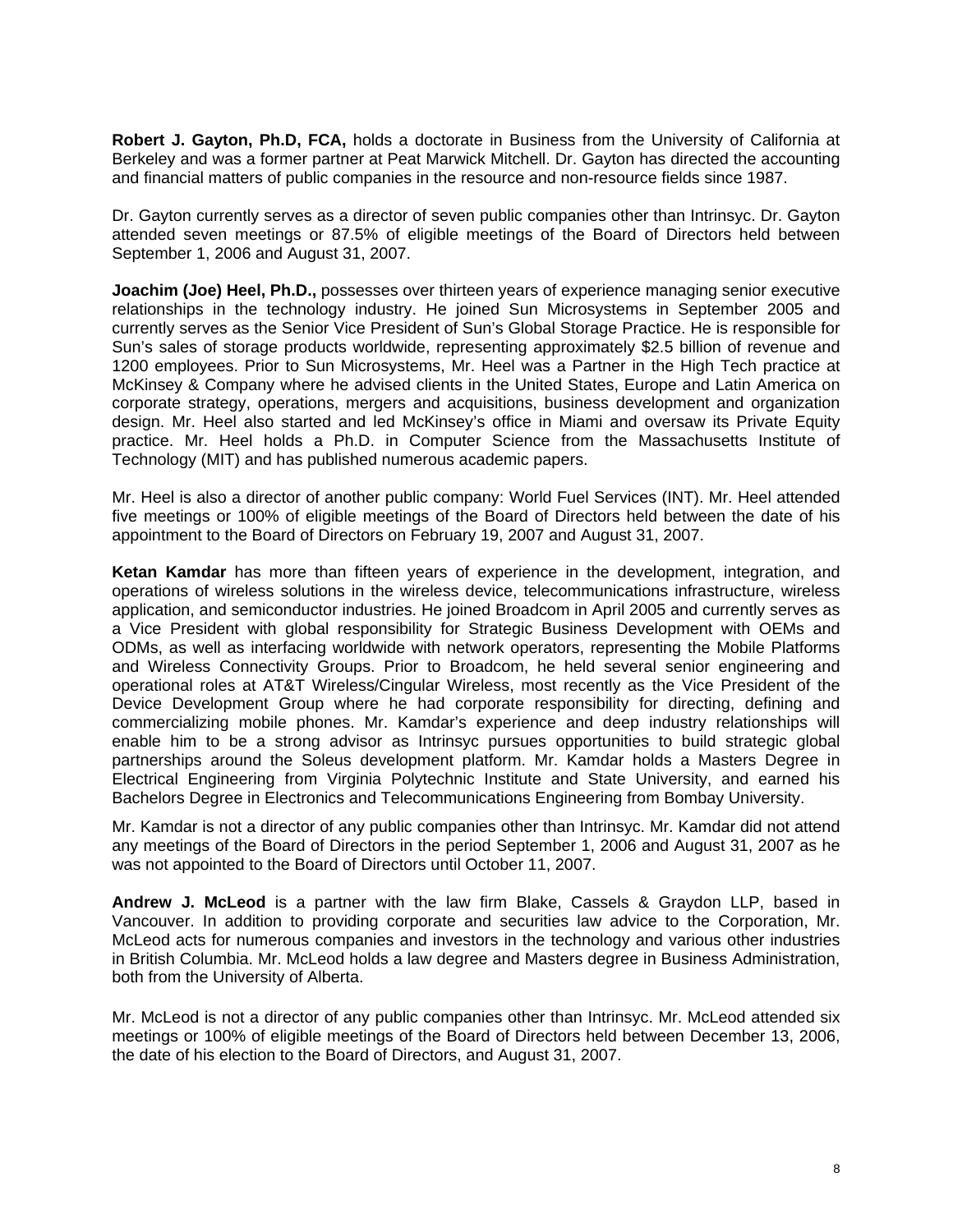**Robert J. Gayton, Ph.D, FCA,** holds a doctorate in Business from the University of California at Berkeley and was a former partner at Peat Marwick Mitchell. Dr. Gayton has directed the accounting and financial matters of public companies in the resource and non-resource fields since 1987.

Dr. Gayton currently serves as a director of seven public companies other than Intrinsyc. Dr. Gayton attended seven meetings or 87.5% of eligible meetings of the Board of Directors held between September 1, 2006 and August 31, 2007.

**Joachim (Joe) Heel, Ph.D.,** possesses over thirteen years of experience managing senior executive relationships in the technology industry. He joined Sun Microsystems in September 2005 and currently serves as the Senior Vice President of Sun's Global Storage Practice. He is responsible for Sun's sales of storage products worldwide, representing approximately $2.5 billion of revenue and 1200 employees. Prior to Sun Microsystems, Mr. Heel was a Partner in the High Tech practice at McKinsey & Company where he advised clients in the United States, Europe and Latin America on corporate strategy, operations, mergers and acquisitions, business development and organization design. Mr. Heel also started and led McKinsey's office in Miami and oversaw its Private Equity practice. Mr. Heel holds a Ph.D. in Computer Science from the Massachusetts Institute of Technology (MIT) and has published numerous academic papers.

Mr. Heel is also a director of another public company: World Fuel Services (INT). Mr. Heel attended five meetings or 100% of eligible meetings of the Board of Directors held between the date of his appointment to the Board of Directors on February 19, 2007 and August 31, 2007.

**Ketan Kamdar** has more than fifteen years of experience in the development, integration, and operations of wireless solutions in the wireless device, telecommunications infrastructure, wireless application, and semiconductor industries. He joined Broadcom in April 2005 and currently serves as a Vice President with global responsibility for Strategic Business Development with OEMs and ODMs, as well as interfacing worldwide with network operators, representing the Mobile Platforms and Wireless Connectivity Groups. Prior to Broadcom, he held several senior engineering and operational roles at AT&T Wireless/Cingular Wireless, most recently as the Vice President of the Device Development Group where he had corporate responsibility for directing, defining and commercializing mobile phones. Mr. Kamdar's experience and deep industry relationships will enable him to be a strong advisor as Intrinsyc pursues opportunities to build strategic global partnerships around the Soleus development platform. Mr. Kamdar holds a Masters Degree in Electrical Engineering from Virginia Polytechnic Institute and State University, and earned his Bachelors Degree in Electronics and Telecommunications Engineering from Bombay University.

Mr. Kamdar is not a director of any public companies other than Intrinsyc. Mr. Kamdar did not attend any meetings of the Board of Directors in the period September 1, 2006 and August 31, 2007 as he was not appointed to the Board of Directors until October 11, 2007.

**Andrew J. McLeod** is a partner with the law firm Blake, Cassels & Graydon LLP, based in Vancouver. In addition to providing corporate and securities law advice to the Corporation, Mr. McLeod acts for numerous companies and investors in the technology and various other industries in British Columbia. Mr. McLeod holds a law degree and Masters degree in Business Administration, both from the University of Alberta.

Mr. McLeod is not a director of any public companies other than Intrinsyc. Mr. McLeod attended six meetings or 100% of eligible meetings of the Board of Directors held between December 13, 2006, the date of his election to the Board of Directors, and August 31, 2007.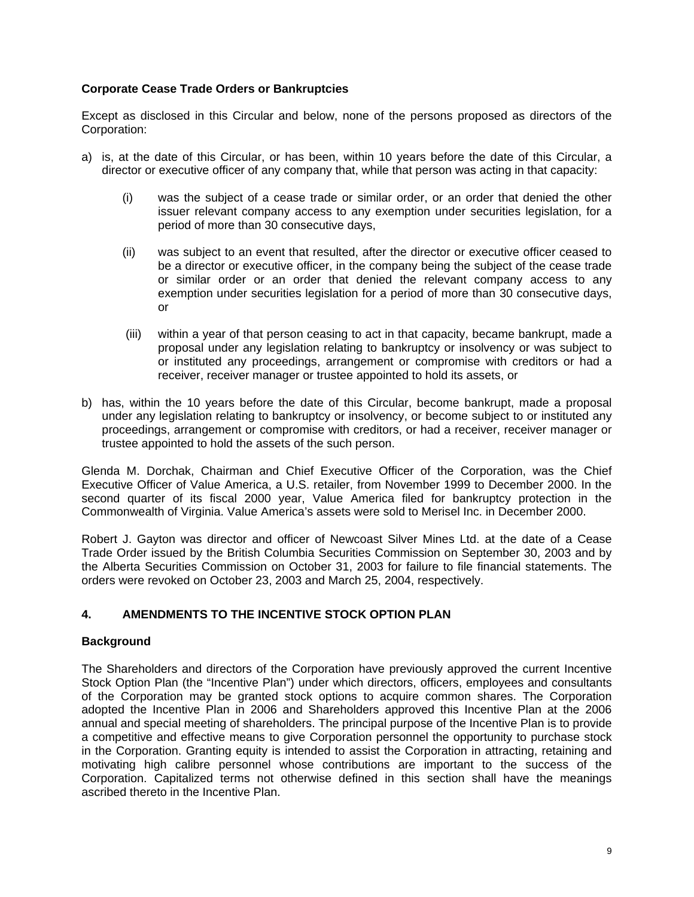**Corporate Cease Trade Orders or Bankruptcies**

Except as disclosed in this Circular and below, none of the persons proposed as directors of the Corporation:

a) is, at the date of this Circular, or has been, within 10 years before the date of this Circular, a director or executive officer of any company that, while that person was acting in that capacity:

   (i) was the subject of a cease trade or similar order, or an order that denied the other issuer relevant company access to any exemption under securities legislation, for a period of more than 30 consecutive days,

   (ii) was subject to an event that resulted, after the director or executive officer ceased to be a director or executive officer, in the company being the subject of the cease trade or similar order or an order that denied the relevant company access to any exemption under securities legislation for a period of more than 30 consecutive days, or

   (iii) within a year of that person ceasing to act in that capacity, became bankrupt, made a proposal under any legislation relating to bankruptcy or insolvency or was subject to or instituted any proceedings, arrangement or compromise with creditors or had a receiver, receiver manager or trustee appointed to hold its assets, or

b) has, within the 10 years before the date of this Circular, become bankrupt, made a proposal under any legislation relating to bankruptcy or insolvency, or become subject to or instituted any proceedings, arrangement or compromise with creditors, or had a receiver, receiver manager or trustee appointed to hold the assets of the such person.

Glenda M. Dorchak, Chairman and Chief Executive Officer of the Corporation, was the Chief Executive Officer of Value America, a U.S. retailer, from November 1999 to December 2000. In the second quarter of its fiscal 2000 year, Value America filed for bankruptcy protection in the Commonwealth of Virginia. Value America's assets were sold to Merisel Inc. in December 2000.

Robert J. Gayton was director and officer of Newcoast Silver Mines Ltd. at the date of a Cease Trade Order issued by the British Columbia Securities Commission on September 30, 2003 and by the Alberta Securities Commission on October 31, 2003 for failure to file financial statements. The orders were revoked on October 23, 2003 and March 25, 2004, respectively.

## 4. AMENDMENTS TO THE INCENTIVE STOCK OPTION PLAN

**Background**

The Shareholders and directors of the Corporation have previously approved the current Incentive Stock Option Plan (the "Incentive Plan") under which directors, officers, employees and consultants of the Corporation may be granted stock options to acquire common shares. The Corporation adopted the Incentive Plan in 2006 and Shareholders approved this Incentive Plan at the 2006 annual and special meeting of shareholders. The principal purpose of the Incentive Plan is to provide a competitive and effective means to give Corporation personnel the opportunity to purchase stock in the Corporation. Granting equity is intended to assist the Corporation in attracting, retaining and motivating high calibre personnel whose contributions are important to the success of the Corporation. Capitalized terms not otherwise defined in this section shall have the meanings ascribed thereto in the Incentive Plan.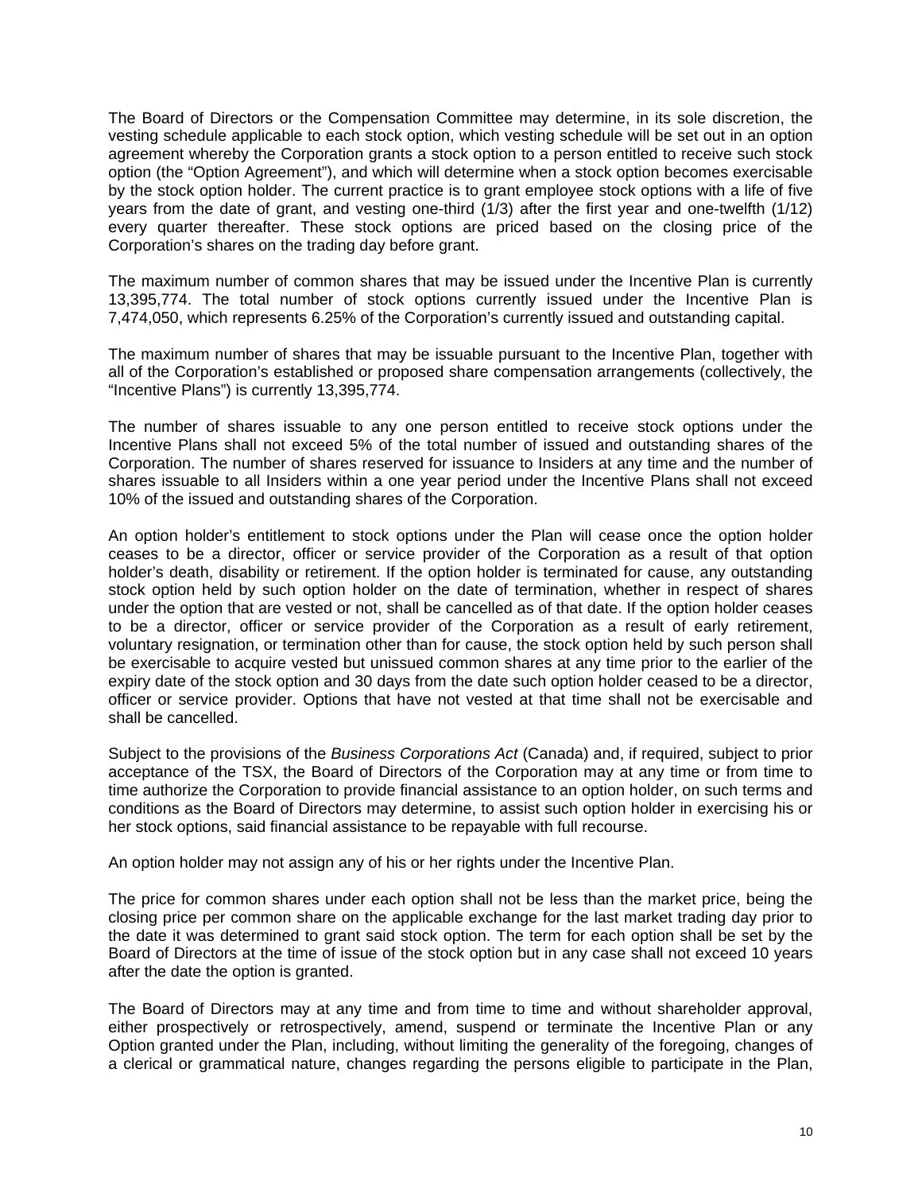The Board of Directors or the Compensation Committee may determine, in its sole discretion, the vesting schedule applicable to each stock option, which vesting schedule will be set out in an option agreement whereby the Corporation grants a stock option to a person entitled to receive such stock option (the "Option Agreement"), and which will determine when a stock option becomes exercisable by the stock option holder. The current practice is to grant employee stock options with a life of five years from the date of grant, and vesting one-third (1/3) after the first year and one-twelfth (1/12) every quarter thereafter. These stock options are priced based on the closing price of the Corporation's shares on the trading day before grant.

The maximum number of common shares that may be issued under the Incentive Plan is currently 13,395,774. The total number of stock options currently issued under the Incentive Plan is 7,474,050, which represents 6.25% of the Corporation's currently issued and outstanding capital.

The maximum number of shares that may be issuable pursuant to the Incentive Plan, together with all of the Corporation's established or proposed share compensation arrangements (collectively, the "Incentive Plans") is currently 13,395,774.

The number of shares issuable to any one person entitled to receive stock options under the Incentive Plans shall not exceed 5% of the total number of issued and outstanding shares of the Corporation. The number of shares reserved for issuance to Insiders at any time and the number of shares issuable to all Insiders within a one year period under the Incentive Plans shall not exceed 10% of the issued and outstanding shares of the Corporation.

An option holder's entitlement to stock options under the Plan will cease once the option holder ceases to be a director, officer or service provider of the Corporation as a result of that option holder's death, disability or retirement. If the option holder is terminated for cause, any outstanding stock option held by such option holder on the date of termination, whether in respect of shares under the option that are vested or not, shall be cancelled as of that date. If the option holder ceases to be a director, officer or service provider of the Corporation as a result of early retirement, voluntary resignation, or termination other than for cause, the stock option held by such person shall be exercisable to acquire vested but unissued common shares at any time prior to the earlier of the expiry date of the stock option and 30 days from the date such option holder ceased to be a director, officer or service provider. Options that have not vested at that time shall not be exercisable and shall be cancelled.

Subject to the provisions of the *Business Corporations Act* (Canada) and, if required, subject to prior acceptance of the TSX, the Board of Directors of the Corporation may at any time or from time to time authorize the Corporation to provide financial assistance to an option holder, on such terms and conditions as the Board of Directors may determine, to assist such option holder in exercising his or her stock options, said financial assistance to be repayable with full recourse.

An option holder may not assign any of his or her rights under the Incentive Plan.

The price for common shares under each option shall not be less than the market price, being the closing price per common share on the applicable exchange for the last market trading day prior to the date it was determined to grant said stock option. The term for each option shall be set by the Board of Directors at the time of issue of the stock option but in any case shall not exceed 10 years after the date the option is granted.

The Board of Directors may at any time and from time to time and without shareholder approval, either prospectively or retrospectively, amend, suspend or terminate the Incentive Plan or any Option granted under the Plan, including, without limiting the generality of the foregoing, changes of a clerical or grammatical nature, changes regarding the persons eligible to participate in the Plan,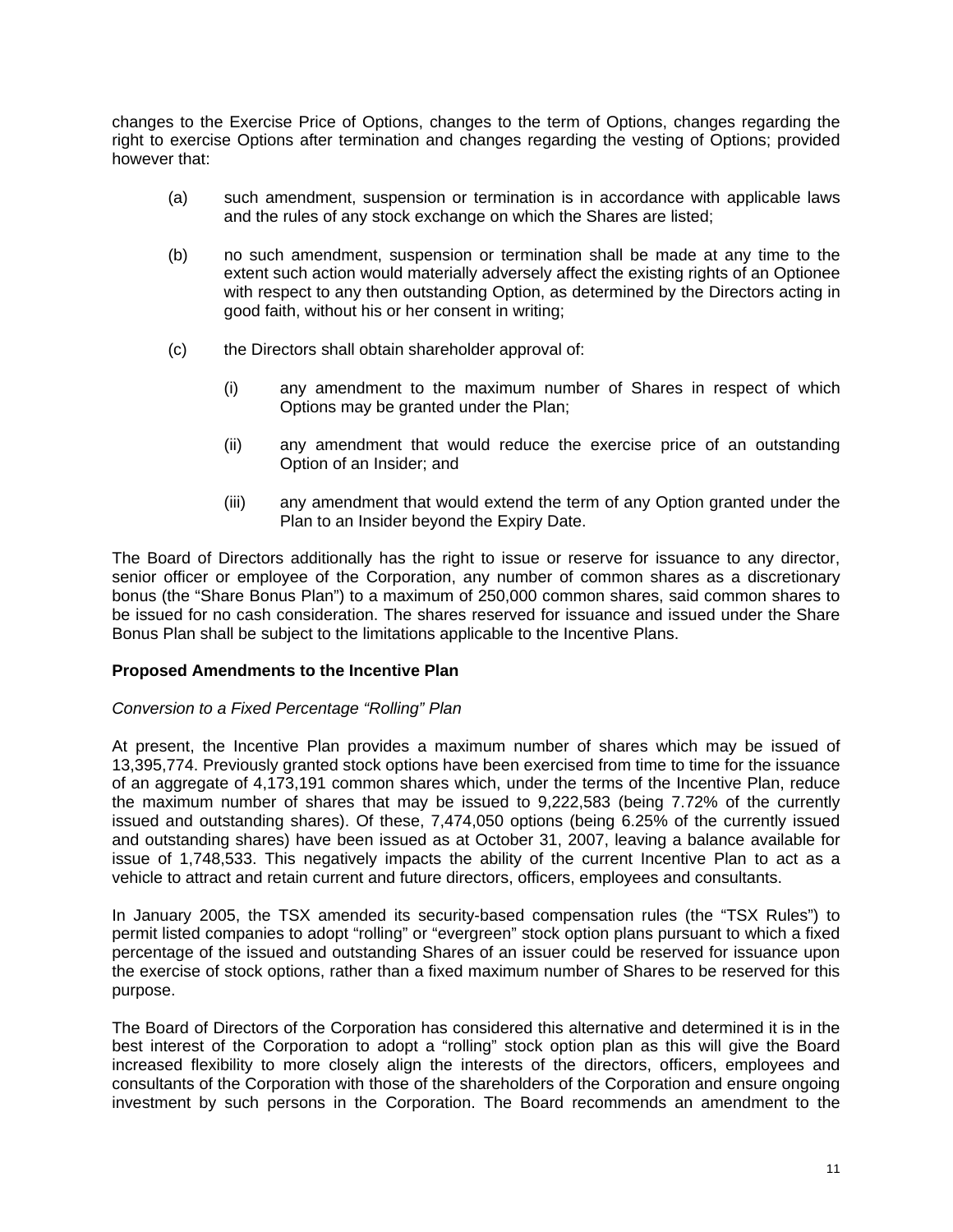changes to the Exercise Price of Options, changes to the term of Options, changes regarding the right to exercise Options after termination and changes regarding the vesting of Options; provided however that:

(a) such amendment, suspension or termination is in accordance with applicable laws and the rules of any stock exchange on which the Shares are listed;

(b) no such amendment, suspension or termination shall be made at any time to the extent such action would materially adversely affect the existing rights of an Optionee with respect to any then outstanding Option, as determined by the Directors acting in good faith, without his or her consent in writing;

(c) the Directors shall obtain shareholder approval of:

   (i) any amendment to the maximum number of Shares in respect of which Options may be granted under the Plan;

   (ii) any amendment that would reduce the exercise price of an outstanding Option of an Insider; and

   (iii) any amendment that would extend the term of any Option granted under the Plan to an Insider beyond the Expiry Date.

The Board of Directors additionally has the right to issue or reserve for issuance to any director, senior officer or employee of the Corporation, any number of common shares as a discretionary bonus (the "Share Bonus Plan") to a maximum of 250,000 common shares, said common shares to be issued for no cash consideration. The shares reserved for issuance and issued under the Share Bonus Plan shall be subject to the limitations applicable to the Incentive Plans.

**Proposed Amendments to the Incentive Plan**

*Conversion to a Fixed Percentage "Rolling" Plan*

At present, the Incentive Plan provides a maximum number of shares which may be issued of 13,395,774. Previously granted stock options have been exercised from time to time for the issuance of an aggregate of 4,173,191 common shares which, under the terms of the Incentive Plan, reduce the maximum number of shares that may be issued to 9,222,583 (being 7.72% of the currently issued and outstanding shares). Of these, 7,474,050 options (being 6.25% of the currently issued and outstanding shares) have been issued as at October 31, 2007, leaving a balance available for issue of 1,748,533. This negatively impacts the ability of the current Incentive Plan to act as a vehicle to attract and retain current and future directors, officers, employees and consultants.

In January 2005, the TSX amended its security-based compensation rules (the "TSX Rules") to permit listed companies to adopt "rolling" or "evergreen" stock option plans pursuant to which a fixed percentage of the issued and outstanding Shares of an issuer could be reserved for issuance upon the exercise of stock options, rather than a fixed maximum number of Shares to be reserved for this purpose.

The Board of Directors of the Corporation has considered this alternative and determined it is in the best interest of the Corporation to adopt a "rolling" stock option plan as this will give the Board increased flexibility to more closely align the interests of the directors, officers, employees and consultants of the Corporation with those of the shareholders of the Corporation and ensure ongoing investment by such persons in the Corporation. The Board recommends an amendment to the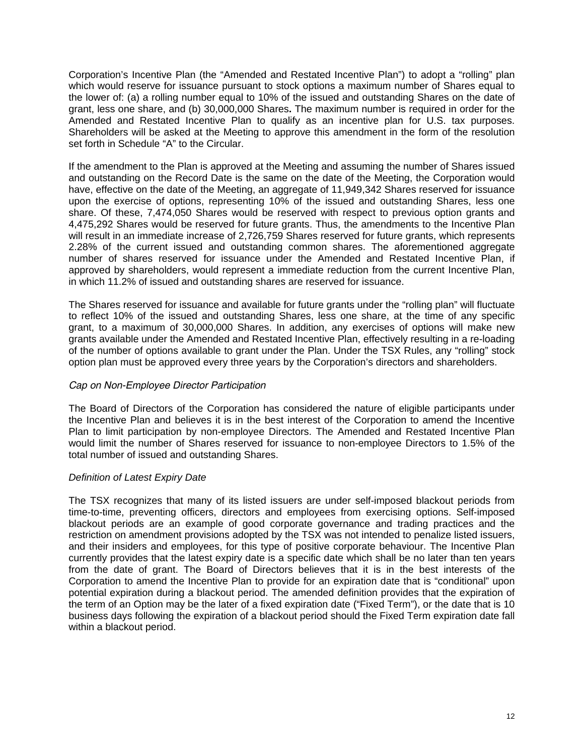Corporation's Incentive Plan (the "Amended and Restated Incentive Plan") to adopt a "rolling" plan which would reserve for issuance pursuant to stock options a maximum number of Shares equal to the lower of: (a) a rolling number equal to 10% of the issued and outstanding Shares on the date of grant, less one share, and (b) 30,000,000 Shares**.** The maximum number is required in order for the Amended and Restated Incentive Plan to qualify as an incentive plan for U.S. tax purposes. Shareholders will be asked at the Meeting to approve this amendment in the form of the resolution set forth in Schedule "A" to the Circular.

If the amendment to the Plan is approved at the Meeting and assuming the number of Shares issued and outstanding on the Record Date is the same on the date of the Meeting, the Corporation would have, effective on the date of the Meeting, an aggregate of 11,949,342 Shares reserved for issuance upon the exercise of options, representing 10% of the issued and outstanding Shares, less one share. Of these, 7,474,050 Shares would be reserved with respect to previous option grants and 4,475,292 Shares would be reserved for future grants. Thus, the amendments to the Incentive Plan will result in an immediate increase of 2,726,759 Shares reserved for future grants, which represents 2.28% of the current issued and outstanding common shares. The aforementioned aggregate number of shares reserved for issuance under the Amended and Restated Incentive Plan, if approved by shareholders, would represent a immediate reduction from the current Incentive Plan, in which 11.2% of issued and outstanding shares are reserved for issuance.

The Shares reserved for issuance and available for future grants under the "rolling plan" will fluctuate to reflect 10% of the issued and outstanding Shares, less one share, at the time of any specific grant, to a maximum of 30,000,000 Shares. In addition, any exercises of options will make new grants available under the Amended and Restated Incentive Plan, effectively resulting in a re-loading of the number of options available to grant under the Plan. Under the TSX Rules, any "rolling" stock option plan must be approved every three years by the Corporation's directors and shareholders.

*Cap on Non-Employee Director Participation*

The Board of Directors of the Corporation has considered the nature of eligible participants under the Incentive Plan and believes it is in the best interest of the Corporation to amend the Incentive Plan to limit participation by non-employee Directors. The Amended and Restated Incentive Plan would limit the number of Shares reserved for issuance to non-employee Directors to 1.5% of the total number of issued and outstanding Shares.

*Definition of Latest Expiry Date*

The TSX recognizes that many of its listed issuers are under self-imposed blackout periods from time-to-time, preventing officers, directors and employees from exercising options. Self-imposed blackout periods are an example of good corporate governance and trading practices and the restriction on amendment provisions adopted by the TSX was not intended to penalize listed issuers, and their insiders and employees, for this type of positive corporate behaviour. The Incentive Plan currently provides that the latest expiry date is a specific date which shall be no later than ten years from the date of grant. The Board of Directors believes that it is in the best interests of the Corporation to amend the Incentive Plan to provide for an expiration date that is "conditional" upon potential expiration during a blackout period. The amended definition provides that the expiration of the term of an Option may be the later of a fixed expiration date ("Fixed Term"), or the date that is 10 business days following the expiration of a blackout period should the Fixed Term expiration date fall within a blackout period.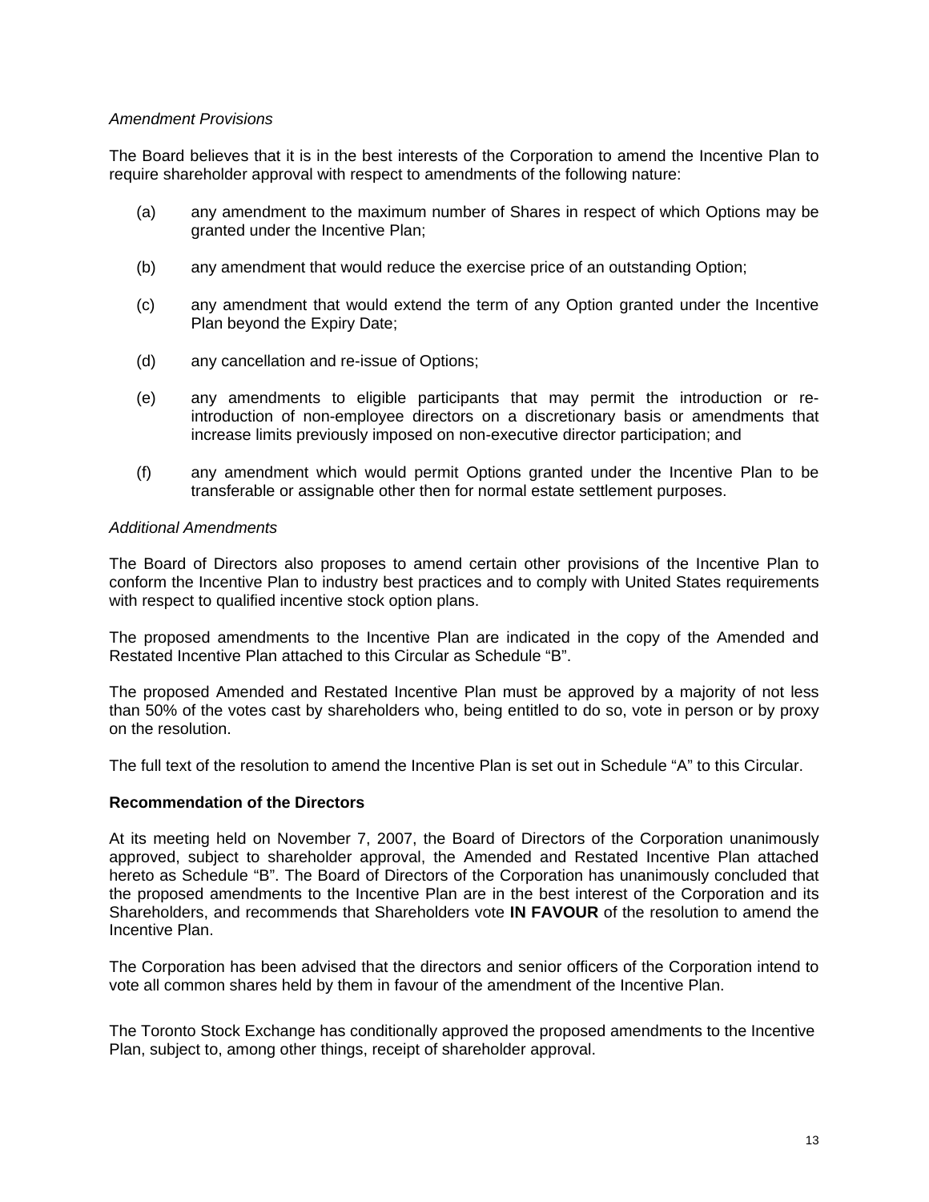*Amendment Provisions*

The Board believes that it is in the best interests of the Corporation to amend the Incentive Plan to require shareholder approval with respect to amendments of the following nature:

(a) any amendment to the maximum number of Shares in respect of which Options may be granted under the Incentive Plan;

(b) any amendment that would reduce the exercise price of an outstanding Option;

(c) any amendment that would extend the term of any Option granted under the Incentive Plan beyond the Expiry Date;

(d) any cancellation and re-issue of Options;

(e) any amendments to eligible participants that may permit the introduction or re-introduction of non-employee directors on a discretionary basis or amendments that increase limits previously imposed on non-executive director participation; and

(f) any amendment which would permit Options granted under the Incentive Plan to be transferable or assignable other then for normal estate settlement purposes.

*Additional Amendments*

The Board of Directors also proposes to amend certain other provisions of the Incentive Plan to conform the Incentive Plan to industry best practices and to comply with United States requirements with respect to qualified incentive stock option plans.

The proposed amendments to the Incentive Plan are indicated in the copy of the Amended and Restated Incentive Plan attached to this Circular as Schedule "B".

The proposed Amended and Restated Incentive Plan must be approved by a majority of not less than 50% of the votes cast by shareholders who, being entitled to do so, vote in person or by proxy on the resolution.

The full text of the resolution to amend the Incentive Plan is set out in Schedule "A" to this Circular.

**Recommendation of the Directors**

At its meeting held on November 7, 2007, the Board of Directors of the Corporation unanimously approved, subject to shareholder approval, the Amended and Restated Incentive Plan attached hereto as Schedule "B". The Board of Directors of the Corporation has unanimously concluded that the proposed amendments to the Incentive Plan are in the best interest of the Corporation and its Shareholders, and recommends that Shareholders vote **IN FAVOUR** of the resolution to amend the Incentive Plan.

The Corporation has been advised that the directors and senior officers of the Corporation intend to vote all common shares held by them in favour of the amendment of the Incentive Plan.

The Toronto Stock Exchange has conditionally approved the proposed amendments to the Incentive Plan, subject to, among other things, receipt of shareholder approval.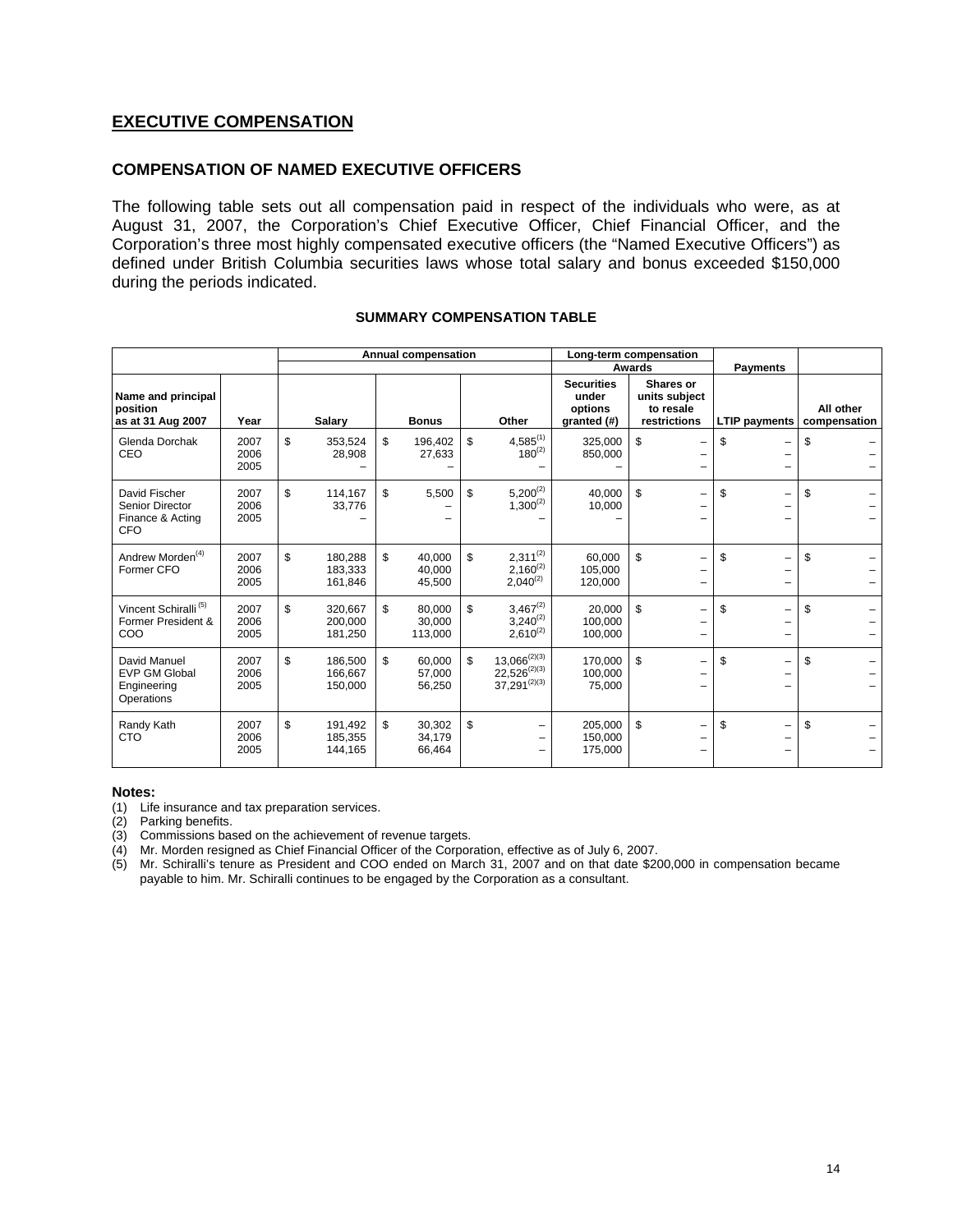## EXECUTIVE COMPENSATION

### COMPENSATION OF NAMED EXECUTIVE OFFICERS

The following table sets out all compensation paid in respect of the individuals who were, as at August 31, 2007, the Corporation's Chief Executive Officer, Chief Financial Officer, and the Corporation's three most highly compensated executive officers (the "Named Executive Officers") as defined under British Columbia securities laws whose total salary and bonus exceeded $150,000 during the periods indicated.

**SUMMARY COMPENSATION TABLE**

| | | Annual compensation | | | Long-term compensation | | | |
|---|---|---|---|---|---|---|---|---|
| | | | | | Awards | | Payments | |
| Name and principal position as at 31 Aug 2007 | Year | Salary | Bonus | Other | Securities under options granted (#) | Shares or units subject to resale restrictions | LTIP payments | All other compensation |
| Glenda Dorchak<br>CEO | 2007<br>2006<br>2005 | $ 353,524<br>28,908<br>– | $ 196,402<br>27,633<br>– | $ 4,585[1]<br>180[2]<br>– | 325,000<br>850,000<br>– | $ –<br>–<br>– | $ –<br>–<br>– | $ –<br>–<br>– |
| David Fischer<br>Senior Director Finance & Acting CFO | 2007<br>2006<br>2005 | $ 114,167<br>33,776<br>– | $ 5,500<br>–<br>– | $ 5,200[2]<br>1,300[2]<br>– | 40,000<br>10,000<br>– | $ –<br>–<br>– | $ –<br>–<br>– | $ –<br>–<br>– |
| Andrew Morden[4]<br>Former CFO | 2007<br>2006<br>2005 | $ 180,288<br>183,333<br>161,846 | $ 40,000<br>40,000<br>45,500 | $ 2,311[2]<br>2,160[2]<br>2,040[2] | 60,000<br>105,000<br>120,000 | $ –<br>–<br>– | $ –<br>–<br>– | $ –<br>–<br>– |
| Vincent Schiralli[5]<br>Former President & COO | 2007<br>2006<br>2005 | $ 320,667<br>200,000<br>181,250 | $ 80,000<br>30,000<br>113,000 | $ 3,467[2]<br>3,240[2]<br>2,610[2] | 20,000<br>100,000<br>100,000 | $ –<br>–<br>– | $ –<br>–<br>– | $ –<br>–<br>– |
| David Manuel<br>EVP GM Global Engineering Operations | 2007<br>2006<br>2005 | $ 186,500<br>166,667<br>150,000 | $ 60,000<br>57,000<br>56,250 | $ 13,066[2][3]<br>22,526[2][3]<br>37,291[2][3] | 170,000<br>100,000<br>75,000 | $ –<br>–<br>– | $ –<br>–<br>– | $ –<br>–<br>– |
| Randy Kath<br>CTO | 2007<br>2006<br>2005 | $ 191,492<br>185,355<br>144,165 | $ 30,302<br>34,179<br>66,464 | $ –<br>–<br>– | 205,000<br>150,000<br>175,000 | $ –<br>–<br>– | $ –<br>–<br>– | $ –<br>–<br>– |

**Notes:**

(1) Life insurance and tax preparation services.
(2) Parking benefits.
(3) Commissions based on the achievement of revenue targets.
(4) Mr. Morden resigned as Chief Financial Officer of the Corporation, effective as of July 6, 2007.
(5) Mr. Schiralli's tenure as President and COO ended on March 31, 2007 and on that date $200,000 in compensation became payable to him. Mr. Schiralli continues to be engaged by the Corporation as a consultant.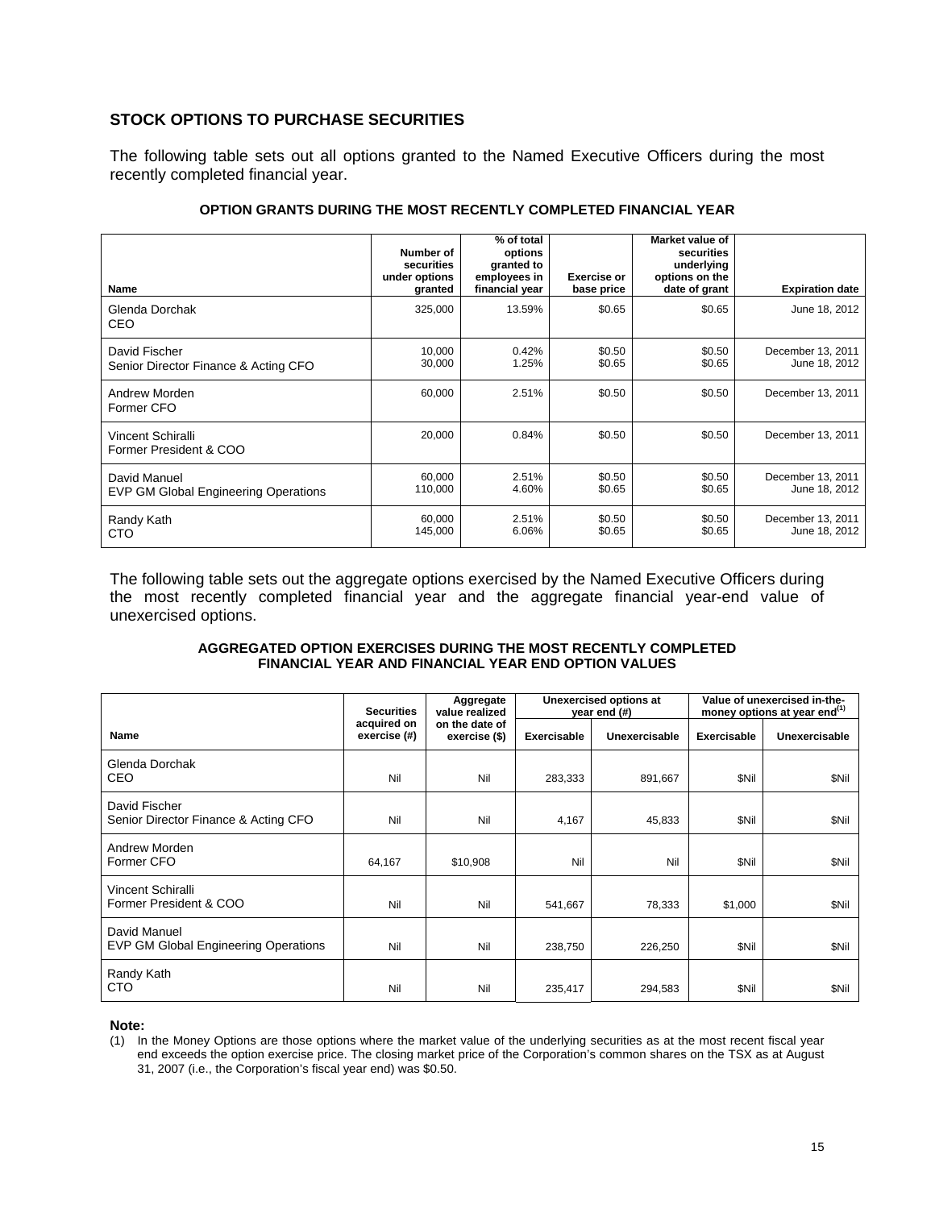## STOCK OPTIONS TO PURCHASE SECURITIES

The following table sets out all options granted to the Named Executive Officers during the most recently completed financial year.

### OPTION GRANTS DURING THE MOST RECENTLY COMPLETED FINANCIAL YEAR

| Name | Number of securities under options granted | % of total options granted to employees in financial year | Exercise or base price | Market value of securities underlying options on the date of grant | Expiration date |
|---|---|---|---|---|---|
| Glenda Dorchak<br>CEO | 325,000 | 13.59% | \$0.65 | \$0.65 | June 18, 2012 |
| David Fischer<br>Senior Director Finance & Acting CFO | 10,000<br>30,000 | 0.42%<br>1.25% | \$0.50<br>\$0.65 | \$0.50<br>\$0.65 | December 13, 2011<br>June 18, 2012 |
| Andrew Morden<br>Former CFO | 60,000 | 2.51% | \$0.50 | \$0.50 | December 13, 2011 |
| Vincent Schiralli<br>Former President & COO | 20,000 | 0.84% | \$0.50 | \$0.50 | December 13, 2011 |
| David Manuel<br>EVP GM Global Engineering Operations | 60,000<br>110,000 | 2.51%<br>4.60% | \$0.50<br>\$0.65 | \$0.50<br>\$0.65 | December 13, 2011<br>June 18, 2012 |
| Randy Kath<br>CTO | 60,000<br>145,000 | 2.51%<br>6.06% | \$0.50<br>\$0.65 | \$0.50<br>\$0.65 | December 13, 2011<br>June 18, 2012 |

The following table sets out the aggregate options exercised by the Named Executive Officers during the most recently completed financial year and the aggregate financial year-end value of unexercised options.

### AGGREGATED OPTION EXERCISES DURING THE MOST RECENTLY COMPLETED FINANCIAL YEAR AND FINANCIAL YEAR END OPTION VALUES

| Name | Securities acquired on exercise (#) | Aggregate value realized on the date of exercise (\$) | Unexercised options at year end (#) | | Value of unexercised in-the-money options at year end[(1)] | |
|---|---|---|---|---|---|---|
| | | | Exercisable | Unexercisable | Exercisable | Unexercisable |
| Glenda Dorchak<br>CEO | Nil | Nil | 283,333 | 891,667 | \$Nil | \$Nil |
| David Fischer<br>Senior Director Finance & Acting CFO | Nil | Nil | 4,167 | 45,833 | \$Nil | \$Nil |
| Andrew Morden<br>Former CFO | 64,167 | \$10,908 | Nil | Nil | \$Nil | \$Nil |
| Vincent Schiralli<br>Former President & COO | Nil | Nil | 541,667 | 78,333 | \$1,000 | \$Nil |
| David Manuel<br>EVP GM Global Engineering Operations | Nil | Nil | 238,750 | 226,250 | \$Nil | \$Nil |
| Randy Kath<br>CTO | Nil | Nil | 235,417 | 294,583 | \$Nil | \$Nil |

**Note:**

(1) In the Money Options are those options where the market value of the underlying securities as at the most recent fiscal year end exceeds the option exercise price. The closing market price of the Corporation's common shares on the TSX as at August 31, 2007 (i.e., the Corporation's fiscal year end) was \$0.50.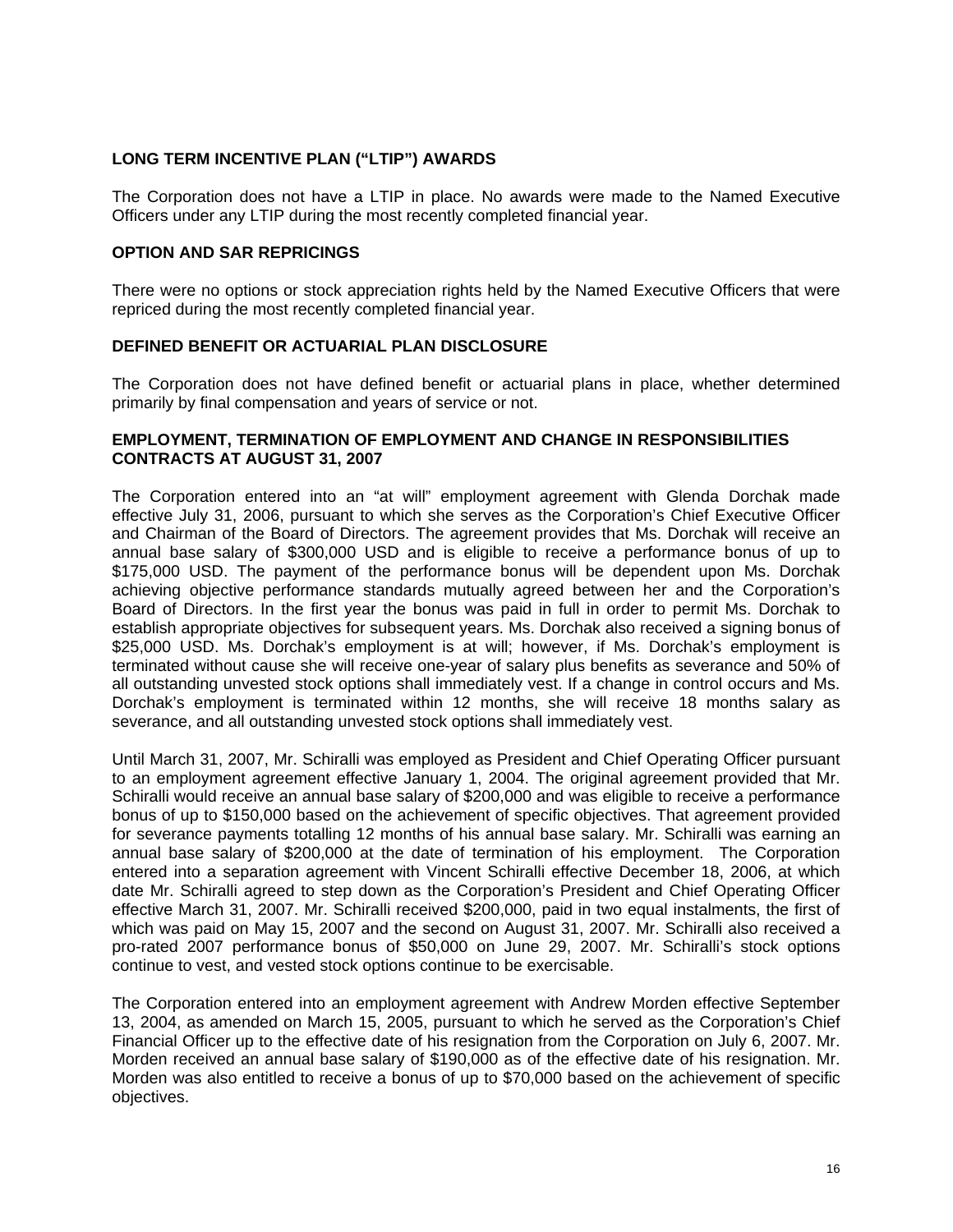## LONG TERM INCENTIVE PLAN ("LTIP") AWARDS

The Corporation does not have a LTIP in place. No awards were made to the Named Executive Officers under any LTIP during the most recently completed financial year.

## OPTION AND SAR REPRICINGS

There were no options or stock appreciation rights held by the Named Executive Officers that were repriced during the most recently completed financial year.

## DEFINED BENEFIT OR ACTUARIAL PLAN DISCLOSURE

The Corporation does not have defined benefit or actuarial plans in place, whether determined primarily by final compensation and years of service or not.

## EMPLOYMENT, TERMINATION OF EMPLOYMENT AND CHANGE IN RESPONSIBILITIES CONTRACTS AT AUGUST 31, 2007

The Corporation entered into an "at will" employment agreement with Glenda Dorchak made effective July 31, 2006, pursuant to which she serves as the Corporation's Chief Executive Officer and Chairman of the Board of Directors. The agreement provides that Ms. Dorchak will receive an annual base salary of $300,000 USD and is eligible to receive a performance bonus of up to $175,000 USD. The payment of the performance bonus will be dependent upon Ms. Dorchak achieving objective performance standards mutually agreed between her and the Corporation's Board of Directors. In the first year the bonus was paid in full in order to permit Ms. Dorchak to establish appropriate objectives for subsequent years. Ms. Dorchak also received a signing bonus of $25,000 USD. Ms. Dorchak's employment is at will; however, if Ms. Dorchak's employment is terminated without cause she will receive one-year of salary plus benefits as severance and 50% of all outstanding unvested stock options shall immediately vest. If a change in control occurs and Ms. Dorchak's employment is terminated within 12 months, she will receive 18 months salary as severance, and all outstanding unvested stock options shall immediately vest.

Until March 31, 2007, Mr. Schiralli was employed as President and Chief Operating Officer pursuant to an employment agreement effective January 1, 2004. The original agreement provided that Mr. Schiralli would receive an annual base salary of $200,000 and was eligible to receive a performance bonus of up to $150,000 based on the achievement of specific objectives. That agreement provided for severance payments totalling 12 months of his annual base salary. Mr. Schiralli was earning an annual base salary of $200,000 at the date of termination of his employment. The Corporation entered into a separation agreement with Vincent Schiralli effective December 18, 2006, at which date Mr. Schiralli agreed to step down as the Corporation's President and Chief Operating Officer effective March 31, 2007. Mr. Schiralli received $200,000, paid in two equal instalments, the first of which was paid on May 15, 2007 and the second on August 31, 2007. Mr. Schiralli also received a pro-rated 2007 performance bonus of $50,000 on June 29, 2007. Mr. Schiralli's stock options continue to vest, and vested stock options continue to be exercisable.

The Corporation entered into an employment agreement with Andrew Morden effective September 13, 2004, as amended on March 15, 2005, pursuant to which he served as the Corporation's Chief Financial Officer up to the effective date of his resignation from the Corporation on July 6, 2007. Mr. Morden received an annual base salary of $190,000 as of the effective date of his resignation. Mr. Morden was also entitled to receive a bonus of up to $70,000 based on the achievement of specific objectives.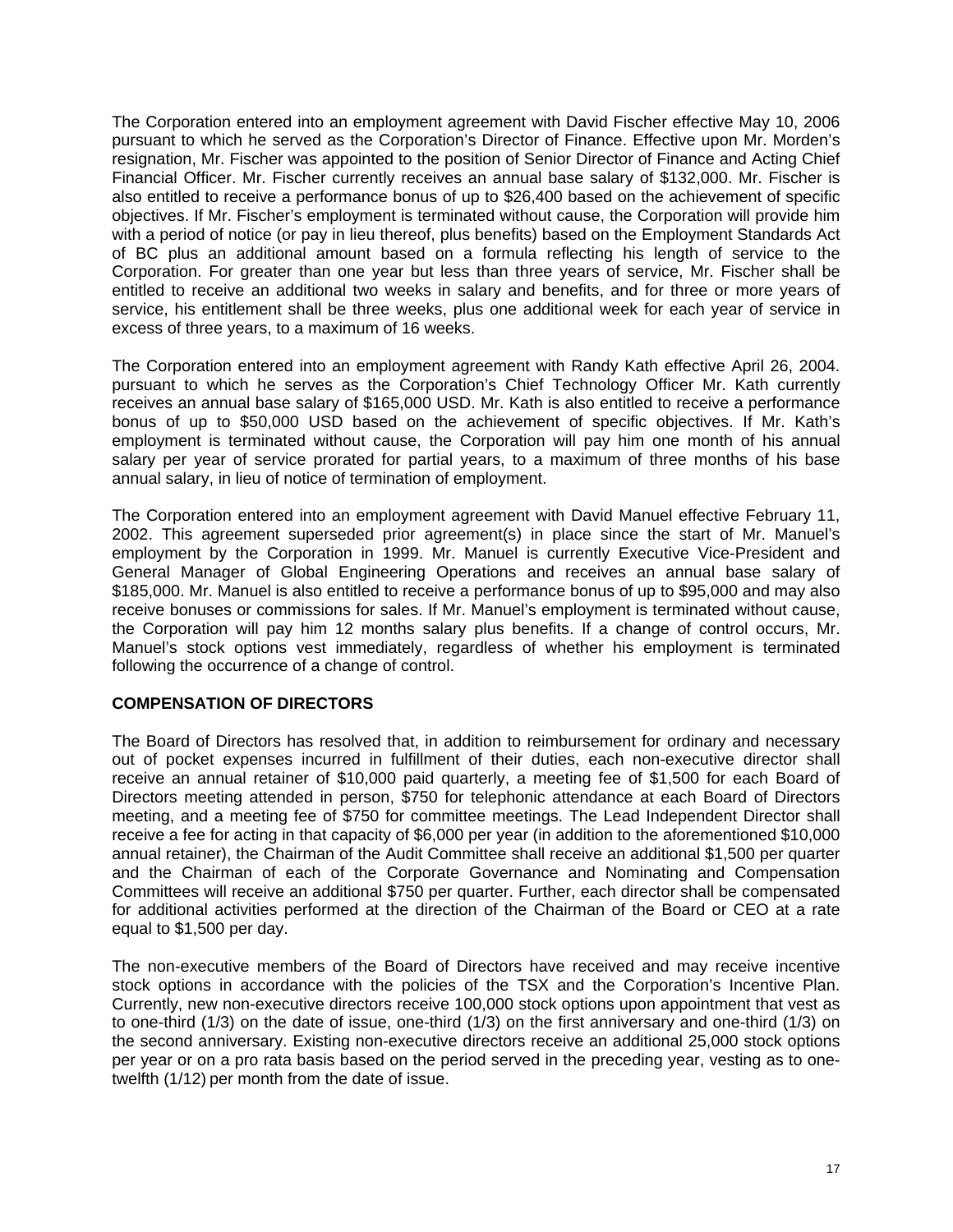The Corporation entered into an employment agreement with David Fischer effective May 10, 2006 pursuant to which he served as the Corporation's Director of Finance. Effective upon Mr. Morden's resignation, Mr. Fischer was appointed to the position of Senior Director of Finance and Acting Chief Financial Officer. Mr. Fischer currently receives an annual base salary of $132,000. Mr. Fischer is also entitled to receive a performance bonus of up to $26,400 based on the achievement of specific objectives. If Mr. Fischer's employment is terminated without cause, the Corporation will provide him with a period of notice (or pay in lieu thereof, plus benefits) based on the Employment Standards Act of BC plus an additional amount based on a formula reflecting his length of service to the Corporation. For greater than one year but less than three years of service, Mr. Fischer shall be entitled to receive an additional two weeks in salary and benefits, and for three or more years of service, his entitlement shall be three weeks, plus one additional week for each year of service in excess of three years, to a maximum of 16 weeks.

The Corporation entered into an employment agreement with Randy Kath effective April 26, 2004. pursuant to which he serves as the Corporation's Chief Technology Officer Mr. Kath currently receives an annual base salary of $165,000 USD. Mr. Kath is also entitled to receive a performance bonus of up to $50,000 USD based on the achievement of specific objectives. If Mr. Kath's employment is terminated without cause, the Corporation will pay him one month of his annual salary per year of service prorated for partial years, to a maximum of three months of his base annual salary, in lieu of notice of termination of employment.

The Corporation entered into an employment agreement with David Manuel effective February 11, 2002. This agreement superseded prior agreement(s) in place since the start of Mr. Manuel's employment by the Corporation in 1999. Mr. Manuel is currently Executive Vice-President and General Manager of Global Engineering Operations and receives an annual base salary of $185,000. Mr. Manuel is also entitled to receive a performance bonus of up to $95,000 and may also receive bonuses or commissions for sales. If Mr. Manuel's employment is terminated without cause, the Corporation will pay him 12 months salary plus benefits. If a change of control occurs, Mr. Manuel's stock options vest immediately, regardless of whether his employment is terminated following the occurrence of a change of control.

## COMPENSATION OF DIRECTORS

The Board of Directors has resolved that, in addition to reimbursement for ordinary and necessary out of pocket expenses incurred in fulfillment of their duties, each non-executive director shall receive an annual retainer of $10,000 paid quarterly, a meeting fee of $1,500 for each Board of Directors meeting attended in person, $750 for telephonic attendance at each Board of Directors meeting, and a meeting fee of $750 for committee meetings. The Lead Independent Director shall receive a fee for acting in that capacity of $6,000 per year (in addition to the aforementioned $10,000 annual retainer), the Chairman of the Audit Committee shall receive an additional $1,500 per quarter and the Chairman of each of the Corporate Governance and Nominating and Compensation Committees will receive an additional $750 per quarter. Further, each director shall be compensated for additional activities performed at the direction of the Chairman of the Board or CEO at a rate equal to $1,500 per day.

The non-executive members of the Board of Directors have received and may receive incentive stock options in accordance with the policies of the TSX and the Corporation's Incentive Plan. Currently, new non-executive directors receive 100,000 stock options upon appointment that vest as to one-third (1/3) on the date of issue, one-third (1/3) on the first anniversary and one-third (1/3) on the second anniversary. Existing non-executive directors receive an additional 25,000 stock options per year or on a pro rata basis based on the period served in the preceding year, vesting as to one-twelfth (1/12) per month from the date of issue.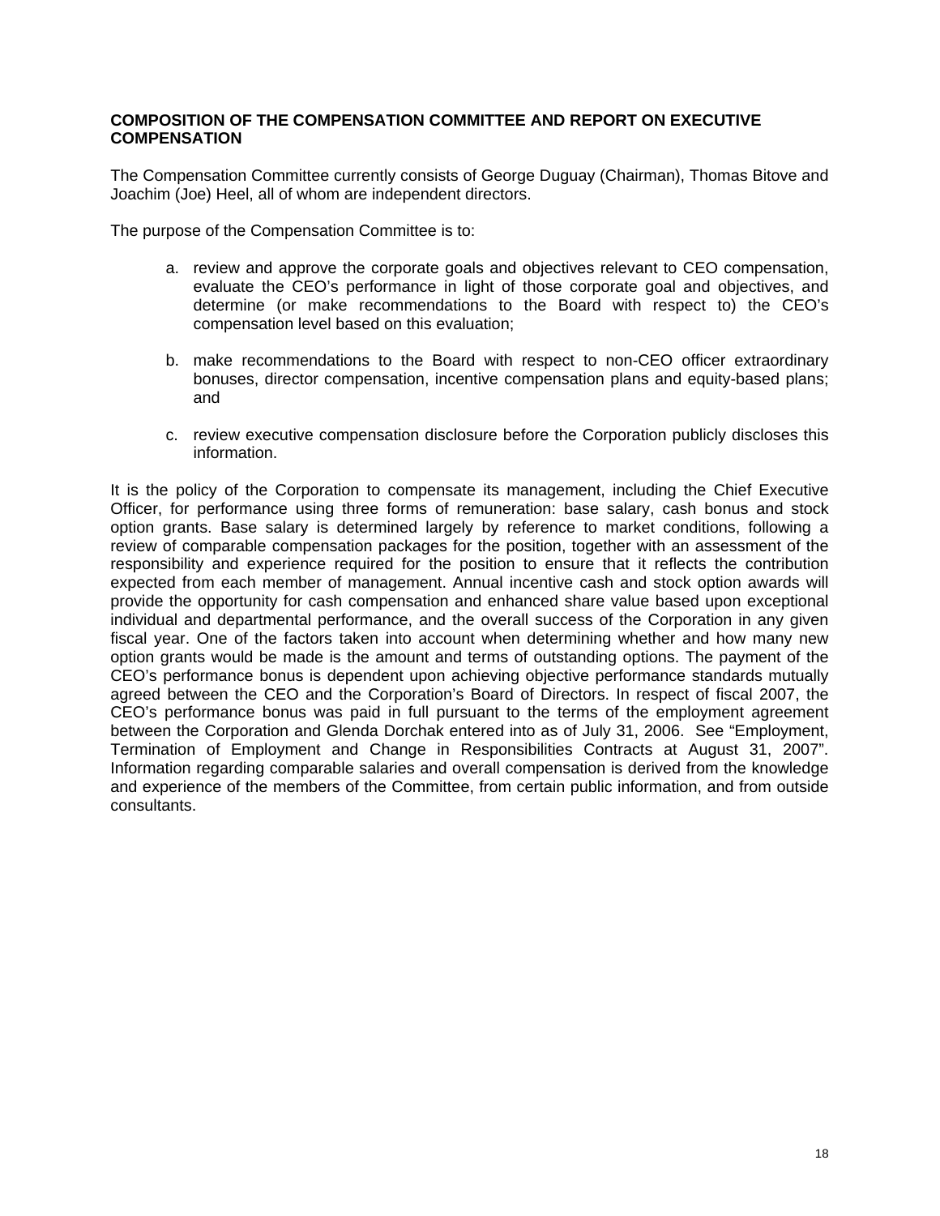## COMPOSITION OF THE COMPENSATION COMMITTEE AND REPORT ON EXECUTIVE COMPENSATION

The Compensation Committee currently consists of George Duguay (Chairman), Thomas Bitove and Joachim (Joe) Heel, all of whom are independent directors.

The purpose of the Compensation Committee is to:

a. review and approve the corporate goals and objectives relevant to CEO compensation, evaluate the CEO's performance in light of those corporate goal and objectives, and determine (or make recommendations to the Board with respect to) the CEO's compensation level based on this evaluation;

b. make recommendations to the Board with respect to non-CEO officer extraordinary bonuses, director compensation, incentive compensation plans and equity-based plans; and

c. review executive compensation disclosure before the Corporation publicly discloses this information.

It is the policy of the Corporation to compensate its management, including the Chief Executive Officer, for performance using three forms of remuneration: base salary, cash bonus and stock option grants. Base salary is determined largely by reference to market conditions, following a review of comparable compensation packages for the position, together with an assessment of the responsibility and experience required for the position to ensure that it reflects the contribution expected from each member of management. Annual incentive cash and stock option awards will provide the opportunity for cash compensation and enhanced share value based upon exceptional individual and departmental performance, and the overall success of the Corporation in any given fiscal year. One of the factors taken into account when determining whether and how many new option grants would be made is the amount and terms of outstanding options. The payment of the CEO's performance bonus is dependent upon achieving objective performance standards mutually agreed between the CEO and the Corporation's Board of Directors. In respect of fiscal 2007, the CEO's performance bonus was paid in full pursuant to the terms of the employment agreement between the Corporation and Glenda Dorchak entered into as of July 31, 2006. See "Employment, Termination of Employment and Change in Responsibilities Contracts at August 31, 2007". Information regarding comparable salaries and overall compensation is derived from the knowledge and experience of the members of the Committee, from certain public information, and from outside consultants.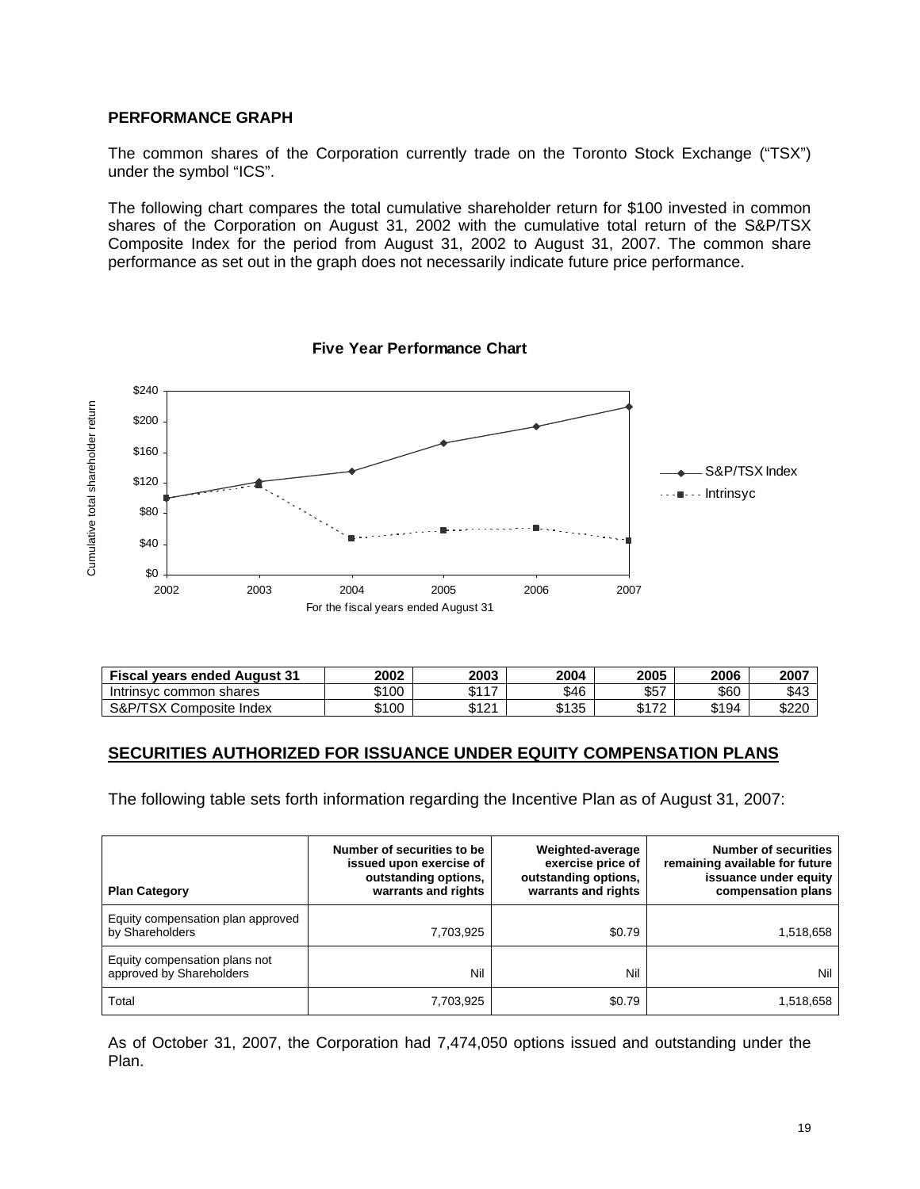## PERFORMANCE GRAPH

The common shares of the Corporation currently trade on the Toronto Stock Exchange ("TSX") under the symbol "ICS".

The following chart compares the total cumulative shareholder return for $100 invested in common shares of the Corporation on August 31, 2002 with the cumulative total return of the S&P/TSX Composite Index for the period from August 31, 2002 to August 31, 2007. The common share performance as set out in the graph does not necessarily indicate future price performance.

**Five Year Performance Chart**

| Fiscal years ended August 31 | 2002 | 2003 | 2004 | 2005 | 2006 | 2007 |
|---|---|---|---|---|---|---|
| Intrinsyc common shares | $100 | $117 | $46 | $57 | $60 | $43 |
| S&P/TSX Composite Index | $100 | $121 | $135 | $172 | $194 | $220 |

## SECURITIES AUTHORIZED FOR ISSUANCE UNDER EQUITY COMPENSATION PLANS

The following table sets forth information regarding the Incentive Plan as of August 31, 2007:

| Plan Category | Number of securities to be issued upon exercise of outstanding options, warrants and rights | Weighted-average exercise price of outstanding options, warrants and rights | Number of securities remaining available for future issuance under equity compensation plans |
|---|---|---|---|
| Equity compensation plan approved by Shareholders | 7,703,925 | $0.79 | 1,518,658 |
| Equity compensation plans not approved by Shareholders | Nil | Nil | Nil |
| Total | 7,703,925 | $0.79 | 1,518,658 |

As of October 31, 2007, the Corporation had 7,474,050 options issued and outstanding under the Plan.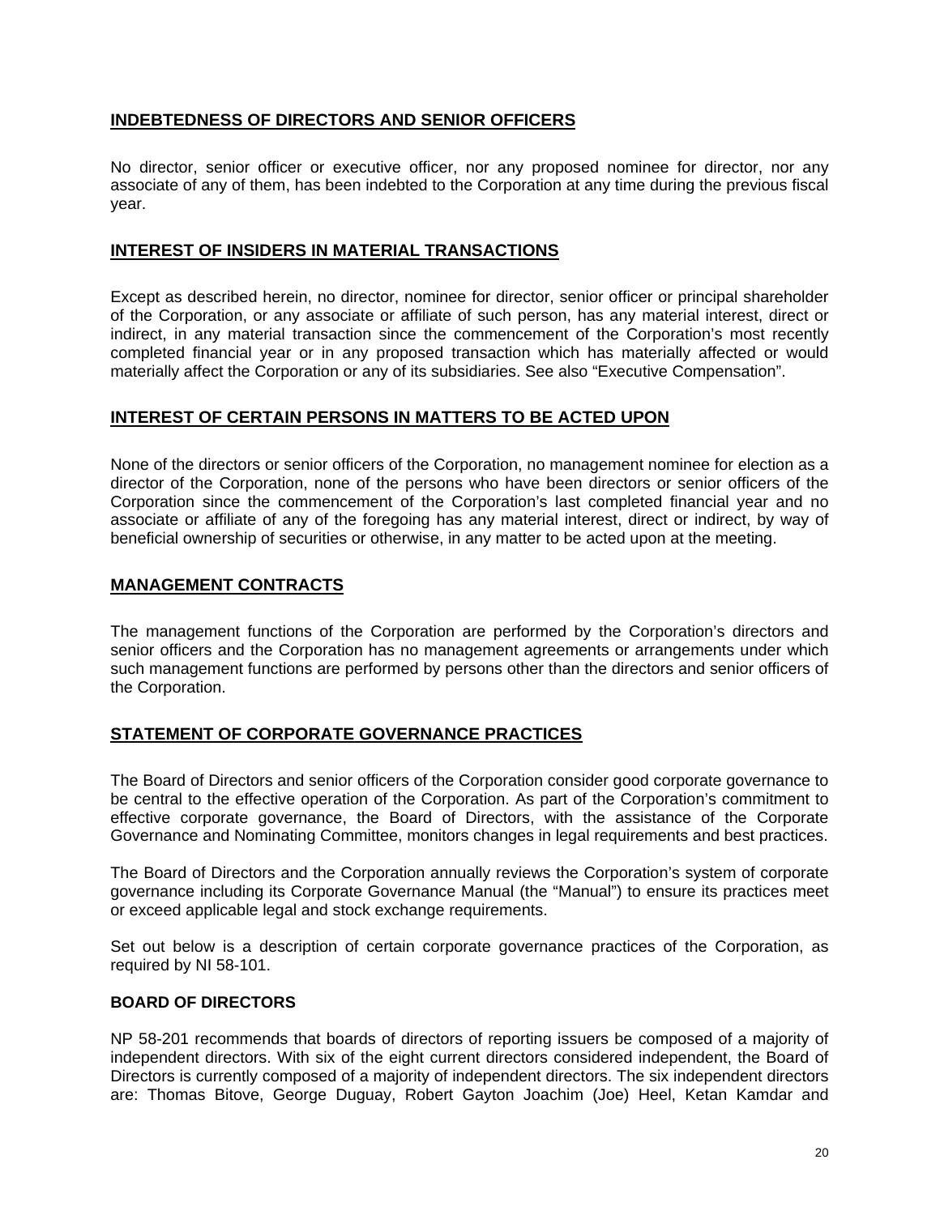## INDEBTEDNESS OF DIRECTORS AND SENIOR OFFICERS

No director, senior officer or executive officer, nor any proposed nominee for director, nor any associate of any of them, has been indebted to the Corporation at any time during the previous fiscal year.

## INTEREST OF INSIDERS IN MATERIAL TRANSACTIONS

Except as described herein, no director, nominee for director, senior officer or principal shareholder of the Corporation, or any associate or affiliate of such person, has any material interest, direct or indirect, in any material transaction since the commencement of the Corporation's most recently completed financial year or in any proposed transaction which has materially affected or would materially affect the Corporation or any of its subsidiaries. See also "Executive Compensation".

## INTEREST OF CERTAIN PERSONS IN MATTERS TO BE ACTED UPON

None of the directors or senior officers of the Corporation, no management nominee for election as a director of the Corporation, none of the persons who have been directors or senior officers of the Corporation since the commencement of the Corporation's last completed financial year and no associate or affiliate of any of the foregoing has any material interest, direct or indirect, by way of beneficial ownership of securities or otherwise, in any matter to be acted upon at the meeting.

## MANAGEMENT CONTRACTS

The management functions of the Corporation are performed by the Corporation's directors and senior officers and the Corporation has no management agreements or arrangements under which such management functions are performed by persons other than the directors and senior officers of the Corporation.

## STATEMENT OF CORPORATE GOVERNANCE PRACTICES

The Board of Directors and senior officers of the Corporation consider good corporate governance to be central to the effective operation of the Corporation. As part of the Corporation's commitment to effective corporate governance, the Board of Directors, with the assistance of the Corporate Governance and Nominating Committee, monitors changes in legal requirements and best practices.

The Board of Directors and the Corporation annually reviews the Corporation's system of corporate governance including its Corporate Governance Manual (the "Manual") to ensure its practices meet or exceed applicable legal and stock exchange requirements.

Set out below is a description of certain corporate governance practices of the Corporation, as required by NI 58-101.

### BOARD OF DIRECTORS

NP 58-201 recommends that boards of directors of reporting issuers be composed of a majority of independent directors. With six of the eight current directors considered independent, the Board of Directors is currently composed of a majority of independent directors. The six independent directors are: Thomas Bitove, George Duguay, Robert Gayton Joachim (Joe) Heel, Ketan Kamdar and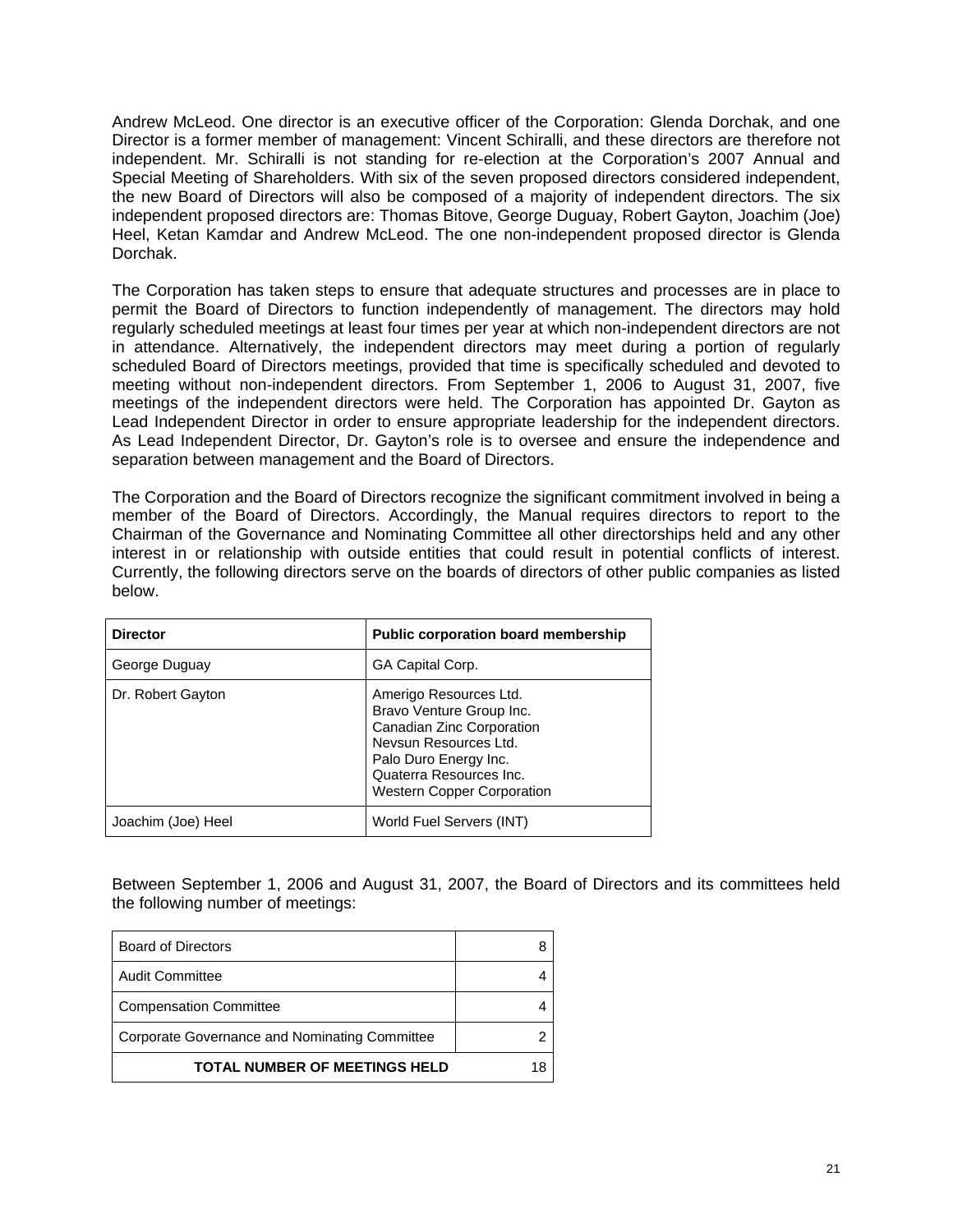Andrew McLeod. One director is an executive officer of the Corporation: Glenda Dorchak, and one Director is a former member of management: Vincent Schiralli, and these directors are therefore not independent. Mr. Schiralli is not standing for re-election at the Corporation's 2007 Annual and Special Meeting of Shareholders. With six of the seven proposed directors considered independent, the new Board of Directors will also be composed of a majority of independent directors. The six independent proposed directors are: Thomas Bitove, George Duguay, Robert Gayton, Joachim (Joe) Heel, Ketan Kamdar and Andrew McLeod. The one non-independent proposed director is Glenda Dorchak.

The Corporation has taken steps to ensure that adequate structures and processes are in place to permit the Board of Directors to function independently of management. The directors may hold regularly scheduled meetings at least four times per year at which non-independent directors are not in attendance. Alternatively, the independent directors may meet during a portion of regularly scheduled Board of Directors meetings, provided that time is specifically scheduled and devoted to meeting without non-independent directors. From September 1, 2006 to August 31, 2007, five meetings of the independent directors were held. The Corporation has appointed Dr. Gayton as Lead Independent Director in order to ensure appropriate leadership for the independent directors. As Lead Independent Director, Dr. Gayton's role is to oversee and ensure the independence and separation between management and the Board of Directors.

The Corporation and the Board of Directors recognize the significant commitment involved in being a member of the Board of Directors. Accordingly, the Manual requires directors to report to the Chairman of the Governance and Nominating Committee all other directorships held and any other interest in or relationship with outside entities that could result in potential conflicts of interest. Currently, the following directors serve on the boards of directors of other public companies as listed below.

| **Director** | **Public corporation board membership** |
|---|---|
| George Duguay | GA Capital Corp. |
| Dr. Robert Gayton | Amerigo Resources Ltd.<br>Bravo Venture Group Inc.<br>Canadian Zinc Corporation<br>Nevsun Resources Ltd.<br>Palo Duro Energy Inc.<br>Quaterra Resources Inc.<br>Western Copper Corporation |
| Joachim (Joe) Heel | World Fuel Servers (INT) |

Between September 1, 2006 and August 31, 2007, the Board of Directors and its committees held the following number of meetings:

| | |
|---|---|
| Board of Directors | 8 |
| Audit Committee | 4 |
| Compensation Committee | 4 |
| Corporate Governance and Nominating Committee | 2 |
| **TOTAL NUMBER OF MEETINGS HELD** | 18 |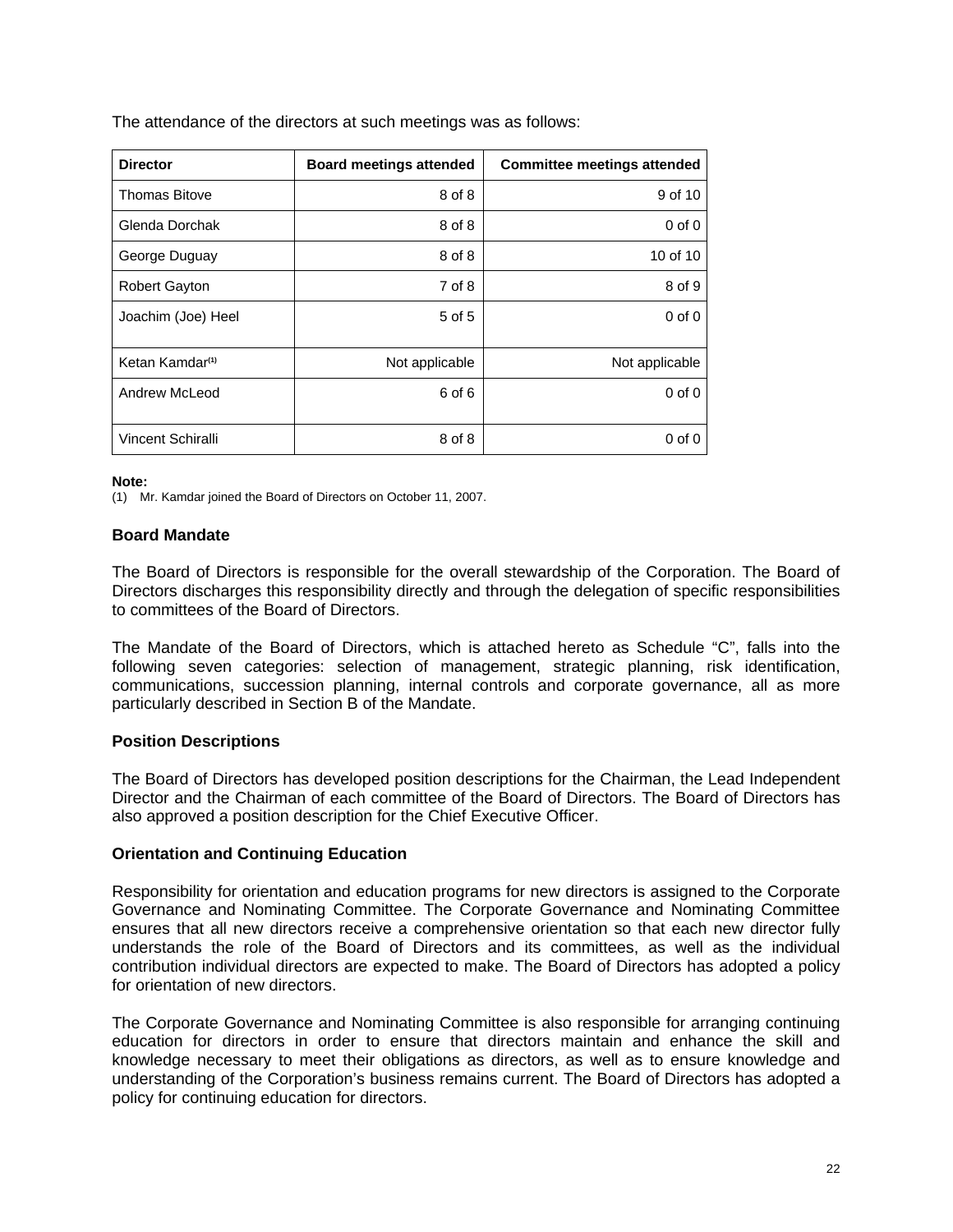The attendance of the directors at such meetings was as follows:

| Director | Board meetings attended | Committee meetings attended |
|---|---|---|
| Thomas Bitove | 8 of 8 | 9 of 10 |
| Glenda Dorchak | 8 of 8 | 0 of 0 |
| George Duguay | 8 of 8 | 10 of 10 |
| Robert Gayton | 7 of 8 | 8 of 9 |
| Joachim (Joe) Heel | 5 of 5 | 0 of 0 |
| Ketan Kamdar[(1)] | Not applicable | Not applicable |
| Andrew McLeod | 6 of 6 | 0 of 0 |
| Vincent Schiralli | 8 of 8 | 0 of 0 |

**Note:**

(1) Mr. Kamdar joined the Board of Directors on October 11, 2007.

### Board Mandate

The Board of Directors is responsible for the overall stewardship of the Corporation. The Board of Directors discharges this responsibility directly and through the delegation of specific responsibilities to committees of the Board of Directors.

The Mandate of the Board of Directors, which is attached hereto as Schedule "C", falls into the following seven categories: selection of management, strategic planning, risk identification, communications, succession planning, internal controls and corporate governance, all as more particularly described in Section B of the Mandate.

### Position Descriptions

The Board of Directors has developed position descriptions for the Chairman, the Lead Independent Director and the Chairman of each committee of the Board of Directors. The Board of Directors has also approved a position description for the Chief Executive Officer.

### Orientation and Continuing Education

Responsibility for orientation and education programs for new directors is assigned to the Corporate Governance and Nominating Committee. The Corporate Governance and Nominating Committee ensures that all new directors receive a comprehensive orientation so that each new director fully understands the role of the Board of Directors and its committees, as well as the individual contribution individual directors are expected to make. The Board of Directors has adopted a policy for orientation of new directors.

The Corporate Governance and Nominating Committee is also responsible for arranging continuing education for directors in order to ensure that directors maintain and enhance the skill and knowledge necessary to meet their obligations as directors, as well as to ensure knowledge and understanding of the Corporation's business remains current. The Board of Directors has adopted a policy for continuing education for directors.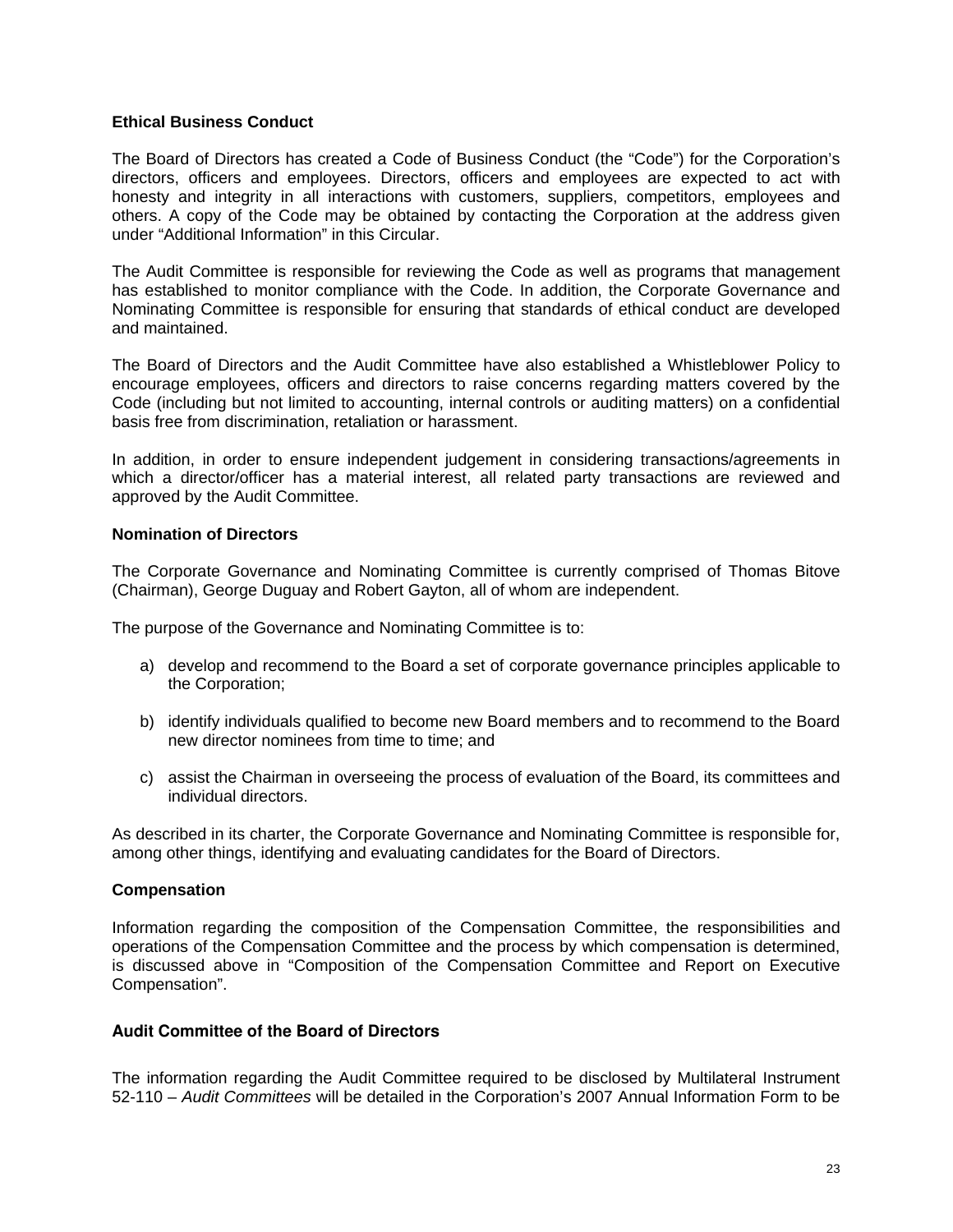### Ethical Business Conduct

The Board of Directors has created a Code of Business Conduct (the "Code") for the Corporation's directors, officers and employees. Directors, officers and employees are expected to act with honesty and integrity in all interactions with customers, suppliers, competitors, employees and others. A copy of the Code may be obtained by contacting the Corporation at the address given under "Additional Information" in this Circular.

The Audit Committee is responsible for reviewing the Code as well as programs that management has established to monitor compliance with the Code. In addition, the Corporate Governance and Nominating Committee is responsible for ensuring that standards of ethical conduct are developed and maintained.

The Board of Directors and the Audit Committee have also established a Whistleblower Policy to encourage employees, officers and directors to raise concerns regarding matters covered by the Code (including but not limited to accounting, internal controls or auditing matters) on a confidential basis free from discrimination, retaliation or harassment.

In addition, in order to ensure independent judgement in considering transactions/agreements in which a director/officer has a material interest, all related party transactions are reviewed and approved by the Audit Committee.

### Nomination of Directors

The Corporate Governance and Nominating Committee is currently comprised of Thomas Bitove (Chairman), George Duguay and Robert Gayton, all of whom are independent.

The purpose of the Governance and Nominating Committee is to:

a) develop and recommend to the Board a set of corporate governance principles applicable to the Corporation;

b) identify individuals qualified to become new Board members and to recommend to the Board new director nominees from time to time; and

c) assist the Chairman in overseeing the process of evaluation of the Board, its committees and individual directors.

As described in its charter, the Corporate Governance and Nominating Committee is responsible for, among other things, identifying and evaluating candidates for the Board of Directors.

### Compensation

Information regarding the composition of the Compensation Committee, the responsibilities and operations of the Compensation Committee and the process by which compensation is determined, is discussed above in "Composition of the Compensation Committee and Report on Executive Compensation".

### Audit Committee of the Board of Directors

The information regarding the Audit Committee required to be disclosed by Multilateral Instrument 52-110 – *Audit Committees* will be detailed in the Corporation's 2007 Annual Information Form to be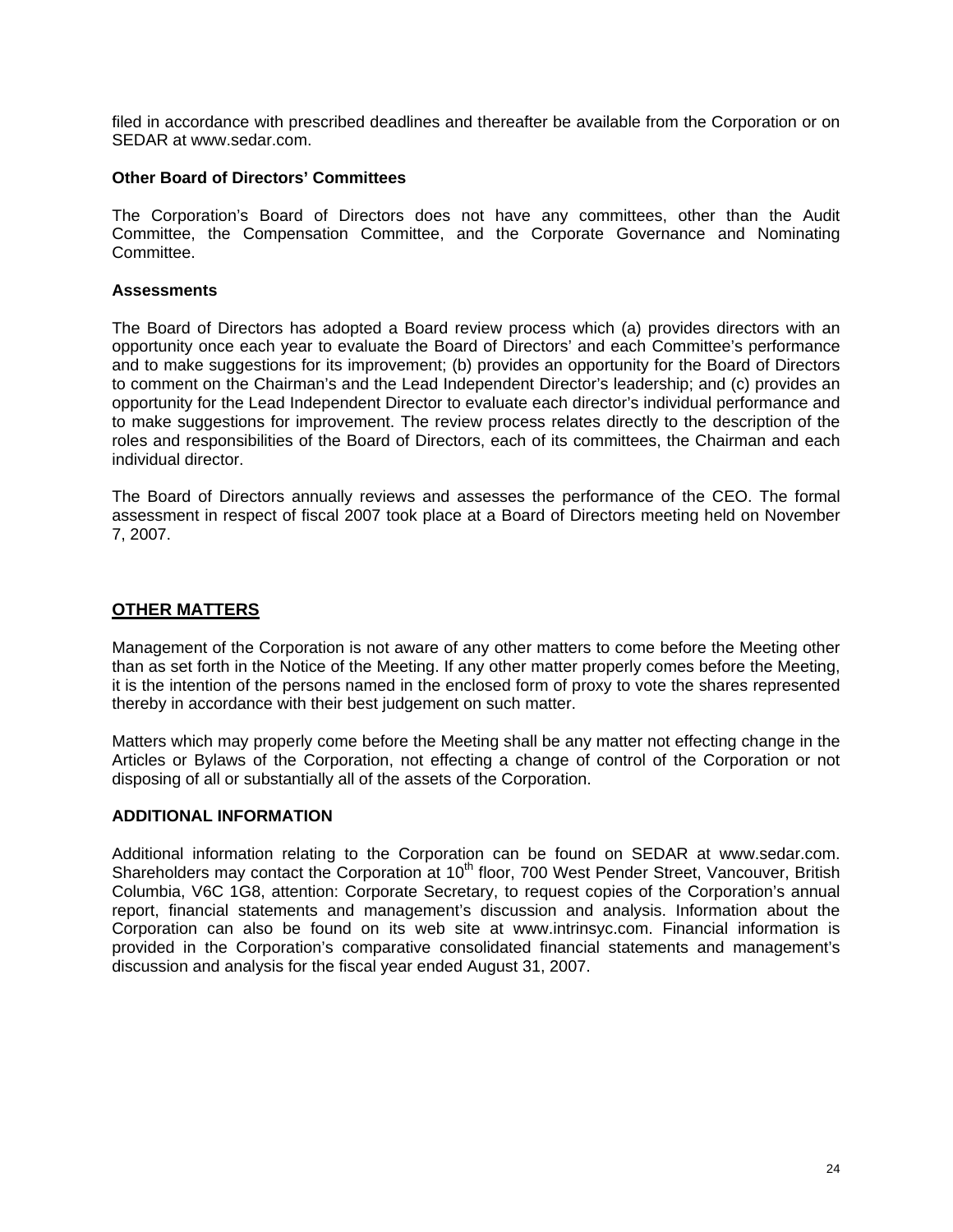filed in accordance with prescribed deadlines and thereafter be available from the Corporation or on SEDAR at www.sedar.com.

**Other Board of Directors' Committees**

The Corporation's Board of Directors does not have any committees, other than the Audit Committee, the Compensation Committee, and the Corporate Governance and Nominating Committee.

**Assessments**

The Board of Directors has adopted a Board review process which (a) provides directors with an opportunity once each year to evaluate the Board of Directors' and each Committee's performance and to make suggestions for its improvement; (b) provides an opportunity for the Board of Directors to comment on the Chairman's and the Lead Independent Director's leadership; and (c) provides an opportunity for the Lead Independent Director to evaluate each director's individual performance and to make suggestions for improvement. The review process relates directly to the description of the roles and responsibilities of the Board of Directors, each of its committees, the Chairman and each individual director.

The Board of Directors annually reviews and assesses the performance of the CEO. The formal assessment in respect of fiscal 2007 took place at a Board of Directors meeting held on November 7, 2007.

## OTHER MATTERS

Management of the Corporation is not aware of any other matters to come before the Meeting other than as set forth in the Notice of the Meeting. If any other matter properly comes before the Meeting, it is the intention of the persons named in the enclosed form of proxy to vote the shares represented thereby in accordance with their best judgement on such matter.

Matters which may properly come before the Meeting shall be any matter not effecting change in the Articles or Bylaws of the Corporation, not effecting a change of control of the Corporation or not disposing of all or substantially all of the assets of the Corporation.

**ADDITIONAL INFORMATION**

Additional information relating to the Corporation can be found on SEDAR at www.sedar.com. Shareholders may contact the Corporation at 10th floor, 700 West Pender Street, Vancouver, British Columbia, V6C 1G8, attention: Corporate Secretary, to request copies of the Corporation's annual report, financial statements and management's discussion and analysis. Information about the Corporation can also be found on its web site at www.intrinsyc.com. Financial information is provided in the Corporation's comparative consolidated financial statements and management's discussion and analysis for the fiscal year ended August 31, 2007.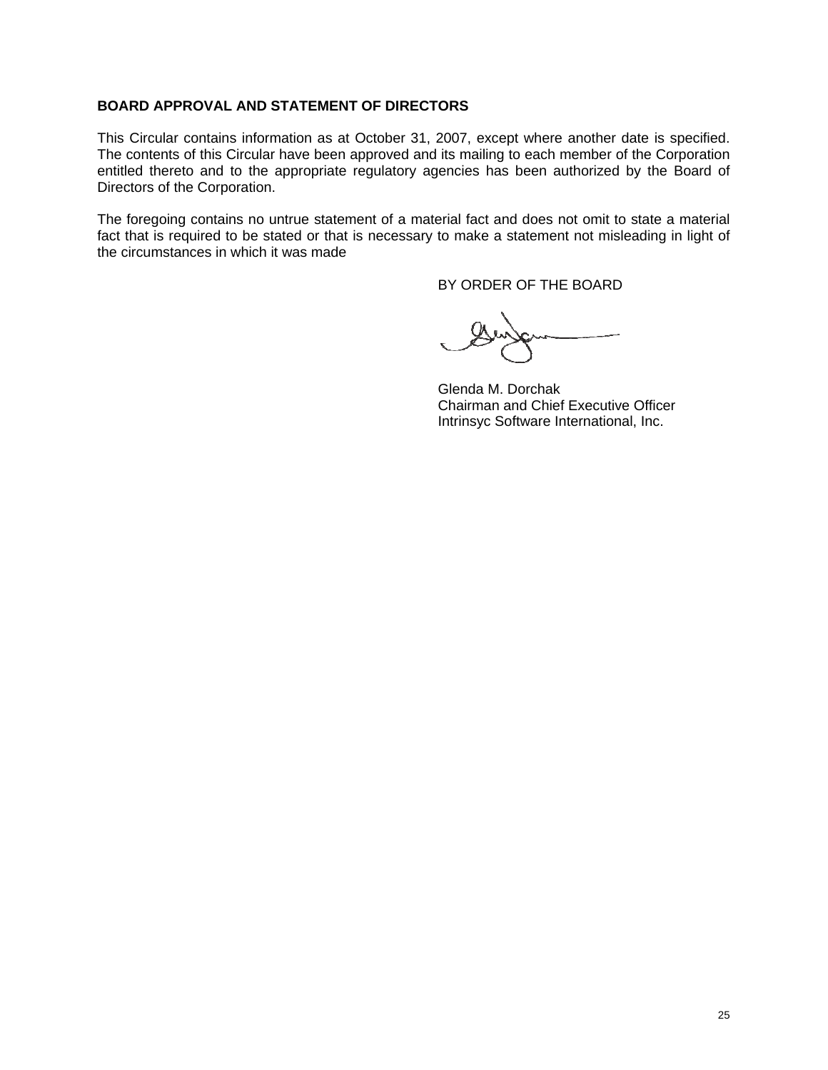## BOARD APPROVAL AND STATEMENT OF DIRECTORS

This Circular contains information as at October 31, 2007, except where another date is specified. The contents of this Circular have been approved and its mailing to each member of the Corporation entitled thereto and to the appropriate regulatory agencies has been authorized by the Board of Directors of the Corporation.

The foregoing contains no untrue statement of a material fact and does not omit to state a material fact that is required to be stated or that is necessary to make a statement not misleading in light of the circumstances in which it was made

BY ORDER OF THE BOARD

Glenda M. Dorchak
Chairman and Chief Executive Officer
Intrinsyc Software International, Inc.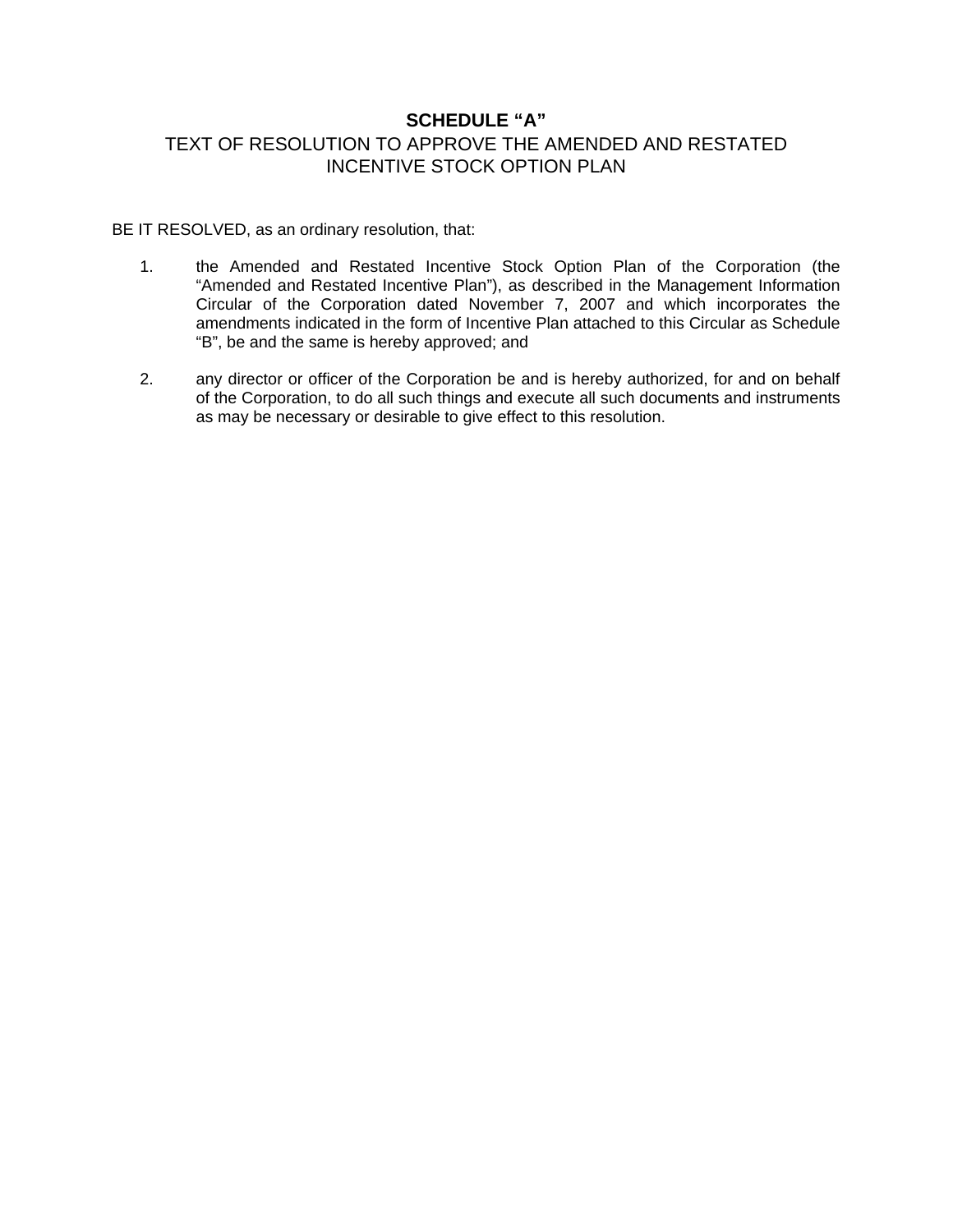# SCHEDULE “A”

## TEXT OF RESOLUTION TO APPROVE THE AMENDED AND RESTATED INCENTIVE STOCK OPTION PLAN

BE IT RESOLVED, as an ordinary resolution, that:

1. the Amended and Restated Incentive Stock Option Plan of the Corporation (the “Amended and Restated Incentive Plan”), as described in the Management Information Circular of the Corporation dated November 7, 2007 and which incorporates the amendments indicated in the form of Incentive Plan attached to this Circular as Schedule “B”, be and the same is hereby approved; and

2. any director or officer of the Corporation be and is hereby authorized, for and on behalf of the Corporation, to do all such things and execute all such documents and instruments as may be necessary or desirable to give effect to this resolution.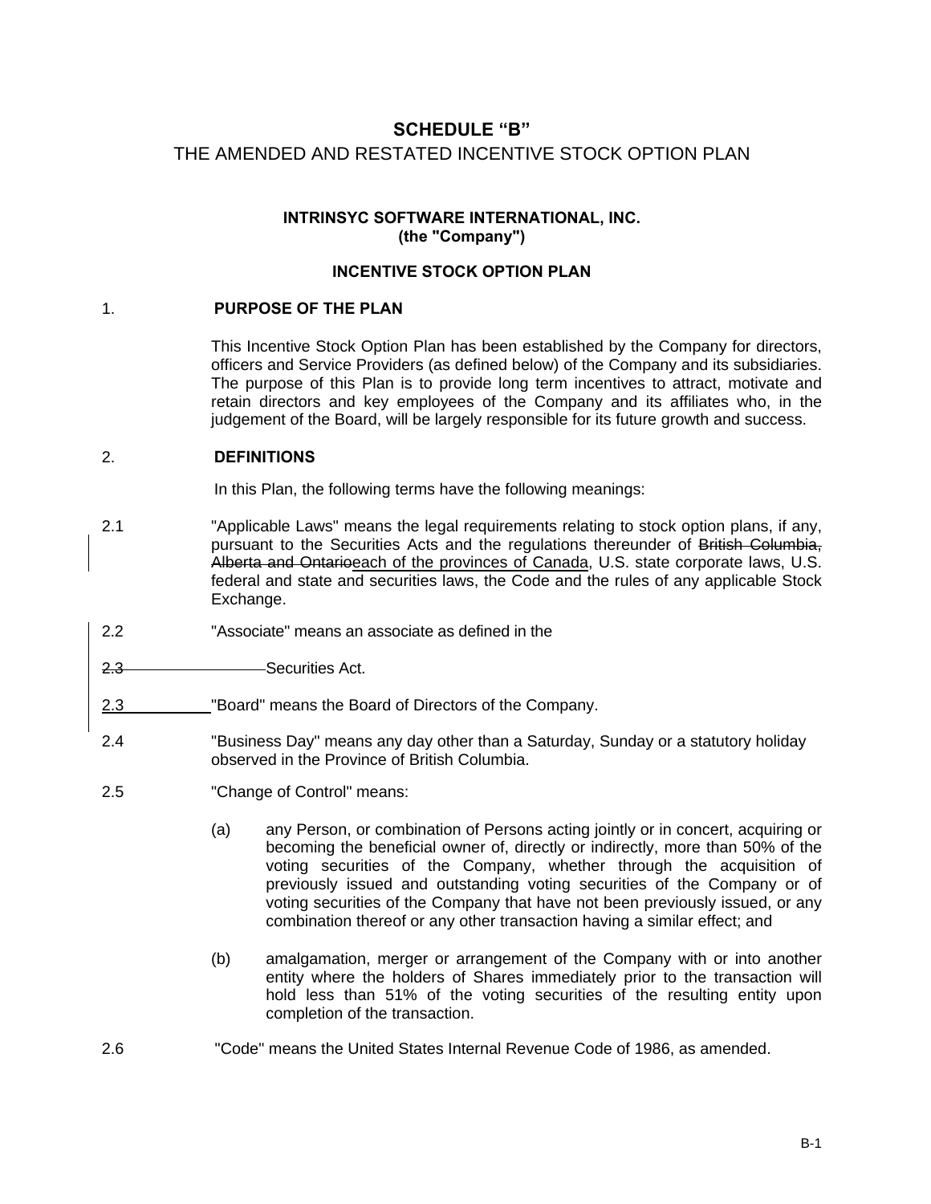# SCHEDULE "B"

## THE AMENDED AND RESTATED INCENTIVE STOCK OPTION PLAN

**INTRINSYC SOFTWARE INTERNATIONAL, INC.**
**(the "Company")**

**INCENTIVE STOCK OPTION PLAN**

### 1. PURPOSE OF THE PLAN

This Incentive Stock Option Plan has been established by the Company for directors, officers and Service Providers (as defined below) of the Company and its subsidiaries. The purpose of this Plan is to provide long term incentives to attract, motivate and retain directors and key employees of the Company and its affiliates who, in the judgement of the Board, will be largely responsible for its future growth and success.

### 2. DEFINITIONS

In this Plan, the following terms have the following meanings:

2.1 "Applicable Laws" means the legal requirements relating to stock option plans, if any, pursuant to the Securities Acts and the regulations thereunder of ~~British Columbia, Alberta and Ontario~~each of the provinces of Canada, U.S. state corporate laws, U.S. federal and state and securities laws, the Code and the rules of any applicable Stock Exchange.

2.2 "Associate" means an associate as defined in the

~~2.3~~ Securities Act.

2.3 "Board" means the Board of Directors of the Company.

2.4 "Business Day" means any day other than a Saturday, Sunday or a statutory holiday observed in the Province of British Columbia.

2.5 "Change of Control" means:

(a) any Person, or combination of Persons acting jointly or in concert, acquiring or becoming the beneficial owner of, directly or indirectly, more than 50% of the voting securities of the Company, whether through the acquisition of previously issued and outstanding voting securities of the Company or of voting securities of the Company that have not been previously issued, or any combination thereof or any other transaction having a similar effect; and

(b) amalgamation, merger or arrangement of the Company with or into another entity where the holders of Shares immediately prior to the transaction will hold less than 51% of the voting securities of the resulting entity upon completion of the transaction.

2.6 "Code" means the United States Internal Revenue Code of 1986, as amended.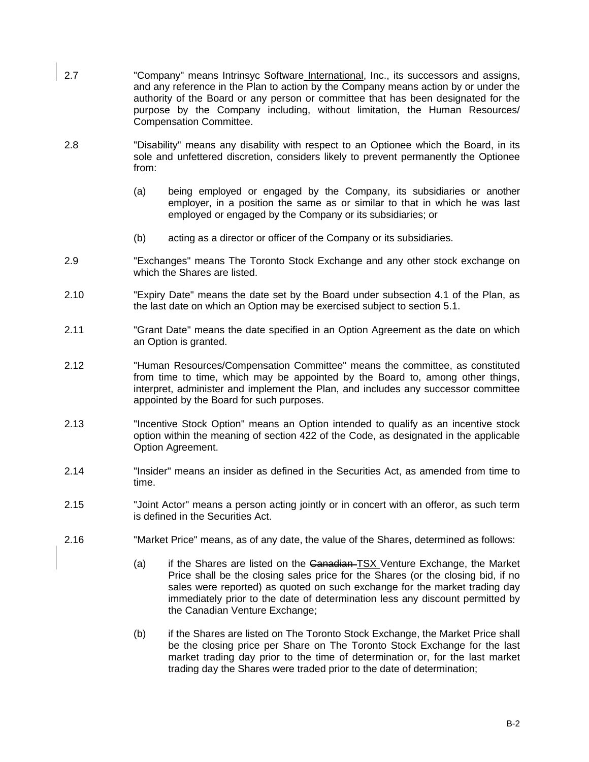2.7 "Company" means Intrinsyc Software International, Inc., its successors and assigns, and any reference in the Plan to action by the Company means action by or under the authority of the Board or any person or committee that has been designated for the purpose by the Company including, without limitation, the Human Resources/ Compensation Committee.

2.8 "Disability" means any disability with respect to an Optionee which the Board, in its sole and unfettered discretion, considers likely to prevent permanently the Optionee from:

(a) being employed or engaged by the Company, its subsidiaries or another employer, in a position the same as or similar to that in which he was last employed or engaged by the Company or its subsidiaries; or

(b) acting as a director or officer of the Company or its subsidiaries.

2.9 "Exchanges" means The Toronto Stock Exchange and any other stock exchange on which the Shares are listed.

2.10 "Expiry Date" means the date set by the Board under subsection 4.1 of the Plan, as the last date on which an Option may be exercised subject to section 5.1.

2.11 "Grant Date" means the date specified in an Option Agreement as the date on which an Option is granted.

2.12 "Human Resources/Compensation Committee" means the committee, as constituted from time to time, which may be appointed by the Board to, among other things, interpret, administer and implement the Plan, and includes any successor committee appointed by the Board for such purposes.

2.13 "Incentive Stock Option" means an Option intended to qualify as an incentive stock option within the meaning of section 422 of the Code, as designated in the applicable Option Agreement.

2.14 "Insider" means an insider as defined in the Securities Act, as amended from time to time.

2.15 "Joint Actor" means a person acting jointly or in concert with an offeror, as such term is defined in the Securities Act.

2.16 "Market Price" means, as of any date, the value of the Shares, determined as follows:

(a) if the Shares are listed on the ~~Canadian~~ TSX Venture Exchange, the Market Price shall be the closing sales price for the Shares (or the closing bid, if no sales were reported) as quoted on such exchange for the market trading day immediately prior to the date of determination less any discount permitted by the Canadian Venture Exchange;

(b) if the Shares are listed on The Toronto Stock Exchange, the Market Price shall be the closing price per Share on The Toronto Stock Exchange for the last market trading day prior to the time of determination or, for the last market trading day the Shares were traded prior to the date of determination;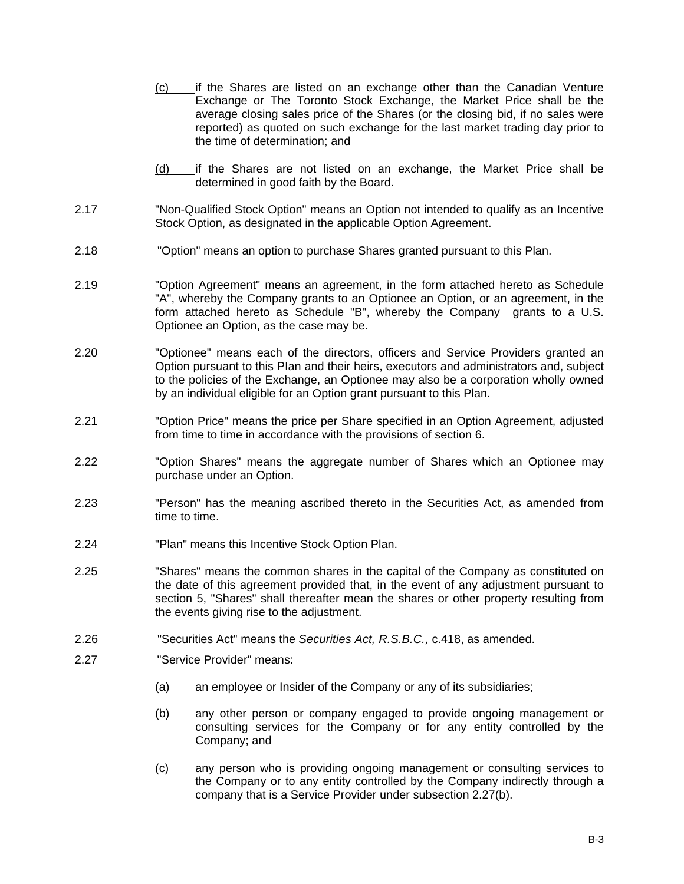(c) if the Shares are listed on an exchange other than the Canadian Venture Exchange or The Toronto Stock Exchange, the Market Price shall be the ~~average~~ closing sales price of the Shares (or the closing bid, if no sales were reported) as quoted on such exchange for the last market trading day prior to the time of determination; and

(d) if the Shares are not listed on an exchange, the Market Price shall be determined in good faith by the Board.

2.17 "Non-Qualified Stock Option" means an Option not intended to qualify as an Incentive Stock Option, as designated in the applicable Option Agreement.

2.18 "Option" means an option to purchase Shares granted pursuant to this Plan.

2.19 "Option Agreement" means an agreement, in the form attached hereto as Schedule "A", whereby the Company grants to an Optionee an Option, or an agreement, in the form attached hereto as Schedule "B", whereby the Company grants to a U.S. Optionee an Option, as the case may be.

2.20 "Optionee" means each of the directors, officers and Service Providers granted an Option pursuant to this Plan and their heirs, executors and administrators and, subject to the policies of the Exchange, an Optionee may also be a corporation wholly owned by an individual eligible for an Option grant pursuant to this Plan.

2.21 "Option Price" means the price per Share specified in an Option Agreement, adjusted from time to time in accordance with the provisions of section 6.

2.22 "Option Shares" means the aggregate number of Shares which an Optionee may purchase under an Option.

2.23 "Person" has the meaning ascribed thereto in the Securities Act, as amended from time to time.

2.24 "Plan" means this Incentive Stock Option Plan.

2.25 "Shares" means the common shares in the capital of the Company as constituted on the date of this agreement provided that, in the event of any adjustment pursuant to section 5, "Shares" shall thereafter mean the shares or other property resulting from the events giving rise to the adjustment.

2.26 "Securities Act" means the *Securities Act, R.S.B.C.,* c.418, as amended.

2.27 "Service Provider" means:

(a) an employee or Insider of the Company or any of its subsidiaries;

(b) any other person or company engaged to provide ongoing management or consulting services for the Company or for any entity controlled by the Company; and

(c) any person who is providing ongoing management or consulting services to the Company or to any entity controlled by the Company indirectly through a company that is a Service Provider under subsection 2.27(b).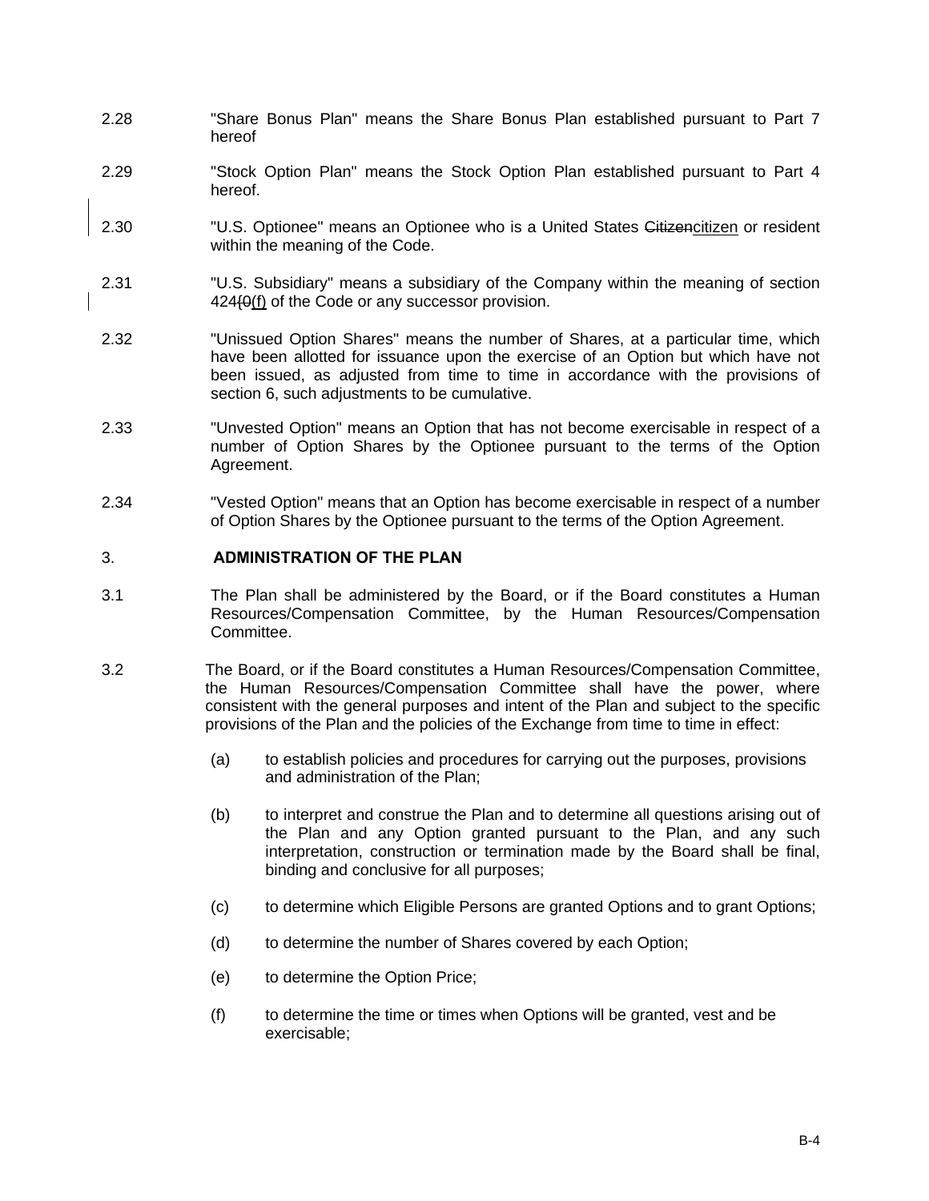2.28 "Share Bonus Plan" means the Share Bonus Plan established pursuant to Part 7 hereof

2.29 "Stock Option Plan" means the Stock Option Plan established pursuant to Part 4 hereof.

2.30 "U.S. Optionee" means an Optionee who is a United States ~~Citizen~~citizen or resident within the meaning of the Code.

2.31 "U.S. Subsidiary" means a subsidiary of the Company within the meaning of section 424~~{0~~(f) of the Code or any successor provision.

2.32 "Unissued Option Shares" means the number of Shares, at a particular time, which have been allotted for issuance upon the exercise of an Option but which have not been issued, as adjusted from time to time in accordance with the provisions of section 6, such adjustments to be cumulative.

2.33 "Unvested Option" means an Option that has not become exercisable in respect of a number of Option Shares by the Optionee pursuant to the terms of the Option Agreement.

2.34 "Vested Option" means that an Option has become exercisable in respect of a number of Option Shares by the Optionee pursuant to the terms of the Option Agreement.

## 3. ADMINISTRATION OF THE PLAN

3.1 The Plan shall be administered by the Board, or if the Board constitutes a Human Resources/Compensation Committee, by the Human Resources/Compensation Committee.

3.2 The Board, or if the Board constitutes a Human Resources/Compensation Committee, the Human Resources/Compensation Committee shall have the power, where consistent with the general purposes and intent of the Plan and subject to the specific provisions of the Plan and the policies of the Exchange from time to time in effect:

(a) to establish policies and procedures for carrying out the purposes, provisions and administration of the Plan;

(b) to interpret and construe the Plan and to determine all questions arising out of the Plan and any Option granted pursuant to the Plan, and any such interpretation, construction or termination made by the Board shall be final, binding and conclusive for all purposes;

(c) to determine which Eligible Persons are granted Options and to grant Options;

(d) to determine the number of Shares covered by each Option;

(e) to determine the Option Price;

(f) to determine the time or times when Options will be granted, vest and be exercisable;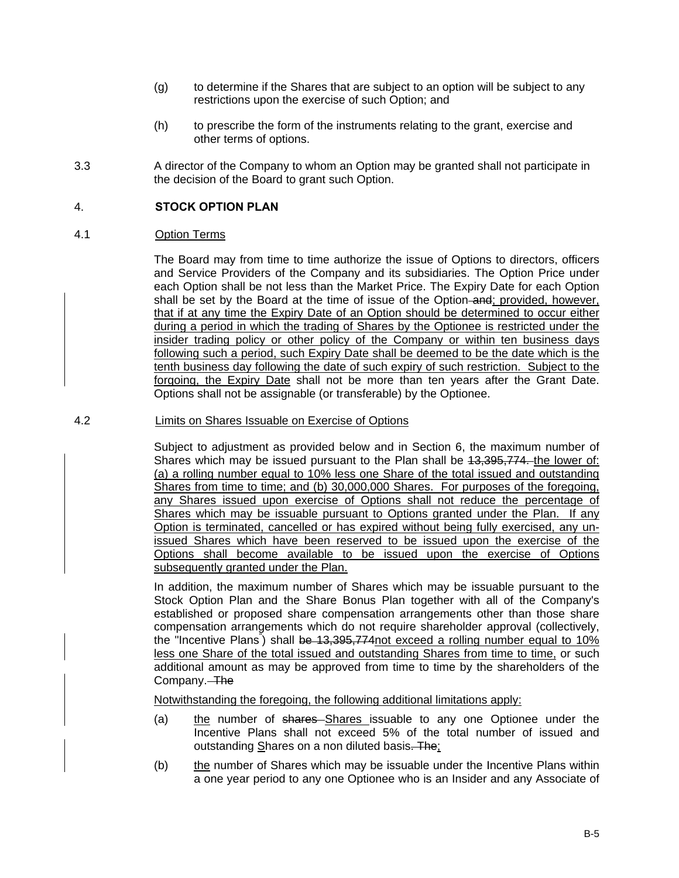(g) to determine if the Shares that are subject to an option will be subject to any restrictions upon the exercise of such Option; and

(h) to prescribe the form of the instruments relating to the grant, exercise and other terms of options.

3.3 A director of the Company to whom an Option may be granted shall not participate in the decision of the Board to grant such Option.

## 4. STOCK OPTION PLAN

### 4.1 Option Terms

The Board may from time to time authorize the issue of Options to directors, officers and Service Providers of the Company and its subsidiaries. The Option Price under each Option shall be not less than the Market Price. The Expiry Date for each Option shall be set by the Board at the time of issue of the Option ~~and~~; provided, however, that if at any time the Expiry Date of an Option should be determined to occur either during a period in which the trading of Shares by the Optionee is restricted under the insider trading policy or other policy of the Company or within ten business days following such a period, such Expiry Date shall be deemed to be the date which is the tenth business day following the date of such expiry of such restriction. Subject to the forgoing, the Expiry Date shall not be more than ten years after the Grant Date. Options shall not be assignable (or transferable) by the Optionee.

### 4.2 Limits on Shares Issuable on Exercise of Options

Subject to adjustment as provided below and in Section 6, the maximum number of Shares which may be issued pursuant to the Plan shall be ~~13,395,774.~~ the lower of: (a) a rolling number equal to 10% less one Share of the total issued and outstanding Shares from time to time; and (b) 30,000,000 Shares. For purposes of the foregoing, any Shares issued upon exercise of Options shall not reduce the percentage of Shares which may be issuable pursuant to Options granted under the Plan. If any Option is terminated, cancelled or has expired without being fully exercised, any un-issued Shares which have been reserved to be issued upon the exercise of the Options shall become available to be issued upon the exercise of Options subsequently granted under the Plan.

In addition, the maximum number of Shares which may be issuable pursuant to the Stock Option Plan and the Share Bonus Plan together with all of the Company's established or proposed share compensation arrangements other than those share compensation arrangements which do not require shareholder approval (collectively, the "Incentive Plans") shall ~~be 13,395,774~~not exceed a rolling number equal to 10% less one Share of the total issued and outstanding Shares from time to time, or such additional amount as may be approved from time to time by the shareholders of the Company. ~~The~~

Notwithstanding the foregoing, the following additional limitations apply:

(a) the number of ~~shares~~ Shares issuable to any one Optionee under the Incentive Plans shall not exceed 5% of the total number of issued and outstanding Shares on a non diluted basis~~. The~~;

(b) the number of Shares which may be issuable under the Incentive Plans within a one year period to any one Optionee who is an Insider and any Associate of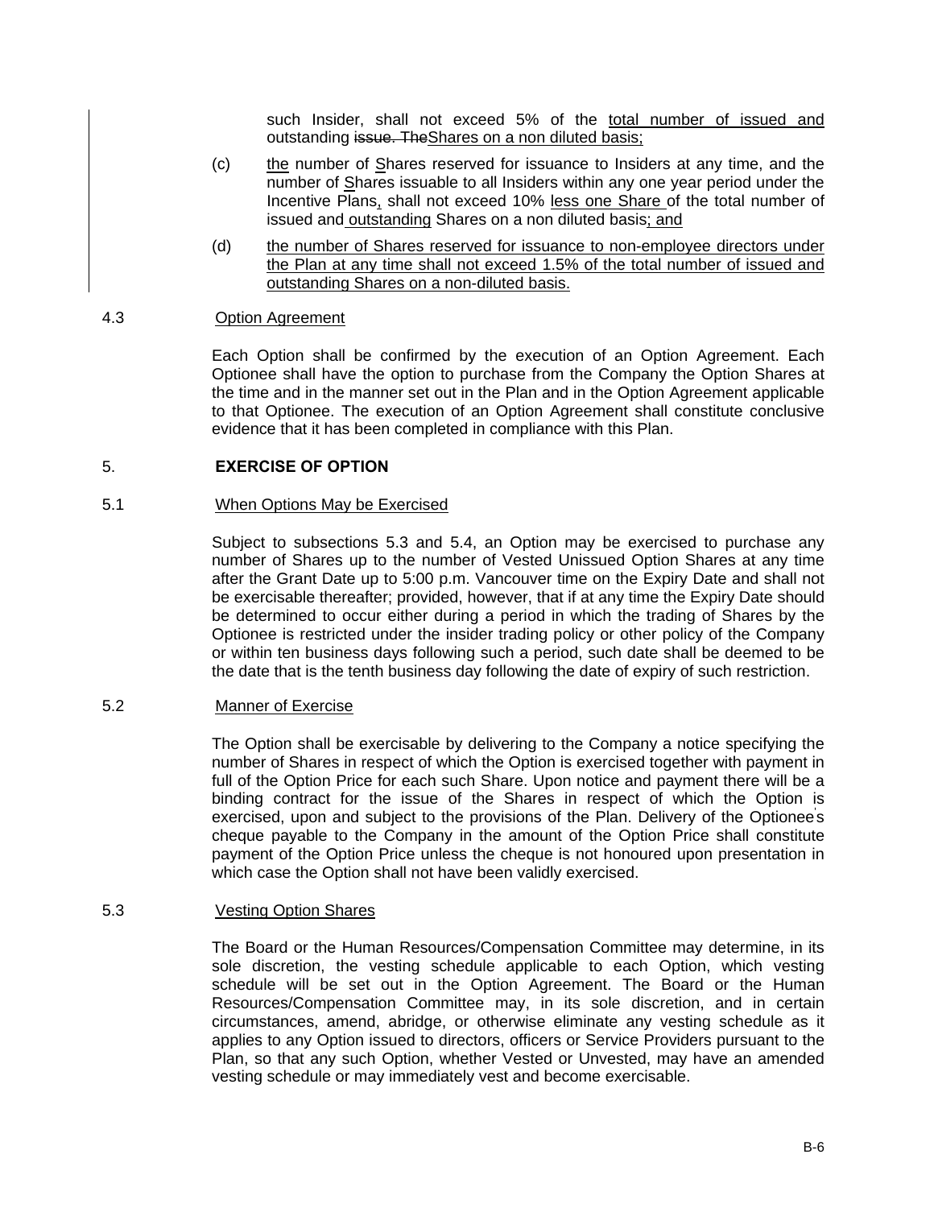such Insider, shall not exceed 5% of the total number of issued and outstanding issue. TheShares on a non diluted basis;

(c) the number of Shares reserved for issuance to Insiders at any time, and the number of Shares issuable to all Insiders within any one year period under the Incentive Plans, shall not exceed 10% less one Share of the total number of issued and outstanding Shares on a non diluted basis; and

(d) the number of Shares reserved for issuance to non-employee directors under the Plan at any time shall not exceed 1.5% of the total number of issued and outstanding Shares on a non-diluted basis.

4.3 Option Agreement

Each Option shall be confirmed by the execution of an Option Agreement. Each Optionee shall have the option to purchase from the Company the Option Shares at the time and in the manner set out in the Plan and in the Option Agreement applicable to that Optionee. The execution of an Option Agreement shall constitute conclusive evidence that it has been completed in compliance with this Plan.

## 5. EXERCISE OF OPTION

5.1 When Options May be Exercised

Subject to subsections 5.3 and 5.4, an Option may be exercised to purchase any number of Shares up to the number of Vested Unissued Option Shares at any time after the Grant Date up to 5:00 p.m. Vancouver time on the Expiry Date and shall not be exercisable thereafter; provided, however, that if at any time the Expiry Date should be determined to occur either during a period in which the trading of Shares by the Optionee is restricted under the insider trading policy or other policy of the Company or within ten business days following such a period, such date shall be deemed to be the date that is the tenth business day following the date of expiry of such restriction.

5.2 Manner of Exercise

The Option shall be exercisable by delivering to the Company a notice specifying the number of Shares in respect of which the Option is exercised together with payment in full of the Option Price for each such Share. Upon notice and payment there will be a binding contract for the issue of the Shares in respect of which the Option is exercised, upon and subject to the provisions of the Plan. Delivery of the Optionee's cheque payable to the Company in the amount of the Option Price shall constitute payment of the Option Price unless the cheque is not honoured upon presentation in which case the Option shall not have been validly exercised.

5.3 Vesting Option Shares

The Board or the Human Resources/Compensation Committee may determine, in its sole discretion, the vesting schedule applicable to each Option, which vesting schedule will be set out in the Option Agreement. The Board or the Human Resources/Compensation Committee may, in its sole discretion, and in certain circumstances, amend, abridge, or otherwise eliminate any vesting schedule as it applies to any Option issued to directors, officers or Service Providers pursuant to the Plan, so that any such Option, whether Vested or Unvested, may have an amended vesting schedule or may immediately vest and become exercisable.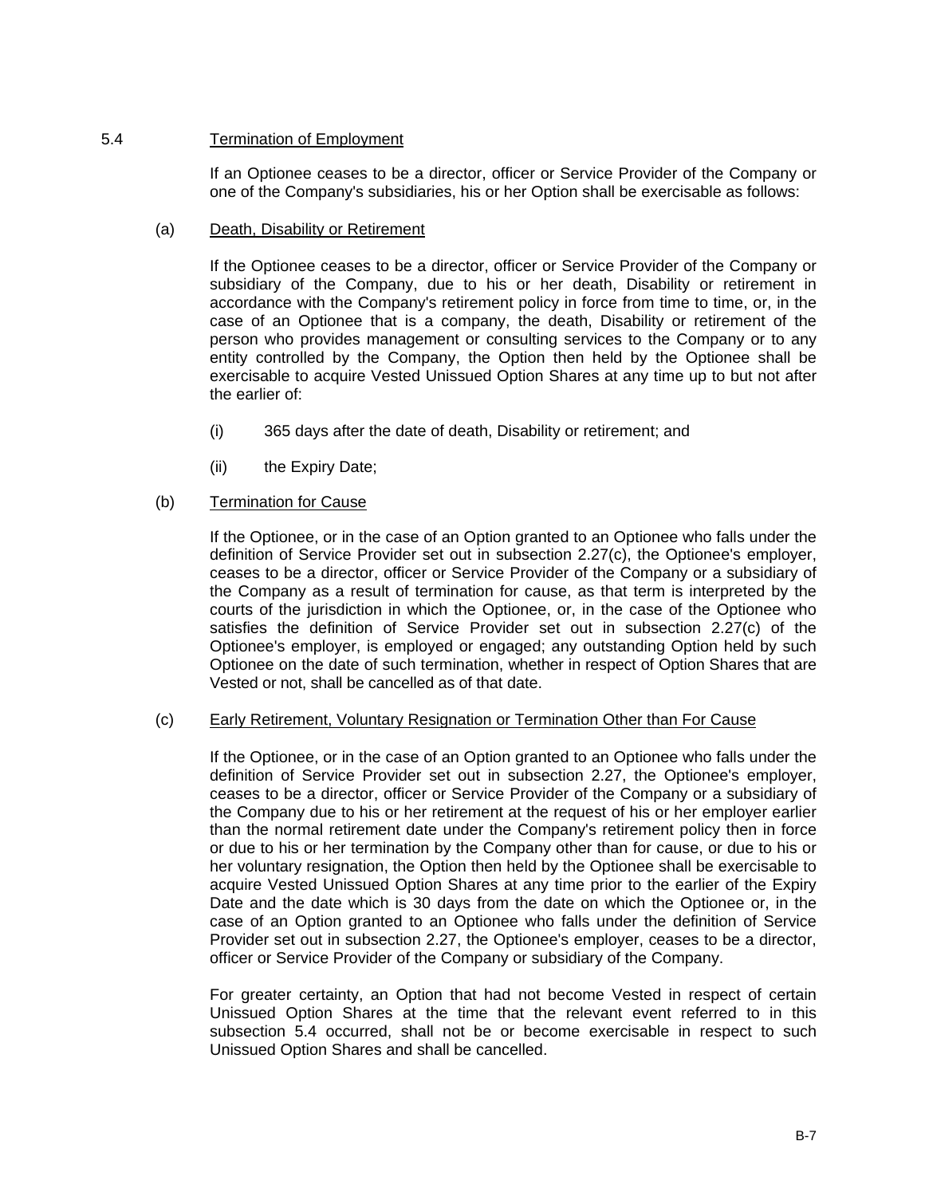5.4 Termination of Employment

If an Optionee ceases to be a director, officer or Service Provider of the Company or one of the Company's subsidiaries, his or her Option shall be exercisable as follows:

(a) Death, Disability or Retirement

If the Optionee ceases to be a director, officer or Service Provider of the Company or subsidiary of the Company, due to his or her death, Disability or retirement in accordance with the Company's retirement policy in force from time to time, or, in the case of an Optionee that is a company, the death, Disability or retirement of the person who provides management or consulting services to the Company or to any entity controlled by the Company, the Option then held by the Optionee shall be exercisable to acquire Vested Unissued Option Shares at any time up to but not after the earlier of:

(i) 365 days after the date of death, Disability or retirement; and

(ii) the Expiry Date;

(b) Termination for Cause

If the Optionee, or in the case of an Option granted to an Optionee who falls under the definition of Service Provider set out in subsection 2.27(c), the Optionee's employer, ceases to be a director, officer or Service Provider of the Company or a subsidiary of the Company as a result of termination for cause, as that term is interpreted by the courts of the jurisdiction in which the Optionee, or, in the case of the Optionee who satisfies the definition of Service Provider set out in subsection 2.27(c) of the Optionee's employer, is employed or engaged; any outstanding Option held by such Optionee on the date of such termination, whether in respect of Option Shares that are Vested or not, shall be cancelled as of that date.

(c) Early Retirement, Voluntary Resignation or Termination Other than For Cause

If the Optionee, or in the case of an Option granted to an Optionee who falls under the definition of Service Provider set out in subsection 2.27, the Optionee's employer, ceases to be a director, officer or Service Provider of the Company or a subsidiary of the Company due to his or her retirement at the request of his or her employer earlier than the normal retirement date under the Company's retirement policy then in force or due to his or her termination by the Company other than for cause, or due to his or her voluntary resignation, the Option then held by the Optionee shall be exercisable to acquire Vested Unissued Option Shares at any time prior to the earlier of the Expiry Date and the date which is 30 days from the date on which the Optionee or, in the case of an Option granted to an Optionee who falls under the definition of Service Provider set out in subsection 2.27, the Optionee's employer, ceases to be a director, officer or Service Provider of the Company or subsidiary of the Company.

For greater certainty, an Option that had not become Vested in respect of certain Unissued Option Shares at the time that the relevant event referred to in this subsection 5.4 occurred, shall not be or become exercisable in respect to such Unissued Option Shares and shall be cancelled.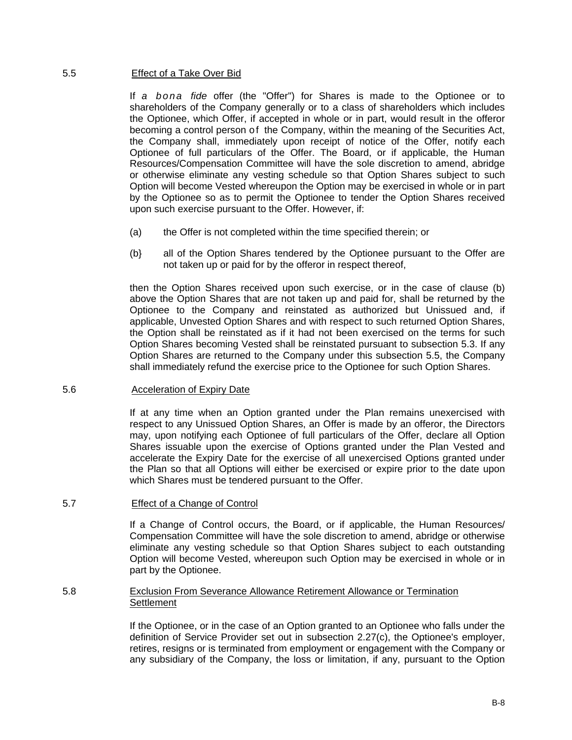### 5.5 Effect of a Take Over Bid

If *a bona fide* offer (the "Offer") for Shares is made to the Optionee or to shareholders of the Company generally or to a class of shareholders which includes the Optionee, which Offer, if accepted in whole or in part, would result in the offeror becoming a control person of the Company, within the meaning of the Securities Act, the Company shall, immediately upon receipt of notice of the Offer, notify each Optionee of full particulars of the Offer. The Board, or if applicable, the Human Resources/Compensation Committee will have the sole discretion to amend, abridge or otherwise eliminate any vesting schedule so that Option Shares subject to such Option will become Vested whereupon the Option may be exercised in whole or in part by the Optionee so as to permit the Optionee to tender the Option Shares received upon such exercise pursuant to the Offer. However, if:

(a) the Offer is not completed within the time specified therein; or

(b} all of the Option Shares tendered by the Optionee pursuant to the Offer are not taken up or paid for by the offeror in respect thereof,

then the Option Shares received upon such exercise, or in the case of clause (b) above the Option Shares that are not taken up and paid for, shall be returned by the Optionee to the Company and reinstated as authorized but Unissued and, if applicable, Unvested Option Shares and with respect to such returned Option Shares, the Option shall be reinstated as if it had not been exercised on the terms for such Option Shares becoming Vested shall be reinstated pursuant to subsection 5.3. If any Option Shares are returned to the Company under this subsection 5.5, the Company shall immediately refund the exercise price to the Optionee for such Option Shares.

### 5.6 Acceleration of Expiry Date

If at any time when an Option granted under the Plan remains unexercised with respect to any Unissued Option Shares, an Offer is made by an offeror, the Directors may, upon notifying each Optionee of full particulars of the Offer, declare all Option Shares issuable upon the exercise of Options granted under the Plan Vested and accelerate the Expiry Date for the exercise of all unexercised Options granted under the Plan so that all Options will either be exercised or expire prior to the date upon which Shares must be tendered pursuant to the Offer.

### 5.7 Effect of a Change of Control

If a Change of Control occurs, the Board, or if applicable, the Human Resources/ Compensation Committee will have the sole discretion to amend, abridge or otherwise eliminate any vesting schedule so that Option Shares subject to each outstanding Option will become Vested, whereupon such Option may be exercised in whole or in part by the Optionee.

### 5.8 Exclusion From Severance Allowance Retirement Allowance or Termination Settlement

If the Optionee, or in the case of an Option granted to an Optionee who falls under the definition of Service Provider set out in subsection 2.27(c), the Optionee's employer, retires, resigns or is terminated from employment or engagement with the Company or any subsidiary of the Company, the loss or limitation, if any, pursuant to the Option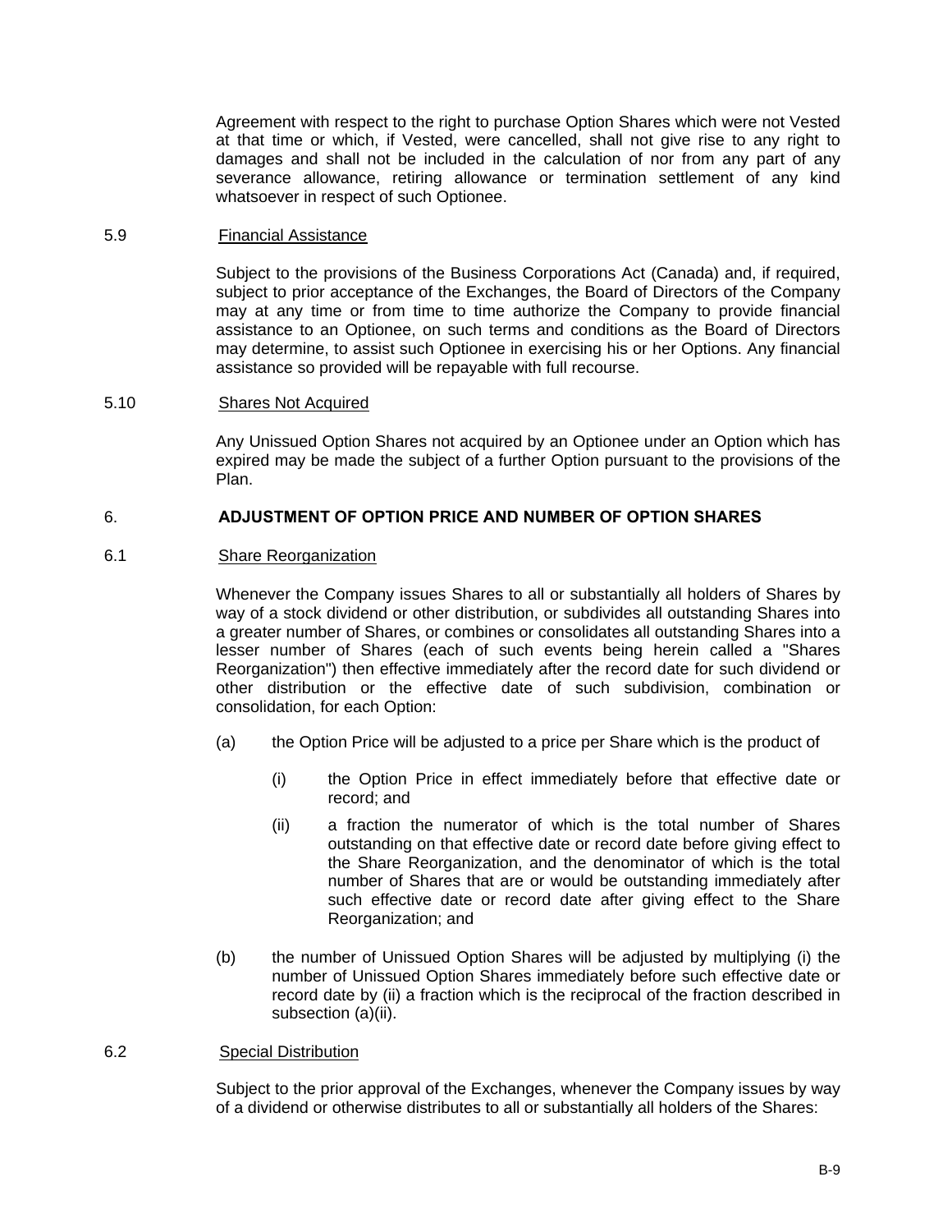Agreement with respect to the right to purchase Option Shares which were not Vested at that time or which, if Vested, were cancelled, shall not give rise to any right to damages and shall not be included in the calculation of nor from any part of any severance allowance, retiring allowance or termination settlement of any kind whatsoever in respect of such Optionee.

5.9 Financial Assistance

Subject to the provisions of the Business Corporations Act (Canada) and, if required, subject to prior acceptance of the Exchanges, the Board of Directors of the Company may at any time or from time to time authorize the Company to provide financial assistance to an Optionee, on such terms and conditions as the Board of Directors may determine, to assist such Optionee in exercising his or her Options. Any financial assistance so provided will be repayable with full recourse.

5.10 Shares Not Acquired

Any Unissued Option Shares not acquired by an Optionee under an Option which has expired may be made the subject of a further Option pursuant to the provisions of the Plan.

## 6. ADJUSTMENT OF OPTION PRICE AND NUMBER OF OPTION SHARES

6.1 Share Reorganization

Whenever the Company issues Shares to all or substantially all holders of Shares by way of a stock dividend or other distribution, or subdivides all outstanding Shares into a greater number of Shares, or combines or consolidates all outstanding Shares into a lesser number of Shares (each of such events being herein called a "Shares Reorganization") then effective immediately after the record date for such dividend or other distribution or the effective date of such subdivision, combination or consolidation, for each Option:

(a) the Option Price will be adjusted to a price per Share which is the product of

(i) the Option Price in effect immediately before that effective date or record; and

(ii) a fraction the numerator of which is the total number of Shares outstanding on that effective date or record date before giving effect to the Share Reorganization, and the denominator of which is the total number of Shares that are or would be outstanding immediately after such effective date or record date after giving effect to the Share Reorganization; and

(b) the number of Unissued Option Shares will be adjusted by multiplying (i) the number of Unissued Option Shares immediately before such effective date or record date by (ii) a fraction which is the reciprocal of the fraction described in subsection (a)(ii).

6.2 Special Distribution

Subject to the prior approval of the Exchanges, whenever the Company issues by way of a dividend or otherwise distributes to all or substantially all holders of the Shares: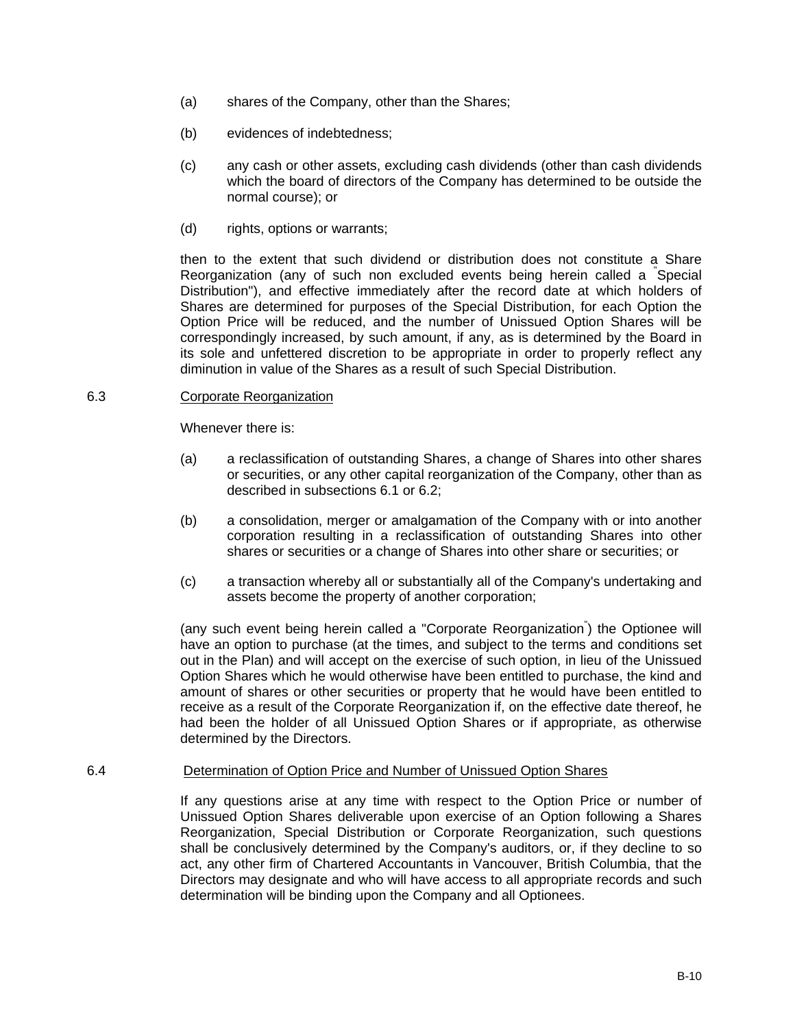(a) shares of the Company, other than the Shares;

(b) evidences of indebtedness;

(c) any cash or other assets, excluding cash dividends (other than cash dividends which the board of directors of the Company has determined to be outside the normal course); or

(d) rights, options or warrants;

then to the extent that such dividend or distribution does not constitute a Share Reorganization (any of such non excluded events being herein called a "Special Distribution"), and effective immediately after the record date at which holders of Shares are determined for purposes of the Special Distribution, for each Option the Option Price will be reduced, and the number of Unissued Option Shares will be correspondingly increased, by such amount, if any, as is determined by the Board in its sole and unfettered discretion to be appropriate in order to properly reflect any diminution in value of the Shares as a result of such Special Distribution.

6.3 Corporate Reorganization

Whenever there is:

(a) a reclassification of outstanding Shares, a change of Shares into other shares or securities, or any other capital reorganization of the Company, other than as described in subsections 6.1 or 6.2;

(b) a consolidation, merger or amalgamation of the Company with or into another corporation resulting in a reclassification of outstanding Shares into other shares or securities or a change of Shares into other share or securities; or

(c) a transaction whereby all or substantially all of the Company's undertaking and assets become the property of another corporation;

(any such event being herein called a "Corporate Reorganization") the Optionee will have an option to purchase (at the times, and subject to the terms and conditions set out in the Plan) and will accept on the exercise of such option, in lieu of the Unissued Option Shares which he would otherwise have been entitled to purchase, the kind and amount of shares or other securities or property that he would have been entitled to receive as a result of the Corporate Reorganization if, on the effective date thereof, he had been the holder of all Unissued Option Shares or if appropriate, as otherwise determined by the Directors.

6.4 Determination of Option Price and Number of Unissued Option Shares

If any questions arise at any time with respect to the Option Price or number of Unissued Option Shares deliverable upon exercise of an Option following a Shares Reorganization, Special Distribution or Corporate Reorganization, such questions shall be conclusively determined by the Company's auditors, or, if they decline to so act, any other firm of Chartered Accountants in Vancouver, British Columbia, that the Directors may designate and who will have access to all appropriate records and such determination will be binding upon the Company and all Optionees.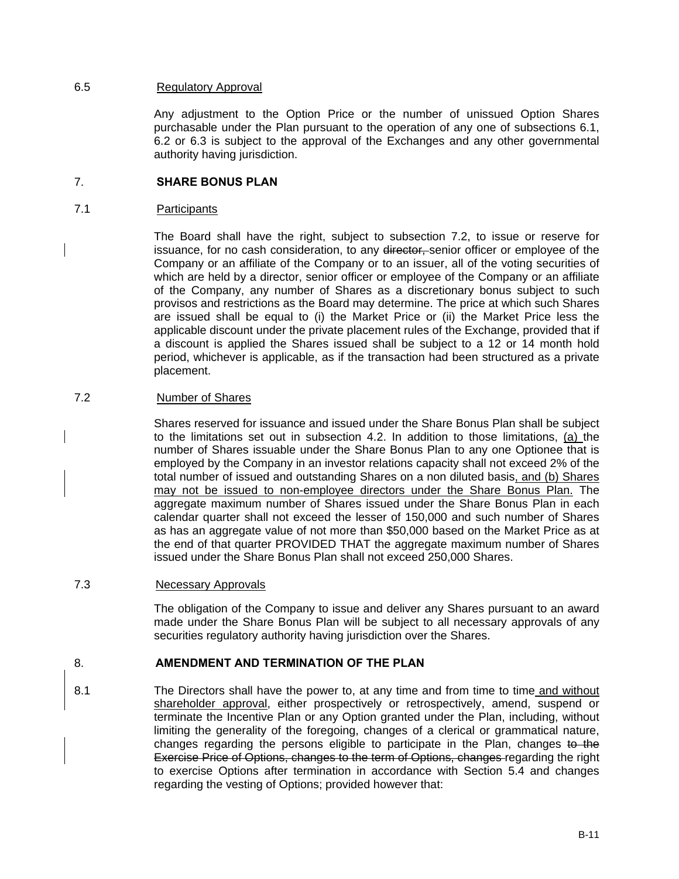### 6.5 Regulatory Approval

Any adjustment to the Option Price or the number of unissued Option Shares purchasable under the Plan pursuant to the operation of any one of subsections 6.1, 6.2 or 6.3 is subject to the approval of the Exchanges and any other governmental authority having jurisdiction.

## 7. SHARE BONUS PLAN

### 7.1 Participants

The Board shall have the right, subject to subsection 7.2, to issue or reserve for issuance, for no cash consideration, to any ~~director,~~ senior officer or employee of the Company or an affiliate of the Company or to an issuer, all of the voting securities of which are held by a director, senior officer or employee of the Company or an affiliate of the Company, any number of Shares as a discretionary bonus subject to such provisos and restrictions as the Board may determine. The price at which such Shares are issued shall be equal to (i) the Market Price or (ii) the Market Price less the applicable discount under the private placement rules of the Exchange, provided that if a discount is applied the Shares issued shall be subject to a 12 or 14 month hold period, whichever is applicable, as if the transaction had been structured as a private placement.

### 7.2 Number of Shares

Shares reserved for issuance and issued under the Share Bonus Plan shall be subject to the limitations set out in subsection 4.2. In addition to those limitations, <u>(a)</u> the number of Shares issuable under the Share Bonus Plan to any one Optionee that is employed by the Company in an investor relations capacity shall not exceed 2% of the total number of issued and outstanding Shares on a non diluted basis<u>, and (b) Shares may not be issued to non-employee directors under the Share Bonus Plan.</u> The aggregate maximum number of Shares issued under the Share Bonus Plan in each calendar quarter shall not exceed the lesser of 150,000 and such number of Shares as has an aggregate value of not more than $50,000 based on the Market Price as at the end of that quarter PROVIDED THAT the aggregate maximum number of Shares issued under the Share Bonus Plan shall not exceed 250,000 Shares.

### 7.3 Necessary Approvals

The obligation of the Company to issue and deliver any Shares pursuant to an award made under the Share Bonus Plan will be subject to all necessary approvals of any securities regulatory authority having jurisdiction over the Shares.

## 8. AMENDMENT AND TERMINATION OF THE PLAN

8.1 The Directors shall have the power to, at any time and from time to time <u>and without shareholder approval</u>, either prospectively or retrospectively, amend, suspend or terminate the Incentive Plan or any Option granted under the Plan, including, without limiting the generality of the foregoing, changes of a clerical or grammatical nature, changes regarding the persons eligible to participate in the Plan, changes ~~to the Exercise Price of Options, changes to the term of Options, changes~~ regarding the right to exercise Options after termination in accordance with Section 5.4 and changes regarding the vesting of Options; provided however that: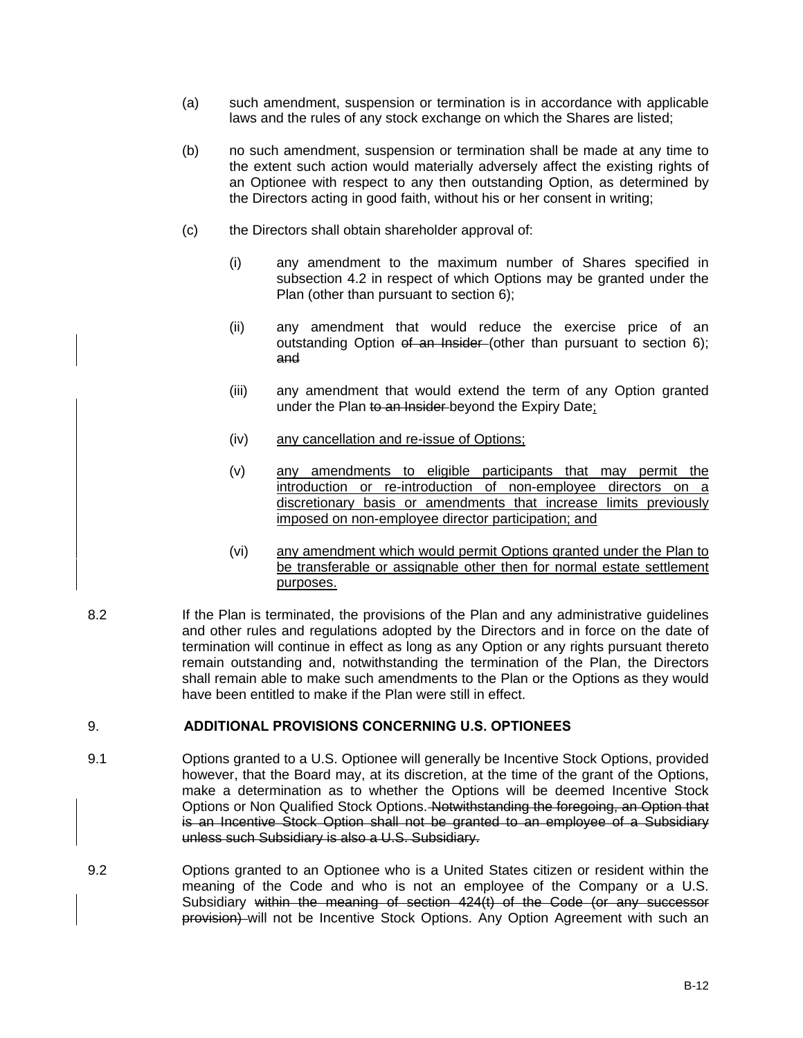(a) such amendment, suspension or termination is in accordance with applicable laws and the rules of any stock exchange on which the Shares are listed;

(b) no such amendment, suspension or termination shall be made at any time to the extent such action would materially adversely affect the existing rights of an Optionee with respect to any then outstanding Option, as determined by the Directors acting in good faith, without his or her consent in writing;

(c) the Directors shall obtain shareholder approval of:

(i) any amendment to the maximum number of Shares specified in subsection 4.2 in respect of which Options may be granted under the Plan (other than pursuant to section 6);

(ii) any amendment that would reduce the exercise price of an outstanding Option ~~of an Insider~~ (other than pursuant to section 6); ~~and~~

(iii) any amendment that would extend the term of any Option granted under the Plan ~~to an Insider~~ beyond the Expiry Date;

(iv) any cancellation and re-issue of Options;

(v) any amendments to eligible participants that may permit the introduction or re-introduction of non-employee directors on a discretionary basis or amendments that increase limits previously imposed on non-employee director participation; and

(vi) any amendment which would permit Options granted under the Plan to be transferable or assignable other then for normal estate settlement purposes.

8.2 If the Plan is terminated, the provisions of the Plan and any administrative guidelines and other rules and regulations adopted by the Directors and in force on the date of termination will continue in effect as long as any Option or any rights pursuant thereto remain outstanding and, notwithstanding the termination of the Plan, the Directors shall remain able to make such amendments to the Plan or the Options as they would have been entitled to make if the Plan were still in effect.

## 9. ADDITIONAL PROVISIONS CONCERNING U.S. OPTIONEES

9.1 Options granted to a U.S. Optionee will generally be Incentive Stock Options, provided however, that the Board may, at its discretion, at the time of the grant of the Options, make a determination as to whether the Options will be deemed Incentive Stock Options or Non Qualified Stock Options. ~~Notwithstanding the foregoing, an Option that is an Incentive Stock Option shall not be granted to an employee of a Subsidiary unless such Subsidiary is also a U.S. Subsidiary.~~

9.2 Options granted to an Optionee who is a United States citizen or resident within the meaning of the Code and who is not an employee of the Company or a U.S. Subsidiary ~~within the meaning of section 424(f) of the Code (or any successor provision)~~ will not be Incentive Stock Options. Any Option Agreement with such an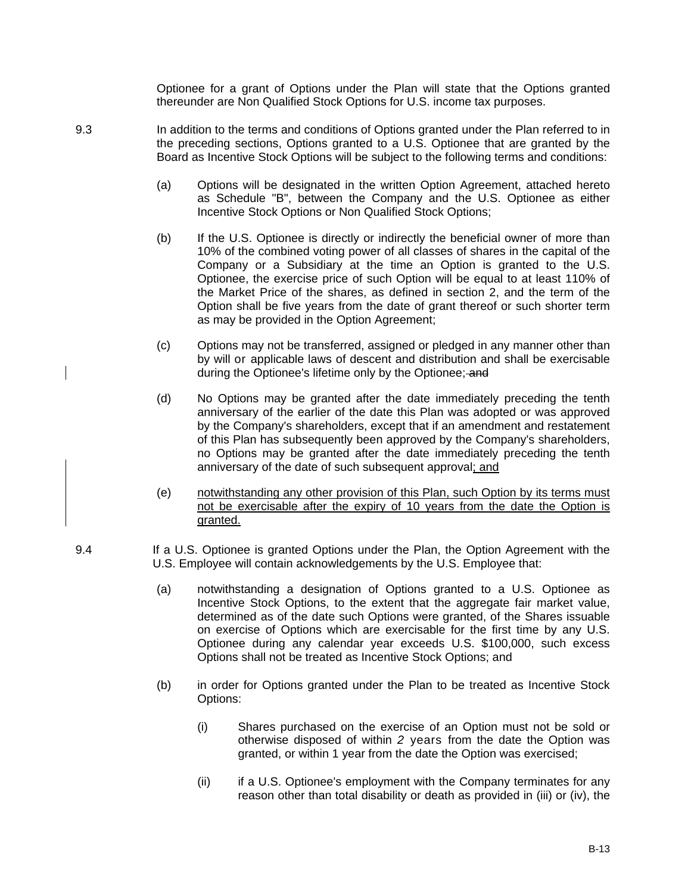Optionee for a grant of Options under the Plan will state that the Options granted thereunder are Non Qualified Stock Options for U.S. income tax purposes.

9.3 In addition to the terms and conditions of Options granted under the Plan referred to in the preceding sections, Options granted to a U.S. Optionee that are granted by the Board as Incentive Stock Options will be subject to the following terms and conditions:

(a) Options will be designated in the written Option Agreement, attached hereto as Schedule "B", between the Company and the U.S. Optionee as either Incentive Stock Options or Non Qualified Stock Options;

(b) If the U.S. Optionee is directly or indirectly the beneficial owner of more than 10% of the combined voting power of all classes of shares in the capital of the Company or a Subsidiary at the time an Option is granted to the U.S. Optionee, the exercise price of such Option will be equal to at least 110% of the Market Price of the shares, as defined in section 2, and the term of the Option shall be five years from the date of grant thereof or such shorter term as may be provided in the Option Agreement;

(c) Options may not be transferred, assigned or pledged in any manner other than by will or applicable laws of descent and distribution and shall be exercisable during the Optionee's lifetime only by the Optionee; ~~and~~

(d) No Options may be granted after the date immediately preceding the tenth anniversary of the earlier of the date this Plan was adopted or was approved by the Company's shareholders, except that if an amendment and restatement of this Plan has subsequently been approved by the Company's shareholders, no Options may be granted after the date immediately preceding the tenth anniversary of the date of such subsequent approval; and

(e) notwithstanding any other provision of this Plan, such Option by its terms must not be exercisable after the expiry of 10 years from the date the Option is granted.

9.4 If a U.S. Optionee is granted Options under the Plan, the Option Agreement with the U.S. Employee will contain acknowledgements by the U.S. Employee that:

(a) notwithstanding a designation of Options granted to a U.S. Optionee as Incentive Stock Options, to the extent that the aggregate fair market value, determined as of the date such Options were granted, of the Shares issuable on exercise of Options which are exercisable for the first time by any U.S. Optionee during any calendar year exceeds U.S. $100,000, such excess Options shall not be treated as Incentive Stock Options; and

(b) in order for Options granted under the Plan to be treated as Incentive Stock Options:

(i) Shares purchased on the exercise of an Option must not be sold or otherwise disposed of within *2* years from the date the Option was granted, or within 1 year from the date the Option was exercised;

(ii) if a U.S. Optionee's employment with the Company terminates for any reason other than total disability or death as provided in (iii) or (iv), the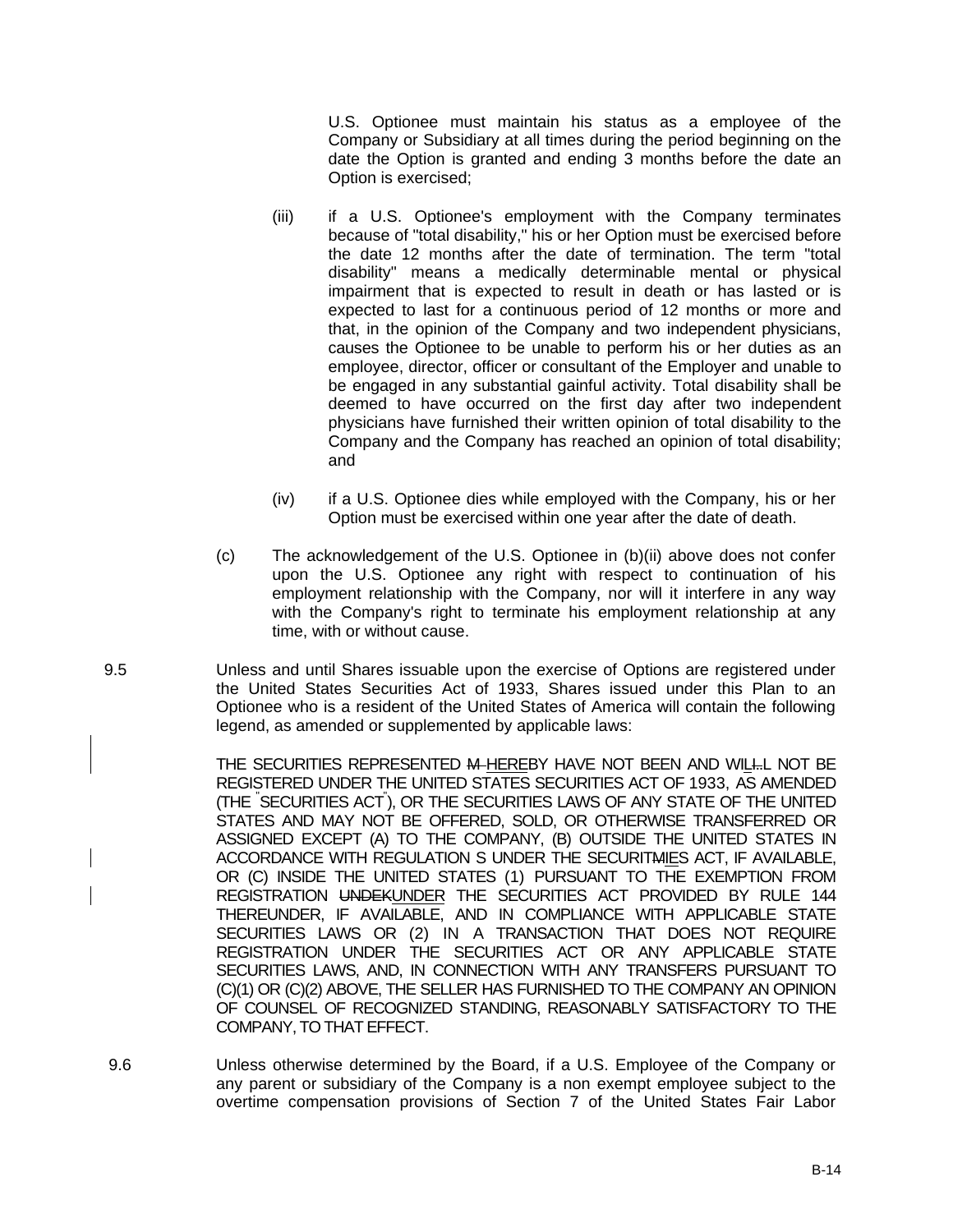U.S. Optionee must maintain his status as a employee of the Company or Subsidiary at all times during the period beginning on the date the Option is granted and ending 3 months before the date an Option is exercised;

(iii) if a U.S. Optionee's employment with the Company terminates because of "total disability," his or her Option must be exercised before the date 12 months after the date of termination. The term "total disability" means a medically determinable mental or physical impairment that is expected to result in death or has lasted or is expected to last for a continuous period of 12 months or more and that, in the opinion of the Company and two independent physicians, causes the Optionee to be unable to perform his or her duties as an employee, director, officer or consultant of the Employer and unable to be engaged in any substantial gainful activity. Total disability shall be deemed to have occurred on the first day after two independent physicians have furnished their written opinion of total disability to the Company and the Company has reached an opinion of total disability; and

(iv) if a U.S. Optionee dies while employed with the Company, his or her Option must be exercised within one year after the date of death.

(c) The acknowledgement of the U.S. Optionee in (b)(ii) above does not confer upon the U.S. Optionee any right with respect to continuation of his employment relationship with the Company, nor will it interfere in any way with the Company's right to terminate his employment relationship at any time, with or without cause.

9.5 Unless and until Shares issuable upon the exercise of Options are registered under the United States Securities Act of 1933, Shares issued under this Plan to an Optionee who is a resident of the United States of America will contain the following legend, as amended or supplemented by applicable laws:

THE SECURITIES REPRESENTED ~~M~~ HEREBY HAVE NOT BEEN AND WILL NOT BE REGISTERED UNDER THE UNITED STATES SECURITIES ACT OF 1933, AS AMENDED (THE "SECURITIES ACT"), OR THE SECURITIES LAWS OF ANY STATE OF THE UNITED STATES AND MAY NOT BE OFFERED, SOLD, OR OTHERWISE TRANSFERRED OR ASSIGNED EXCEPT (A) TO THE COMPANY, (B) OUTSIDE THE UNITED STATES IN ACCORDANCE WITH REGULATION S UNDER THE SECURIT~~MI~~IES ACT, IF AVAILABLE, OR (C) INSIDE THE UNITED STATES (1) PURSUANT TO THE EXEMPTION FROM REGISTRATION ~~UNDEK~~UNDER THE SECURITIES ACT PROVIDED BY RULE 144 THEREUNDER, IF AVAILABLE, AND IN COMPLIANCE WITH APPLICABLE STATE SECURITIES LAWS OR (2) IN A TRANSACTION THAT DOES NOT REQUIRE REGISTRATION UNDER THE SECURITIES ACT OR ANY APPLICABLE STATE SECURITIES LAWS, AND, IN CONNECTION WITH ANY TRANSFERS PURSUANT TO (C)(1) OR (C)(2) ABOVE, THE SELLER HAS FURNISHED TO THE COMPANY AN OPINION OF COUNSEL OF RECOGNIZED STANDING, REASONABLY SATISFACTORY TO THE COMPANY, TO THAT EFFECT.

9.6 Unless otherwise determined by the Board, if a U.S. Employee of the Company or any parent or subsidiary of the Company is a non exempt employee subject to the overtime compensation provisions of Section 7 of the United States Fair Labor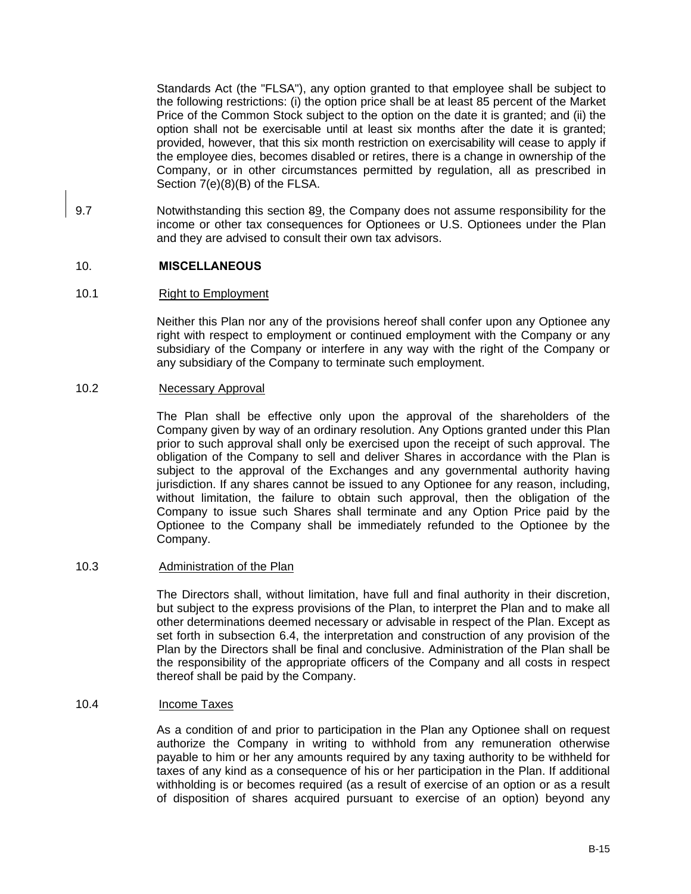Standards Act (the "FLSA"), any option granted to that employee shall be subject to the following restrictions: (i) the option price shall be at least 85 percent of the Market Price of the Common Stock subject to the option on the date it is granted; and (ii) the option shall not be exercisable until at least six months after the date it is granted; provided, however, that this six month restriction on exercisability will cease to apply if the employee dies, becomes disabled or retires, there is a change in ownership of the Company, or in other circumstances permitted by regulation, all as prescribed in Section 7(e)(8)(B) of the FLSA.

9.7 Notwithstanding this section ~~8~~9, the Company does not assume responsibility for the income or other tax consequences for Optionees or U.S. Optionees under the Plan and they are advised to consult their own tax advisors.

## 10. **MISCELLANEOUS**

### 10.1 Right to Employment

Neither this Plan nor any of the provisions hereof shall confer upon any Optionee any right with respect to employment or continued employment with the Company or any subsidiary of the Company or interfere in any way with the right of the Company or any subsidiary of the Company to terminate such employment.

### 10.2 Necessary Approval

The Plan shall be effective only upon the approval of the shareholders of the Company given by way of an ordinary resolution. Any Options granted under this Plan prior to such approval shall only be exercised upon the receipt of such approval. The obligation of the Company to sell and deliver Shares in accordance with the Plan is subject to the approval of the Exchanges and any governmental authority having jurisdiction. If any shares cannot be issued to any Optionee for any reason, including, without limitation, the failure to obtain such approval, then the obligation of the Company to issue such Shares shall terminate and any Option Price paid by the Optionee to the Company shall be immediately refunded to the Optionee by the Company.

### 10.3 Administration of the Plan

The Directors shall, without limitation, have full and final authority in their discretion, but subject to the express provisions of the Plan, to interpret the Plan and to make all other determinations deemed necessary or advisable in respect of the Plan. Except as set forth in subsection 6.4, the interpretation and construction of any provision of the Plan by the Directors shall be final and conclusive. Administration of the Plan shall be the responsibility of the appropriate officers of the Company and all costs in respect thereof shall be paid by the Company.

### 10.4 Income Taxes

As a condition of and prior to participation in the Plan any Optionee shall on request authorize the Company in writing to withhold from any remuneration otherwise payable to him or her any amounts required by any taxing authority to be withheld for taxes of any kind as a consequence of his or her participation in the Plan. If additional withholding is or becomes required (as a result of exercise of an option or as a result of disposition of shares acquired pursuant to exercise of an option) beyond any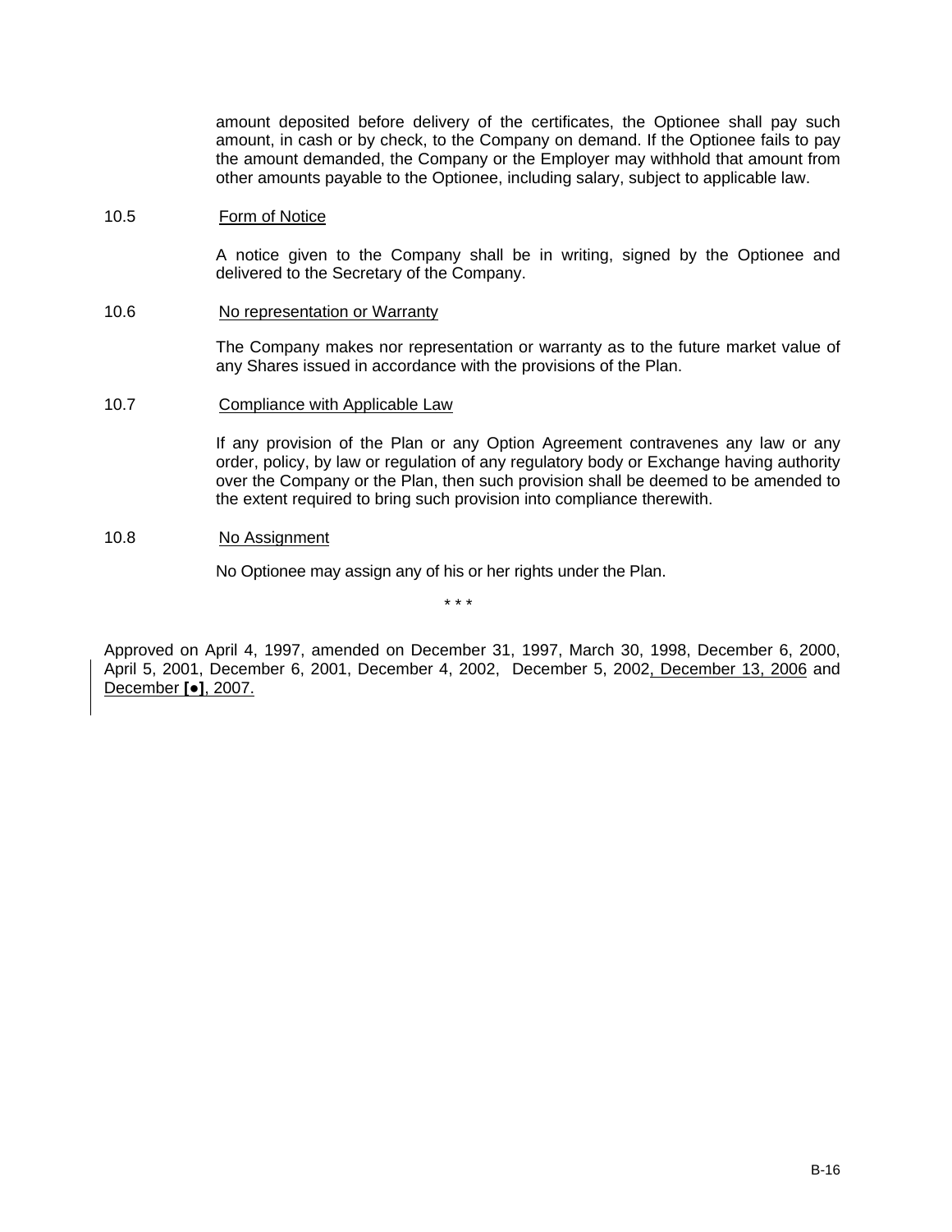amount deposited before delivery of the certificates, the Optionee shall pay such amount, in cash or by check, to the Company on demand. If the Optionee fails to pay the amount demanded, the Company or the Employer may withhold that amount from other amounts payable to the Optionee, including salary, subject to applicable law.

10.5 Form of Notice

A notice given to the Company shall be in writing, signed by the Optionee and delivered to the Secretary of the Company.

10.6 No representation or Warranty

The Company makes nor representation or warranty as to the future market value of any Shares issued in accordance with the provisions of the Plan.

10.7 Compliance with Applicable Law

If any provision of the Plan or any Option Agreement contravenes any law or any order, policy, by law or regulation of any regulatory body or Exchange having authority over the Company or the Plan, then such provision shall be deemed to be amended to the extent required to bring such provision into compliance therewith.

10.8 No Assignment

No Optionee may assign any of his or her rights under the Plan.

\* \* \*

Approved on April 4, 1997, amended on December 31, 1997, March 30, 1998, December 6, 2000, April 5, 2001, December 6, 2001, December 4, 2002, December 5, 2002, December 13, 2006 and December **[●]**, 2007.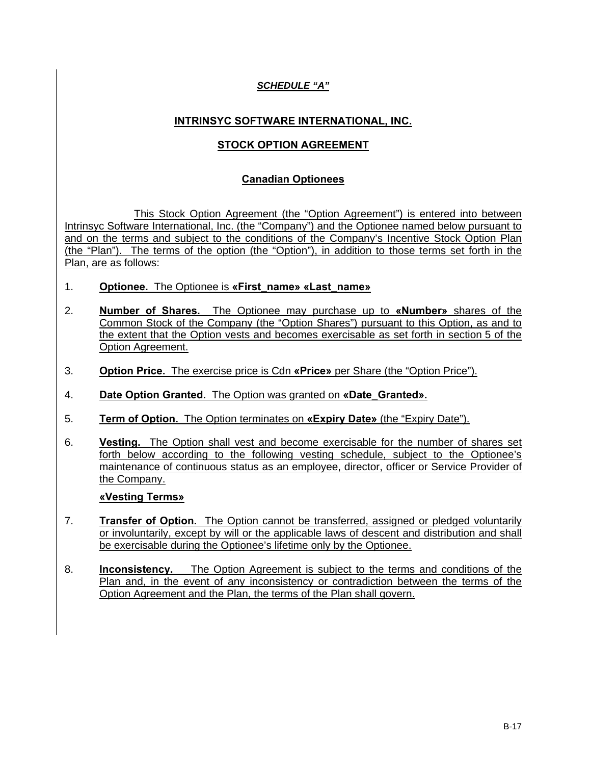***SCHEDULE "A"***

## INTRINSYC SOFTWARE INTERNATIONAL, INC.

## STOCK OPTION AGREEMENT

### Canadian Optionees

This Stock Option Agreement (the "Option Agreement") is entered into between Intrinsyc Software International, Inc. (the "Company") and the Optionee named below pursuant to and on the terms and subject to the conditions of the Company's Incentive Stock Option Plan (the "Plan"). The terms of the option (the "Option"), in addition to those terms set forth in the Plan, are as follows:

1. **Optionee.** The Optionee is **«First_name» «Last_name»**

2. **Number of Shares.** The Optionee may purchase up to **«Number»** shares of the Common Stock of the Company (the "Option Shares") pursuant to this Option, as and to the extent that the Option vests and becomes exercisable as set forth in section 5 of the Option Agreement.

3. **Option Price.** The exercise price is Cdn **«Price»** per Share (the "Option Price").

4. **Date Option Granted.** The Option was granted on **«Date_Granted».**

5. **Term of Option.** The Option terminates on **«Expiry Date»** (the "Expiry Date").

6. **Vesting.** The Option shall vest and become exercisable for the number of shares set forth below according to the following vesting schedule, subject to the Optionee's maintenance of continuous status as an employee, director, officer or Service Provider of the Company.

   **«Vesting Terms»**

7. **Transfer of Option.** The Option cannot be transferred, assigned or pledged voluntarily or involuntarily, except by will or the applicable laws of descent and distribution and shall be exercisable during the Optionee's lifetime only by the Optionee.

8. **Inconsistency.** The Option Agreement is subject to the terms and conditions of the Plan and, in the event of any inconsistency or contradiction between the terms of the Option Agreement and the Plan, the terms of the Plan shall govern.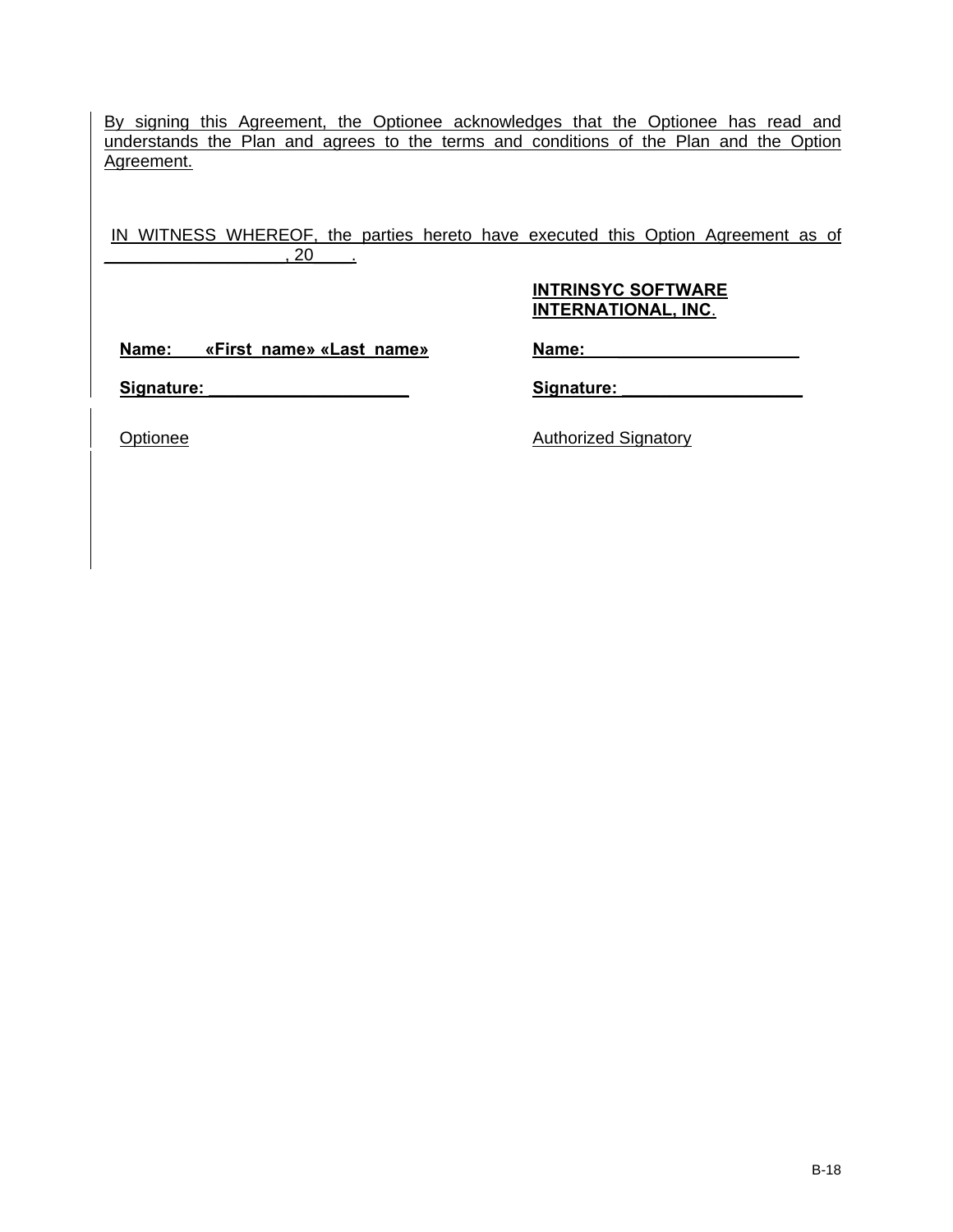By signing this Agreement, the Optionee acknowledges that the Optionee has read and understands the Plan and agrees to the terms and conditions of the Plan and the Option Agreement.

IN WITNESS WHEREOF, the parties hereto have executed this Option Agreement as of ____________________, 20____.

| | **INTRINSYC SOFTWARE INTERNATIONAL, INC.** |
|---|---|
| **Name: «First_name» «Last_name»** | **Name:______________________** |
| **Signature: _____________________** | **Signature: ___________________** |
| Optionee | Authorized Signatory |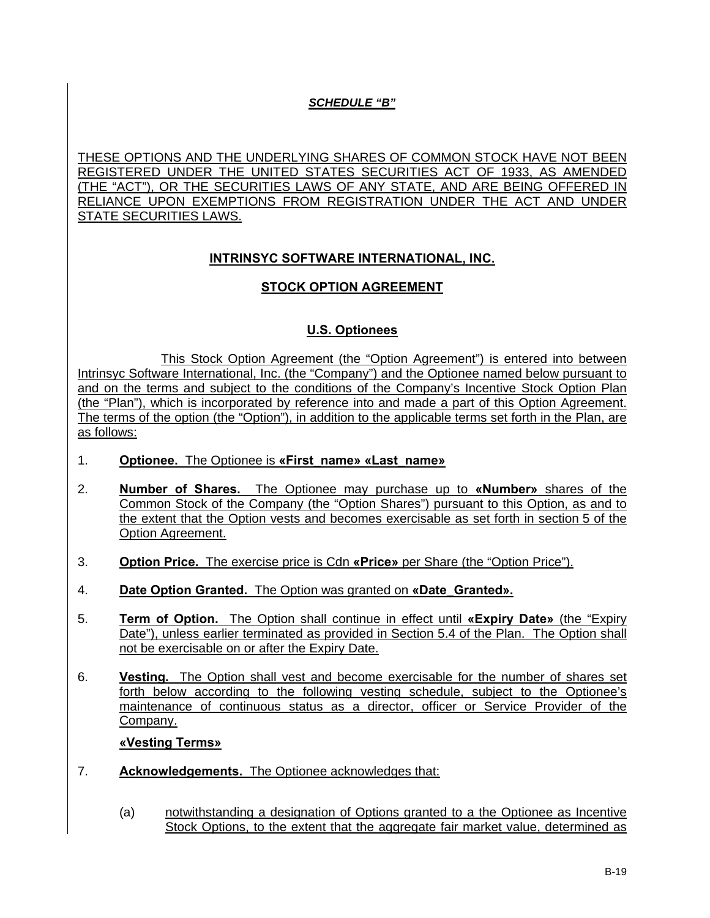***SCHEDULE "B"***

THESE OPTIONS AND THE UNDERLYING SHARES OF COMMON STOCK HAVE NOT BEEN REGISTERED UNDER THE UNITED STATES SECURITIES ACT OF 1933, AS AMENDED (THE "ACT"), OR THE SECURITIES LAWS OF ANY STATE, AND ARE BEING OFFERED IN RELIANCE UPON EXEMPTIONS FROM REGISTRATION UNDER THE ACT AND UNDER STATE SECURITIES LAWS.

**INTRINSYC SOFTWARE INTERNATIONAL, INC.**

**STOCK OPTION AGREEMENT**

**U.S. Optionees**

This Stock Option Agreement (the "Option Agreement") is entered into between Intrinsyc Software International, Inc. (the "Company") and the Optionee named below pursuant to and on the terms and subject to the conditions of the Company's Incentive Stock Option Plan (the "Plan"), which is incorporated by reference into and made a part of this Option Agreement. The terms of the option (the "Option"), in addition to the applicable terms set forth in the Plan, are as follows:

1. **Optionee.** The Optionee is **«First_name» «Last_name»**

2. **Number of Shares.** The Optionee may purchase up to **«Number»** shares of the Common Stock of the Company (the "Option Shares") pursuant to this Option, as and to the extent that the Option vests and becomes exercisable as set forth in section 5 of the Option Agreement.

3. **Option Price.** The exercise price is Cdn **«Price»** per Share (the "Option Price").

4. **Date Option Granted.** The Option was granted on **«Date_Granted».**

5. **Term of Option.** The Option shall continue in effect until **«Expiry Date»** (the "Expiry Date"), unless earlier terminated as provided in Section 5.4 of the Plan. The Option shall not be exercisable on or after the Expiry Date.

6. **Vesting.** The Option shall vest and become exercisable for the number of shares set forth below according to the following vesting schedule, subject to the Optionee's maintenance of continuous status as a director, officer or Service Provider of the Company.

   **«Vesting Terms»**

7. **Acknowledgements.** The Optionee acknowledges that:

   (a) notwithstanding a designation of Options granted to a the Optionee as Incentive Stock Options, to the extent that the aggregate fair market value, determined as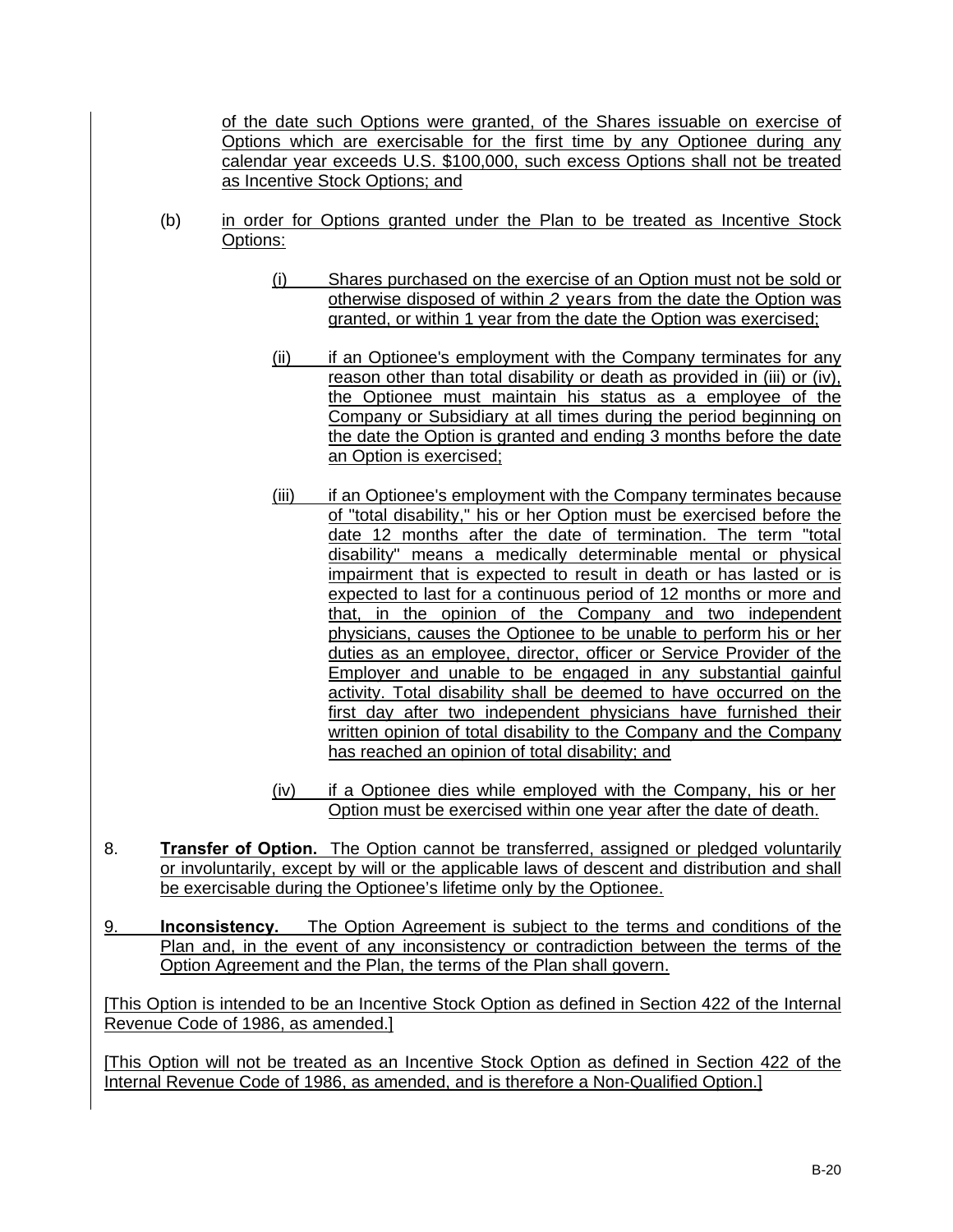of the date such Options were granted, of the Shares issuable on exercise of Options which are exercisable for the first time by any Optionee during any calendar year exceeds U.S. $100,000, such excess Options shall not be treated as Incentive Stock Options; and

(b) in order for Options granted under the Plan to be treated as Incentive Stock Options:

(i) Shares purchased on the exercise of an Option must not be sold or otherwise disposed of within *2* years from the date the Option was granted, or within 1 year from the date the Option was exercised;

(ii) if an Optionee's employment with the Company terminates for any reason other than total disability or death as provided in (iii) or (iv), the Optionee must maintain his status as a employee of the Company or Subsidiary at all times during the period beginning on the date the Option is granted and ending 3 months before the date an Option is exercised;

(iii) if an Optionee's employment with the Company terminates because of "total disability," his or her Option must be exercised before the date 12 months after the date of termination. The term "total disability" means a medically determinable mental or physical impairment that is expected to result in death or has lasted or is expected to last for a continuous period of 12 months or more and that, in the opinion of the Company and two independent physicians, causes the Optionee to be unable to perform his or her duties as an employee, director, officer or Service Provider of the Employer and unable to be engaged in any substantial gainful activity. Total disability shall be deemed to have occurred on the first day after two independent physicians have furnished their written opinion of total disability to the Company and the Company has reached an opinion of total disability; and

(iv) if a Optionee dies while employed with the Company, his or her Option must be exercised within one year after the date of death.

8. **Transfer of Option.** The Option cannot be transferred, assigned or pledged voluntarily or involuntarily, except by will or the applicable laws of descent and distribution and shall be exercisable during the Optionee's lifetime only by the Optionee.

9. **Inconsistency.** The Option Agreement is subject to the terms and conditions of the Plan and, in the event of any inconsistency or contradiction between the terms of the Option Agreement and the Plan, the terms of the Plan shall govern.

[This Option is intended to be an Incentive Stock Option as defined in Section 422 of the Internal Revenue Code of 1986, as amended.]

[This Option will not be treated as an Incentive Stock Option as defined in Section 422 of the Internal Revenue Code of 1986, as amended, and is therefore a Non-Qualified Option.]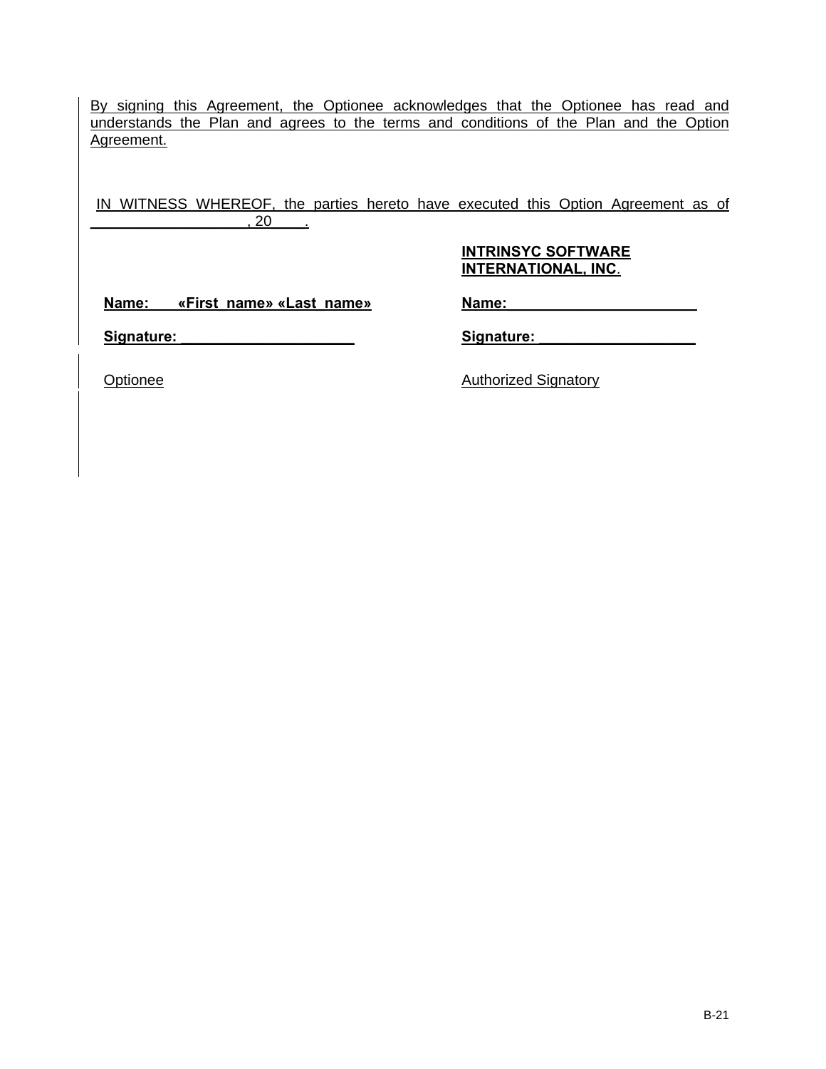By signing this Agreement, the Optionee acknowledges that the Optionee has read and understands the Plan and agrees to the terms and conditions of the Plan and the Option Agreement.

IN WITNESS WHEREOF, the parties hereto have executed this Option Agreement as of \_\_\_\_\_\_\_\_\_\_\_\_\_\_\_\_\_\_\_, 20\_\_\_\_.

| | **INTRINSYC SOFTWARE INTERNATIONAL, INC.** |
|---|---|
| **Name: «First_name» «Last_name»** | **Name:\_\_\_\_\_\_\_\_\_\_\_\_\_\_\_\_\_\_\_\_\_\_\_\_** |
| **Signature: \_\_\_\_\_\_\_\_\_\_\_\_\_\_\_\_\_\_\_\_\_\_** | **Signature: \_\_\_\_\_\_\_\_\_\_\_\_\_\_\_\_\_\_\_\_** |
| Optionee | Authorized Signatory |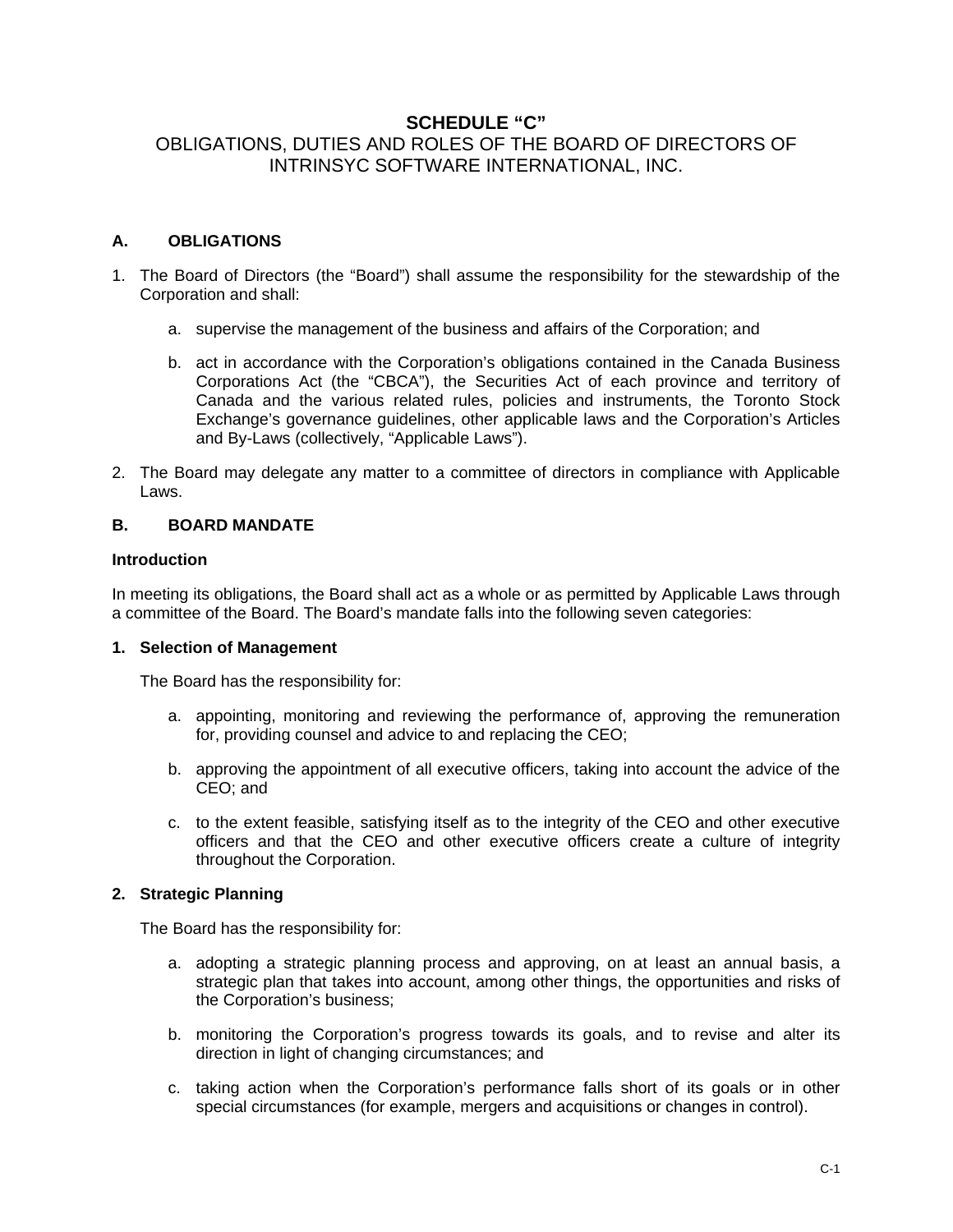# SCHEDULE "C"

## OBLIGATIONS, DUTIES AND ROLES OF THE BOARD OF DIRECTORS OF INTRINSYC SOFTWARE INTERNATIONAL, INC.

### A. OBLIGATIONS

1. The Board of Directors (the "Board") shall assume the responsibility for the stewardship of the Corporation and shall:

   a. supervise the management of the business and affairs of the Corporation; and

   b. act in accordance with the Corporation's obligations contained in the Canada Business Corporations Act (the "CBCA"), the Securities Act of each province and territory of Canada and the various related rules, policies and instruments, the Toronto Stock Exchange's governance guidelines, other applicable laws and the Corporation's Articles and By-Laws (collectively, "Applicable Laws").

2. The Board may delegate any matter to a committee of directors in compliance with Applicable Laws.

### B. BOARD MANDATE

**Introduction**

In meeting its obligations, the Board shall act as a whole or as permitted by Applicable Laws through a committee of the Board. The Board's mandate falls into the following seven categories:

**1. Selection of Management**

The Board has the responsibility for:

   a. appointing, monitoring and reviewing the performance of, approving the remuneration for, providing counsel and advice to and replacing the CEO;

   b. approving the appointment of all executive officers, taking into account the advice of the CEO; and

   c. to the extent feasible, satisfying itself as to the integrity of the CEO and other executive officers and that the CEO and other executive officers create a culture of integrity throughout the Corporation.

**2. Strategic Planning**

The Board has the responsibility for:

   a. adopting a strategic planning process and approving, on at least an annual basis, a strategic plan that takes into account, among other things, the opportunities and risks of the Corporation's business;

   b. monitoring the Corporation's progress towards its goals, and to revise and alter its direction in light of changing circumstances; and

   c. taking action when the Corporation's performance falls short of its goals or in other special circumstances (for example, mergers and acquisitions or changes in control).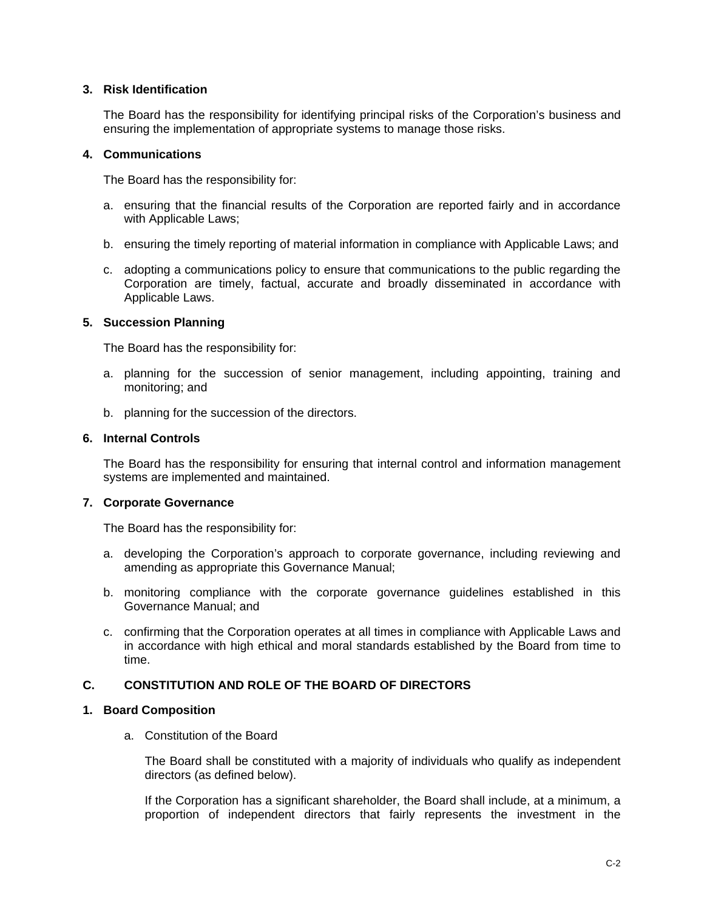### 3. Risk Identification

The Board has the responsibility for identifying principal risks of the Corporation's business and ensuring the implementation of appropriate systems to manage those risks.

### 4. Communications

The Board has the responsibility for:

a. ensuring that the financial results of the Corporation are reported fairly and in accordance with Applicable Laws;

b. ensuring the timely reporting of material information in compliance with Applicable Laws; and

c. adopting a communications policy to ensure that communications to the public regarding the Corporation are timely, factual, accurate and broadly disseminated in accordance with Applicable Laws.

### 5. Succession Planning

The Board has the responsibility for:

a. planning for the succession of senior management, including appointing, training and monitoring; and

b. planning for the succession of the directors.

### 6. Internal Controls

The Board has the responsibility for ensuring that internal control and information management systems are implemented and maintained.

### 7. Corporate Governance

The Board has the responsibility for:

a. developing the Corporation's approach to corporate governance, including reviewing and amending as appropriate this Governance Manual;

b. monitoring compliance with the corporate governance guidelines established in this Governance Manual; and

c. confirming that the Corporation operates at all times in compliance with Applicable Laws and in accordance with high ethical and moral standards established by the Board from time to time.

## C. CONSTITUTION AND ROLE OF THE BOARD OF DIRECTORS

### 1. Board Composition

a. Constitution of the Board

The Board shall be constituted with a majority of individuals who qualify as independent directors (as defined below).

If the Corporation has a significant shareholder, the Board shall include, at a minimum, a proportion of independent directors that fairly represents the investment in the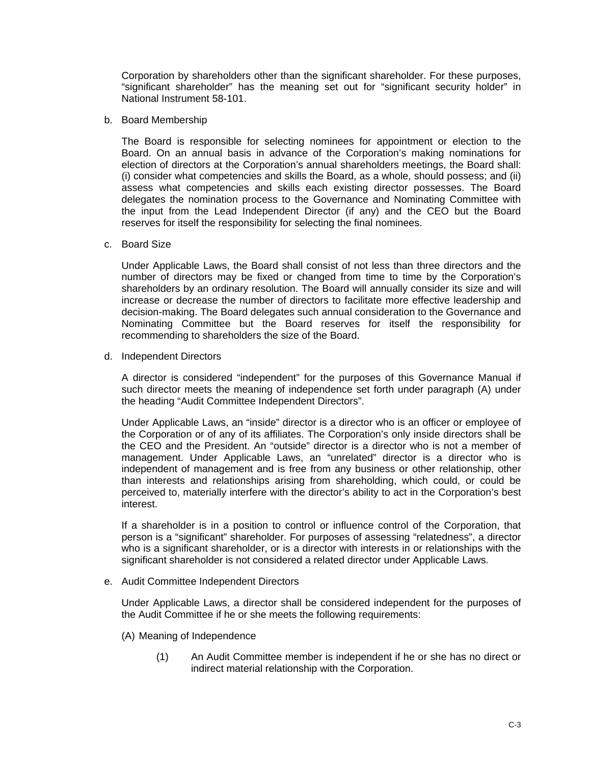Corporation by shareholders other than the significant shareholder. For these purposes, “significant shareholder” has the meaning set out for “significant security holder” in National Instrument 58-101.

b. Board Membership

The Board is responsible for selecting nominees for appointment or election to the Board. On an annual basis in advance of the Corporation’s making nominations for election of directors at the Corporation’s annual shareholders meetings, the Board shall: (i) consider what competencies and skills the Board, as a whole, should possess; and (ii) assess what competencies and skills each existing director possesses. The Board delegates the nomination process to the Governance and Nominating Committee with the input from the Lead Independent Director (if any) and the CEO but the Board reserves for itself the responsibility for selecting the final nominees.

c. Board Size

Under Applicable Laws, the Board shall consist of not less than three directors and the number of directors may be fixed or changed from time to time by the Corporation’s shareholders by an ordinary resolution. The Board will annually consider its size and will increase or decrease the number of directors to facilitate more effective leadership and decision-making. The Board delegates such annual consideration to the Governance and Nominating Committee but the Board reserves for itself the responsibility for recommending to shareholders the size of the Board.

d. Independent Directors

A director is considered “independent” for the purposes of this Governance Manual if such director meets the meaning of independence set forth under paragraph (A) under the heading “Audit Committee Independent Directors”.

Under Applicable Laws, an “inside” director is a director who is an officer or employee of the Corporation or of any of its affiliates. The Corporation’s only inside directors shall be the CEO and the President. An “outside” director is a director who is not a member of management. Under Applicable Laws, an “unrelated” director is a director who is independent of management and is free from any business or other relationship, other than interests and relationships arising from shareholding, which could, or could be perceived to, materially interfere with the director’s ability to act in the Corporation’s best interest.

If a shareholder is in a position to control or influence control of the Corporation, that person is a “significant” shareholder. For purposes of assessing “relatedness”, a director who is a significant shareholder, or is a director with interests in or relationships with the significant shareholder is not considered a related director under Applicable Laws.

e. Audit Committee Independent Directors

Under Applicable Laws, a director shall be considered independent for the purposes of the Audit Committee if he or she meets the following requirements:

(A) Meaning of Independence

(1) An Audit Committee member is independent if he or she has no direct or indirect material relationship with the Corporation.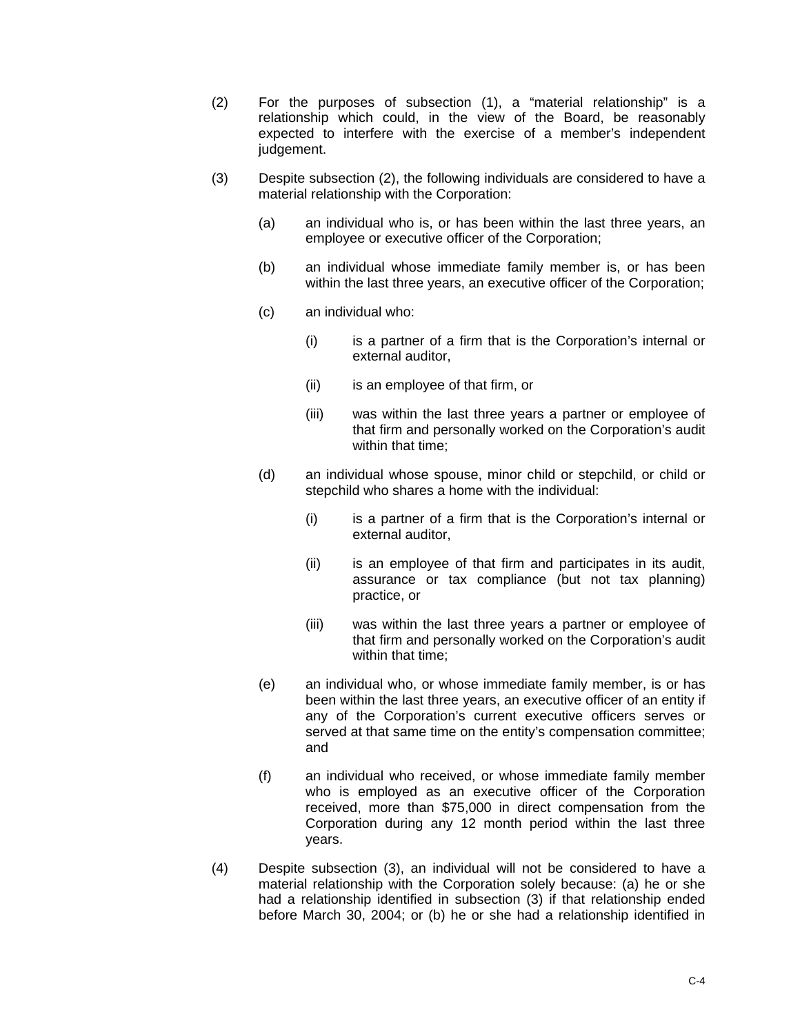(2) For the purposes of subsection (1), a "material relationship" is a relationship which could, in the view of the Board, be reasonably expected to interfere with the exercise of a member's independent judgement.

(3) Despite subsection (2), the following individuals are considered to have a material relationship with the Corporation:

- (a) an individual who is, or has been within the last three years, an employee or executive officer of the Corporation;
- (b) an individual whose immediate family member is, or has been within the last three years, an executive officer of the Corporation;
- (c) an individual who:
  - (i) is a partner of a firm that is the Corporation's internal or external auditor,
  - (ii) is an employee of that firm, or
  - (iii) was within the last three years a partner or employee of that firm and personally worked on the Corporation's audit within that time;
- (d) an individual whose spouse, minor child or stepchild, or child or stepchild who shares a home with the individual:
  - (i) is a partner of a firm that is the Corporation's internal or external auditor,
  - (ii) is an employee of that firm and participates in its audit, assurance or tax compliance (but not tax planning) practice, or
  - (iii) was within the last three years a partner or employee of that firm and personally worked on the Corporation's audit within that time;
- (e) an individual who, or whose immediate family member, is or has been within the last three years, an executive officer of an entity if any of the Corporation's current executive officers serves or served at that same time on the entity's compensation committee; and
- (f) an individual who received, or whose immediate family member who is employed as an executive officer of the Corporation received, more than $75,000 in direct compensation from the Corporation during any 12 month period within the last three years.

(4) Despite subsection (3), an individual will not be considered to have a material relationship with the Corporation solely because: (a) he or she had a relationship identified in subsection (3) if that relationship ended before March 30, 2004; or (b) he or she had a relationship identified in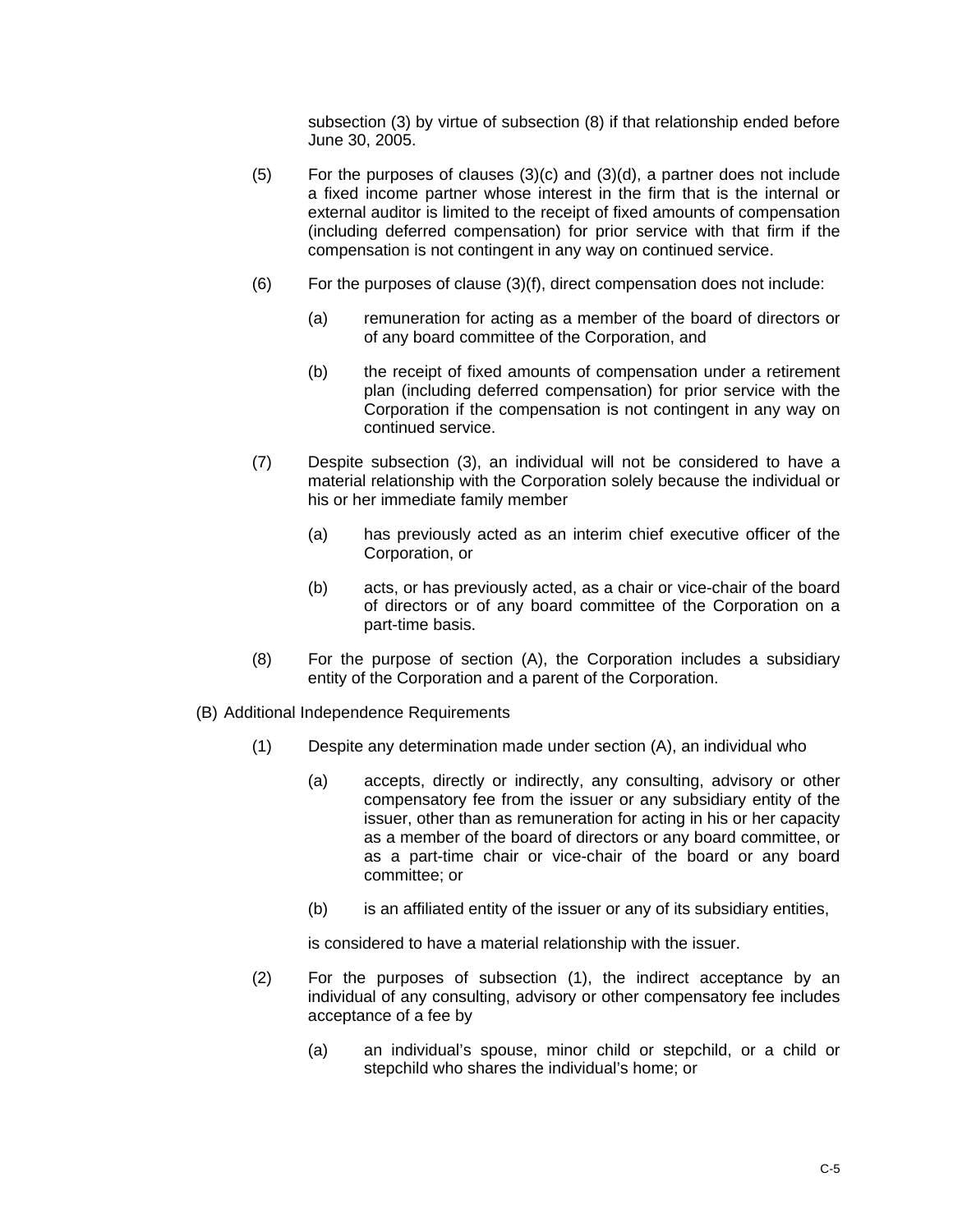subsection (3) by virtue of subsection (8) if that relationship ended before June 30, 2005.

(5) For the purposes of clauses (3)(c) and (3)(d), a partner does not include a fixed income partner whose interest in the firm that is the internal or external auditor is limited to the receipt of fixed amounts of compensation (including deferred compensation) for prior service with that firm if the compensation is not contingent in any way on continued service.

(6) For the purposes of clause (3)(f), direct compensation does not include:

   (a) remuneration for acting as a member of the board of directors or of any board committee of the Corporation, and

   (b) the receipt of fixed amounts of compensation under a retirement plan (including deferred compensation) for prior service with the Corporation if the compensation is not contingent in any way on continued service.

(7) Despite subsection (3), an individual will not be considered to have a material relationship with the Corporation solely because the individual or his or her immediate family member

   (a) has previously acted as an interim chief executive officer of the Corporation, or

   (b) acts, or has previously acted, as a chair or vice-chair of the board of directors or of any board committee of the Corporation on a part-time basis.

(8) For the purpose of section (A), the Corporation includes a subsidiary entity of the Corporation and a parent of the Corporation.

(B) Additional Independence Requirements

(1) Despite any determination made under section (A), an individual who

   (a) accepts, directly or indirectly, any consulting, advisory or other compensatory fee from the issuer or any subsidiary entity of the issuer, other than as remuneration for acting in his or her capacity as a member of the board of directors or any board committee, or as a part-time chair or vice-chair of the board or any board committee; or

   (b) is an affiliated entity of the issuer or any of its subsidiary entities,

   is considered to have a material relationship with the issuer.

(2) For the purposes of subsection (1), the indirect acceptance by an individual of any consulting, advisory or other compensatory fee includes acceptance of a fee by

   (a) an individual's spouse, minor child or stepchild, or a child or stepchild who shares the individual's home; or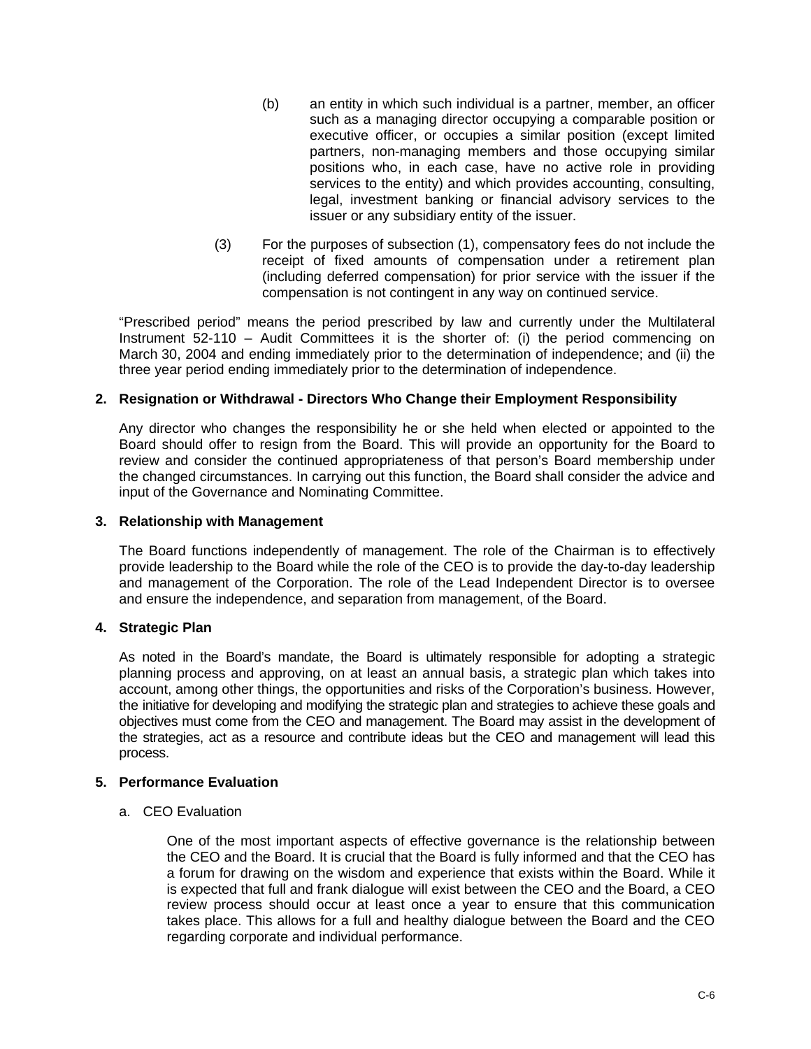(b) an entity in which such individual is a partner, member, an officer such as a managing director occupying a comparable position or executive officer, or occupies a similar position (except limited partners, non-managing members and those occupying similar positions who, in each case, have no active role in providing services to the entity) and which provides accounting, consulting, legal, investment banking or financial advisory services to the issuer or any subsidiary entity of the issuer.

(3) For the purposes of subsection (1), compensatory fees do not include the receipt of fixed amounts of compensation under a retirement plan (including deferred compensation) for prior service with the issuer if the compensation is not contingent in any way on continued service.

"Prescribed period" means the period prescribed by law and currently under the Multilateral Instrument 52-110 – Audit Committees it is the shorter of: (i) the period commencing on March 30, 2004 and ending immediately prior to the determination of independence; and (ii) the three year period ending immediately prior to the determination of independence.

**2. Resignation or Withdrawal - Directors Who Change their Employment Responsibility**

Any director who changes the responsibility he or she held when elected or appointed to the Board should offer to resign from the Board. This will provide an opportunity for the Board to review and consider the continued appropriateness of that person's Board membership under the changed circumstances. In carrying out this function, the Board shall consider the advice and input of the Governance and Nominating Committee.

**3. Relationship with Management**

The Board functions independently of management. The role of the Chairman is to effectively provide leadership to the Board while the role of the CEO is to provide the day-to-day leadership and management of the Corporation. The role of the Lead Independent Director is to oversee and ensure the independence, and separation from management, of the Board.

**4. Strategic Plan**

As noted in the Board's mandate, the Board is ultimately responsible for adopting a strategic planning process and approving, on at least an annual basis, a strategic plan which takes into account, among other things, the opportunities and risks of the Corporation's business. However, the initiative for developing and modifying the strategic plan and strategies to achieve these goals and objectives must come from the CEO and management. The Board may assist in the development of the strategies, act as a resource and contribute ideas but the CEO and management will lead this process.

**5. Performance Evaluation**

a. CEO Evaluation

One of the most important aspects of effective governance is the relationship between the CEO and the Board. It is crucial that the Board is fully informed and that the CEO has a forum for drawing on the wisdom and experience that exists within the Board. While it is expected that full and frank dialogue will exist between the CEO and the Board, a CEO review process should occur at least once a year to ensure that this communication takes place. This allows for a full and healthy dialogue between the Board and the CEO regarding corporate and individual performance.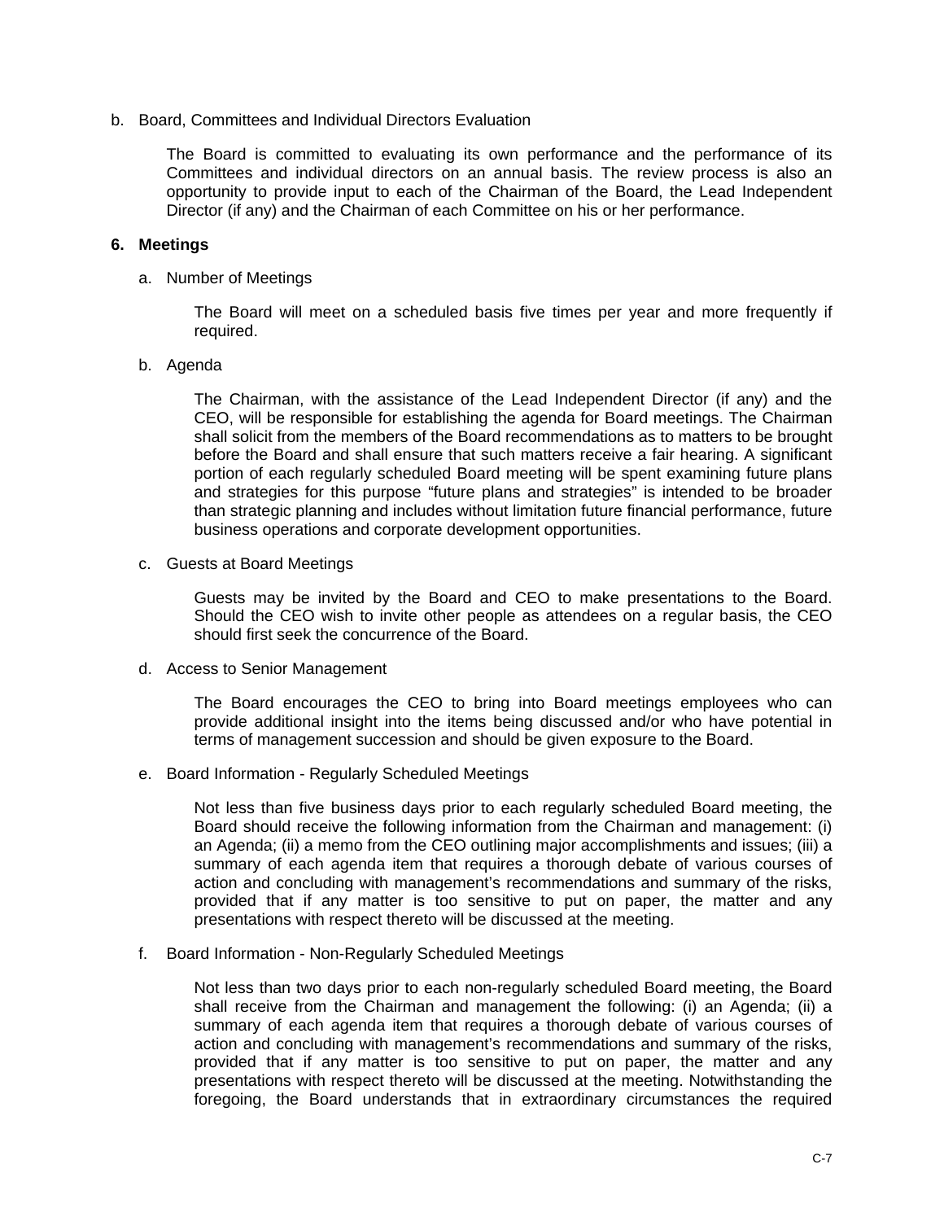b. Board, Committees and Individual Directors Evaluation

The Board is committed to evaluating its own performance and the performance of its Committees and individual directors on an annual basis. The review process is also an opportunity to provide input to each of the Chairman of the Board, the Lead Independent Director (if any) and the Chairman of each Committee on his or her performance.

**6. Meetings**

a. Number of Meetings

The Board will meet on a scheduled basis five times per year and more frequently if required.

b. Agenda

The Chairman, with the assistance of the Lead Independent Director (if any) and the CEO, will be responsible for establishing the agenda for Board meetings. The Chairman shall solicit from the members of the Board recommendations as to matters to be brought before the Board and shall ensure that such matters receive a fair hearing. A significant portion of each regularly scheduled Board meeting will be spent examining future plans and strategies for this purpose "future plans and strategies" is intended to be broader than strategic planning and includes without limitation future financial performance, future business operations and corporate development opportunities.

c. Guests at Board Meetings

Guests may be invited by the Board and CEO to make presentations to the Board. Should the CEO wish to invite other people as attendees on a regular basis, the CEO should first seek the concurrence of the Board.

d. Access to Senior Management

The Board encourages the CEO to bring into Board meetings employees who can provide additional insight into the items being discussed and/or who have potential in terms of management succession and should be given exposure to the Board.

e. Board Information - Regularly Scheduled Meetings

Not less than five business days prior to each regularly scheduled Board meeting, the Board should receive the following information from the Chairman and management: (i) an Agenda; (ii) a memo from the CEO outlining major accomplishments and issues; (iii) a summary of each agenda item that requires a thorough debate of various courses of action and concluding with management's recommendations and summary of the risks, provided that if any matter is too sensitive to put on paper, the matter and any presentations with respect thereto will be discussed at the meeting.

f. Board Information - Non-Regularly Scheduled Meetings

Not less than two days prior to each non-regularly scheduled Board meeting, the Board shall receive from the Chairman and management the following: (i) an Agenda; (ii) a summary of each agenda item that requires a thorough debate of various courses of action and concluding with management's recommendations and summary of the risks, provided that if any matter is too sensitive to put on paper, the matter and any presentations with respect thereto will be discussed at the meeting. Notwithstanding the foregoing, the Board understands that in extraordinary circumstances the required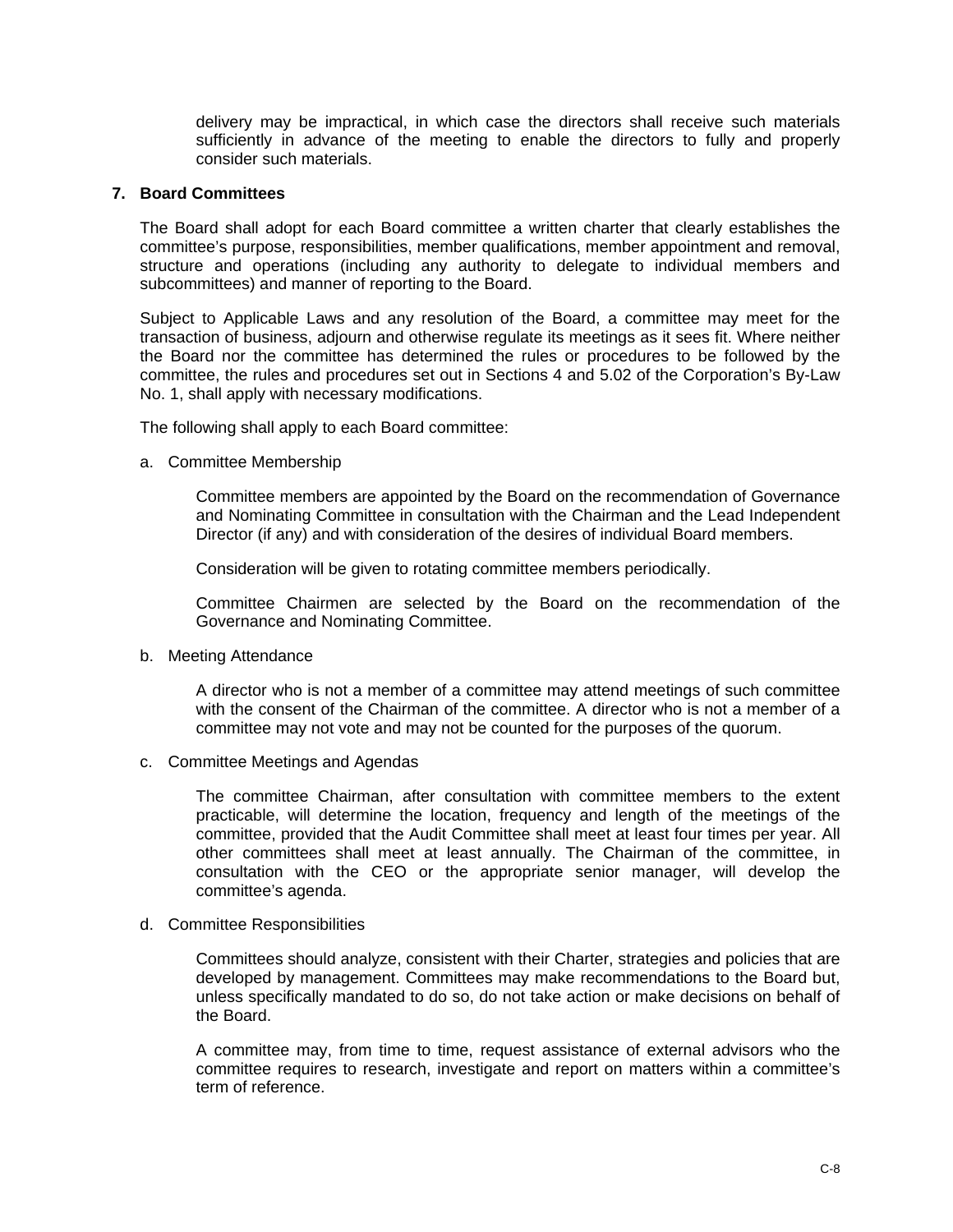delivery may be impractical, in which case the directors shall receive such materials sufficiently in advance of the meeting to enable the directors to fully and properly consider such materials.

## 7. Board Committees

The Board shall adopt for each Board committee a written charter that clearly establishes the committee's purpose, responsibilities, member qualifications, member appointment and removal, structure and operations (including any authority to delegate to individual members and subcommittees) and manner of reporting to the Board.

Subject to Applicable Laws and any resolution of the Board, a committee may meet for the transaction of business, adjourn and otherwise regulate its meetings as it sees fit. Where neither the Board nor the committee has determined the rules or procedures to be followed by the committee, the rules and procedures set out in Sections 4 and 5.02 of the Corporation's By-Law No. 1, shall apply with necessary modifications.

The following shall apply to each Board committee:

a. Committee Membership

   Committee members are appointed by the Board on the recommendation of Governance and Nominating Committee in consultation with the Chairman and the Lead Independent Director (if any) and with consideration of the desires of individual Board members.

   Consideration will be given to rotating committee members periodically.

   Committee Chairmen are selected by the Board on the recommendation of the Governance and Nominating Committee.

b. Meeting Attendance

   A director who is not a member of a committee may attend meetings of such committee with the consent of the Chairman of the committee. A director who is not a member of a committee may not vote and may not be counted for the purposes of the quorum.

c. Committee Meetings and Agendas

   The committee Chairman, after consultation with committee members to the extent practicable, will determine the location, frequency and length of the meetings of the committee, provided that the Audit Committee shall meet at least four times per year. All other committees shall meet at least annually. The Chairman of the committee, in consultation with the CEO or the appropriate senior manager, will develop the committee's agenda.

d. Committee Responsibilities

   Committees should analyze, consistent with their Charter, strategies and policies that are developed by management. Committees may make recommendations to the Board but, unless specifically mandated to do so, do not take action or make decisions on behalf of the Board.

   A committee may, from time to time, request assistance of external advisors who the committee requires to research, investigate and report on matters within a committee's term of reference.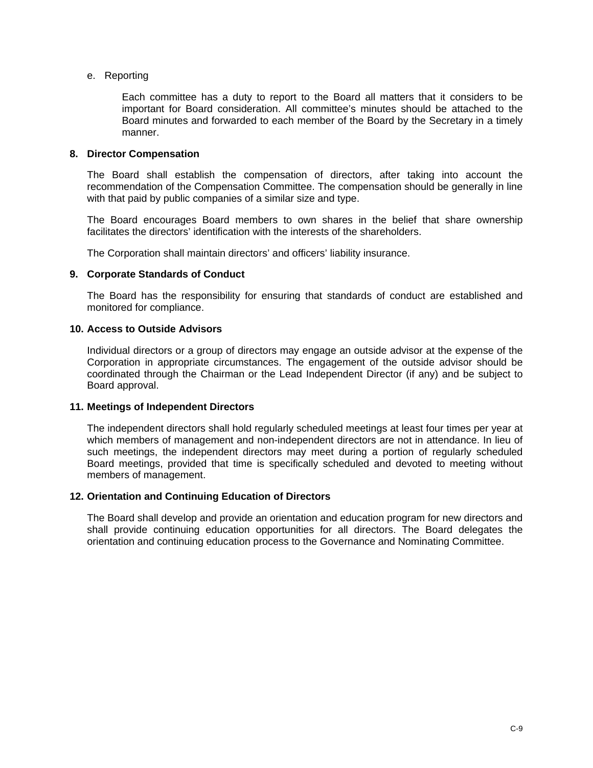e. Reporting

Each committee has a duty to report to the Board all matters that it considers to be important for Board consideration. All committee's minutes should be attached to the Board minutes and forwarded to each member of the Board by the Secretary in a timely manner.

**8. Director Compensation**

The Board shall establish the compensation of directors, after taking into account the recommendation of the Compensation Committee. The compensation should be generally in line with that paid by public companies of a similar size and type.

The Board encourages Board members to own shares in the belief that share ownership facilitates the directors' identification with the interests of the shareholders.

The Corporation shall maintain directors' and officers' liability insurance.

**9. Corporate Standards of Conduct**

The Board has the responsibility for ensuring that standards of conduct are established and monitored for compliance.

**10. Access to Outside Advisors**

Individual directors or a group of directors may engage an outside advisor at the expense of the Corporation in appropriate circumstances. The engagement of the outside advisor should be coordinated through the Chairman or the Lead Independent Director (if any) and be subject to Board approval.

**11. Meetings of Independent Directors**

The independent directors shall hold regularly scheduled meetings at least four times per year at which members of management and non-independent directors are not in attendance. In lieu of such meetings, the independent directors may meet during a portion of regularly scheduled Board meetings, provided that time is specifically scheduled and devoted to meeting without members of management.

**12. Orientation and Continuing Education of Directors**

The Board shall develop and provide an orientation and education program for new directors and shall provide continuing education opportunities for all directors. The Board delegates the orientation and continuing education process to the Governance and Nominating Committee.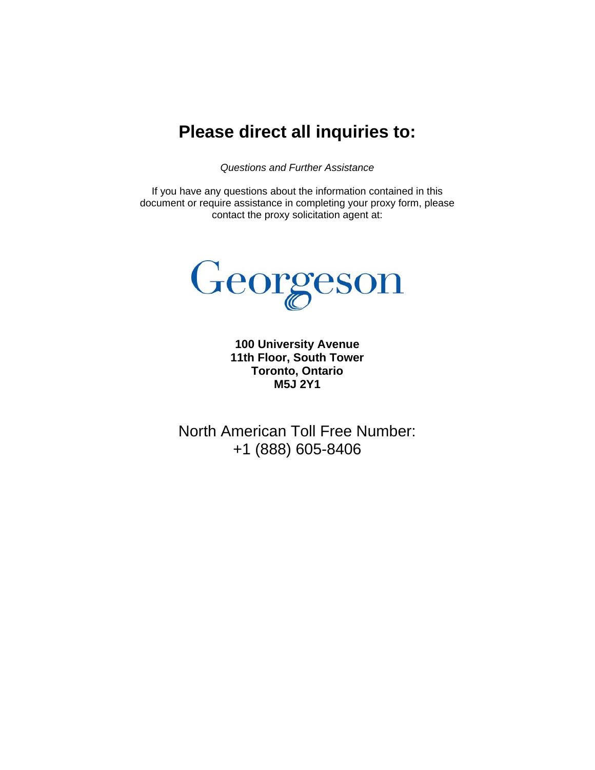# Please direct all inquiries to:

*Questions and Further Assistance*

If you have any questions about the information contained in this document or require assistance in completing your proxy form, please contact the proxy solicitation agent at:

Georgeson

**100 University Avenue**
**11th Floor, South Tower**
**Toronto, Ontario**
**M5J 2Y1**

North American Toll Free Number:
+1 (888) 605-8406